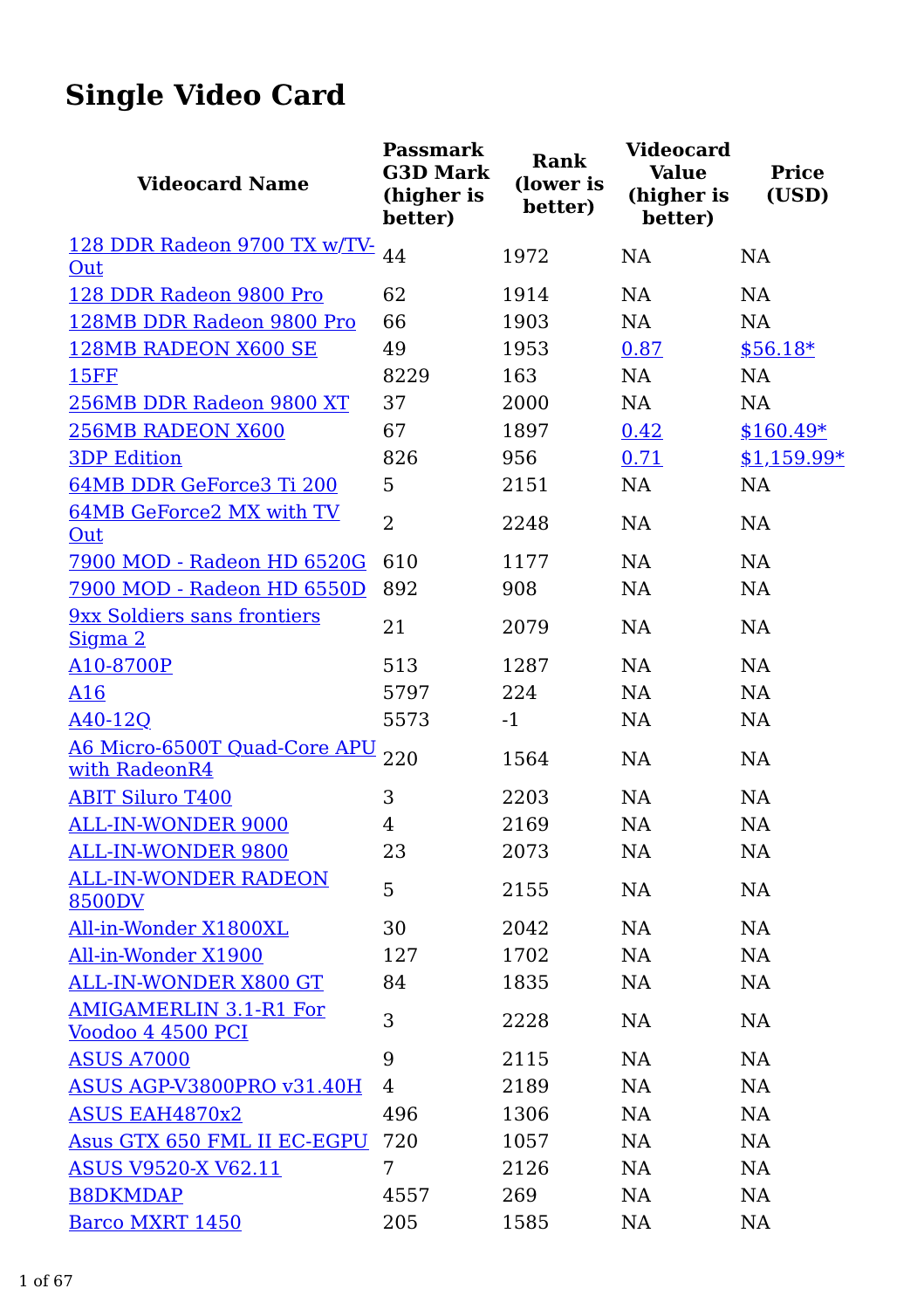# Single Video Card

| Videocard Name | Passmark G3D Mark (higher is better) | Rank (lower is better) | Videocard Value (higher is better) | Price (USD) |
|---|---|---|---|---|
| 128 DDR Radeon 9700 TX w/TV-Out | 44 | 1972 | NA | NA |
| 128 DDR Radeon 9800 Pro | 62 | 1914 | NA | NA |
| 128MB DDR Radeon 9800 Pro | 66 | 1903 | NA | NA |
| 128MB RADEON X600 SE | 49 | 1953 | 0.87 | $56.18* |
| 15FF | 8229 | 163 | NA | NA |
| 256MB DDR Radeon 9800 XT | 37 | 2000 | NA | NA |
| 256MB RADEON X600 | 67 | 1897 | 0.42 | $160.49* |
| 3DP Edition | 826 | 956 | 0.71 | $1,159.99* |
| 64MB DDR GeForce3 Ti 200 | 5 | 2151 | NA | NA |
| 64MB GeForce2 MX with TV Out | 2 | 2248 | NA | NA |
| 7900 MOD - Radeon HD 6520G | 610 | 1177 | NA | NA |
| 7900 MOD - Radeon HD 6550D | 892 | 908 | NA | NA |
| 9xx Soldiers sans frontiers Sigma 2 | 21 | 2079 | NA | NA |
| A10-8700P | 513 | 1287 | NA | NA |
| A16 | 5797 | 224 | NA | NA |
| A40-12Q | 5573 | -1 | NA | NA |
| A6 Micro-6500T Quad-Core APU with RadeonR4 | 220 | 1564 | NA | NA |
| ABIT Siluro T400 | 3 | 2203 | NA | NA |
| ALL-IN-WONDER 9000 | 4 | 2169 | NA | NA |
| ALL-IN-WONDER 9800 | 23 | 2073 | NA | NA |
| ALL-IN-WONDER RADEON 8500DV | 5 | 2155 | NA | NA |
| All-in-Wonder X1800XL | 30 | 2042 | NA | NA |
| All-in-Wonder X1900 | 127 | 1702 | NA | NA |
| ALL-IN-WONDER X800 GT | 84 | 1835 | NA | NA |
| AMIGAMERLIN 3.1-R1 For Voodoo 4 4500 PCI | 3 | 2228 | NA | NA |
| ASUS A7000 | 9 | 2115 | NA | NA |
| ASUS AGP-V3800PRO v31.40H | 4 | 2189 | NA | NA |
| ASUS EAH4870x2 | 496 | 1306 | NA | NA |
| Asus GTX 650 FML II EC-EGPU | 720 | 1057 | NA | NA |
| ASUS V9520-X V62.11 | 7 | 2126 | NA | NA |
| B8DKMDAP | 4557 | 269 | NA | NA |
| Barco MXRT 1450 | 205 | 1585 | NA | NA |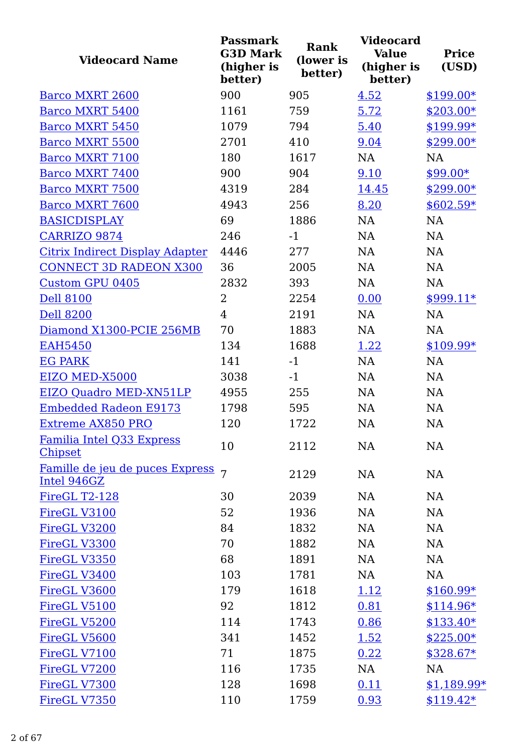| Videocard Name | Passmark G3D Mark (higher is better) | Rank (lower is better) | Videocard Value (higher is better) | Price (USD) |
|---|---|---|---|---|
| Barco MXRT 2600 | 900 | 905 | 4.52 | $199.00* |
| Barco MXRT 5400 | 1161 | 759 | 5.72 | $203.00* |
| Barco MXRT 5450 | 1079 | 794 | 5.40 | $199.99* |
| Barco MXRT 5500 | 2701 | 410 | 9.04 | $299.00* |
| Barco MXRT 7100 | 180 | 1617 | NA | NA |
| Barco MXRT 7400 | 900 | 904 | 9.10 | $99.00* |
| Barco MXRT 7500 | 4319 | 284 | 14.45 | $299.00* |
| Barco MXRT 7600 | 4943 | 256 | 8.20 | $602.59* |
| BASICDISPLAY | 69 | 1886 | NA | NA |
| CARRIZO 9874 | 246 | -1 | NA | NA |
| Citrix Indirect Display Adapter | 4446 | 277 | NA | NA |
| CONNECT 3D RADEON X300 | 36 | 2005 | NA | NA |
| Custom GPU 0405 | 2832 | 393 | NA | NA |
| Dell 8100 | 2 | 2254 | 0.00 | $999.11* |
| Dell 8200 | 4 | 2191 | NA | NA |
| Diamond X1300-PCIE 256MB | 70 | 1883 | NA | NA |
| EAH5450 | 134 | 1688 | 1.22 | $109.99* |
| EG PARK | 141 | -1 | NA | NA |
| EIZO MED-X5000 | 3038 | -1 | NA | NA |
| EIZO Quadro MED-XN51LP | 4955 | 255 | NA | NA |
| Embedded Radeon E9173 | 1798 | 595 | NA | NA |
| Extreme AX850 PRO | 120 | 1722 | NA | NA |
| Familia Intel Q33 Express Chipset | 10 | 2112 | NA | NA |
| Famille de jeu de puces Express Intel 946GZ | 7 | 2129 | NA | NA |
| FireGL T2-128 | 30 | 2039 | NA | NA |
| FireGL V3100 | 52 | 1936 | NA | NA |
| FireGL V3200 | 84 | 1832 | NA | NA |
| FireGL V3300 | 70 | 1882 | NA | NA |
| FireGL V3350 | 68 | 1891 | NA | NA |
| FireGL V3400 | 103 | 1781 | NA | NA |
| FireGL V3600 | 179 | 1618 | 1.12 | $160.99* |
| FireGL V5100 | 92 | 1812 | 0.81 | $114.96* |
| FireGL V5200 | 114 | 1743 | 0.86 | $133.40* |
| FireGL V5600 | 341 | 1452 | 1.52 | $225.00* |
| FireGL V7100 | 71 | 1875 | 0.22 | $328.67* |
| FireGL V7200 | 116 | 1735 | NA | NA |
| FireGL V7300 | 128 | 1698 | 0.11 | $1,189.99* |
| FireGL V7350 | 110 | 1759 | 0.93 | $119.42* |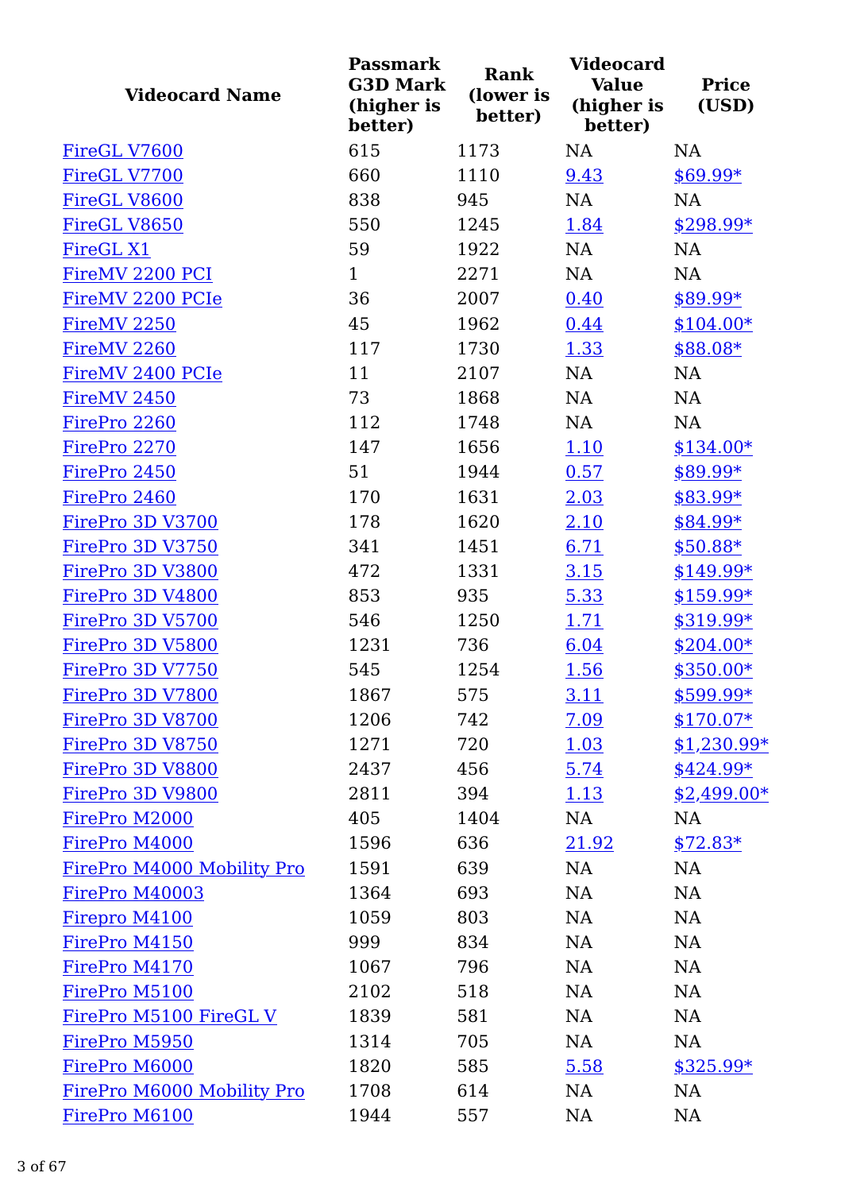| Videocard Name | Passmark G3D Mark (higher is better) | Rank (lower is better) | Videocard Value (higher is better) | Price (USD) |
|---|---|---|---|---|
| FireGL V7600 | 615 | 1173 | NA | NA |
| FireGL V7700 | 660 | 1110 | 9.43 | $69.99* |
| FireGL V8600 | 838 | 945 | NA | NA |
| FireGL V8650 | 550 | 1245 | 1.84 | $298.99* |
| FireGL X1 | 59 | 1922 | NA | NA |
| FireMV 2200 PCI | 1 | 2271 | NA | NA |
| FireMV 2200 PCIe | 36 | 2007 | 0.40 | $89.99* |
| FireMV 2250 | 45 | 1962 | 0.44 | $104.00* |
| FireMV 2260 | 117 | 1730 | 1.33 | $88.08* |
| FireMV 2400 PCIe | 11 | 2107 | NA | NA |
| FireMV 2450 | 73 | 1868 | NA | NA |
| FirePro 2260 | 112 | 1748 | NA | NA |
| FirePro 2270 | 147 | 1656 | 1.10 | $134.00* |
| FirePro 2450 | 51 | 1944 | 0.57 | $89.99* |
| FirePro 2460 | 170 | 1631 | 2.03 | $83.99* |
| FirePro 3D V3700 | 178 | 1620 | 2.10 | $84.99* |
| FirePro 3D V3750 | 341 | 1451 | 6.71 | $50.88* |
| FirePro 3D V3800 | 472 | 1331 | 3.15 | $149.99* |
| FirePro 3D V4800 | 853 | 935 | 5.33 | $159.99* |
| FirePro 3D V5700 | 546 | 1250 | 1.71 | $319.99* |
| FirePro 3D V5800 | 1231 | 736 | 6.04 | $204.00* |
| FirePro 3D V7750 | 545 | 1254 | 1.56 | $350.00* |
| FirePro 3D V7800 | 1867 | 575 | 3.11 | $599.99* |
| FirePro 3D V8700 | 1206 | 742 | 7.09 | $170.07* |
| FirePro 3D V8750 | 1271 | 720 | 1.03 | $1,230.99* |
| FirePro 3D V8800 | 2437 | 456 | 5.74 | $424.99* |
| FirePro 3D V9800 | 2811 | 394 | 1.13 | $2,499.00* |
| FirePro M2000 | 405 | 1404 | NA | NA |
| FirePro M4000 | 1596 | 636 | 21.92 | $72.83* |
| FirePro M4000 Mobility Pro | 1591 | 639 | NA | NA |
| FirePro M40003 | 1364 | 693 | NA | NA |
| Firepro M4100 | 1059 | 803 | NA | NA |
| FirePro M4150 | 999 | 834 | NA | NA |
| FirePro M4170 | 1067 | 796 | NA | NA |
| FirePro M5100 | 2102 | 518 | NA | NA |
| FirePro M5100 FireGL V | 1839 | 581 | NA | NA |
| FirePro M5950 | 1314 | 705 | NA | NA |
| FirePro M6000 | 1820 | 585 | 5.58 | $325.99* |
| FirePro M6000 Mobility Pro | 1708 | 614 | NA | NA |
| FirePro M6100 | 1944 | 557 | NA | NA |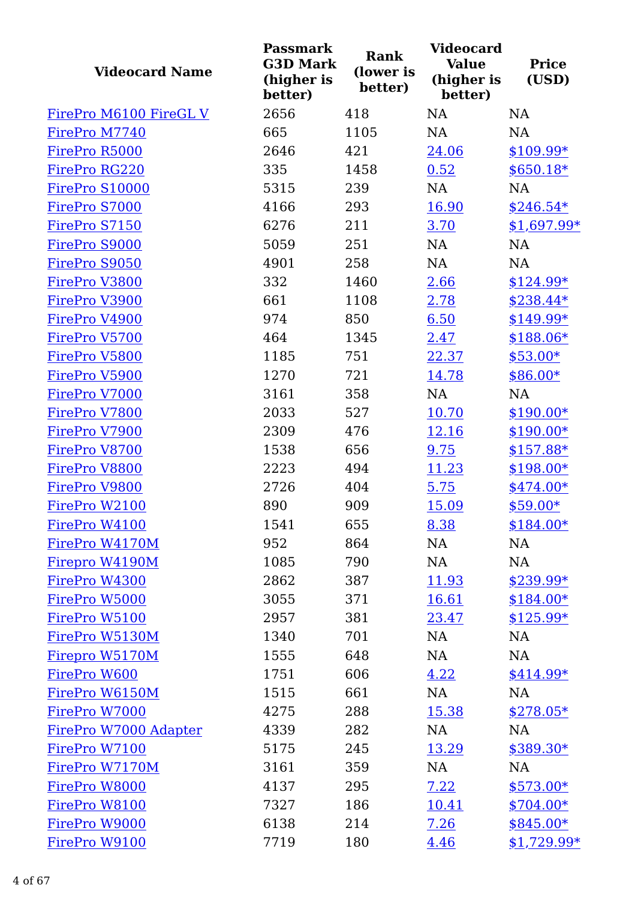| Videocard Name | Passmark G3D Mark (higher is better) | Rank (lower is better) | Videocard Value (higher is better) | Price (USD) |
|---|---|---|---|---|
| FirePro M6100 FireGL V | 2656 | 418 | NA | NA |
| FirePro M7740 | 665 | 1105 | NA | NA |
| FirePro R5000 | 2646 | 421 | 24.06 | $109.99* |
| FirePro RG220 | 335 | 1458 | 0.52 | $650.18* |
| FirePro S10000 | 5315 | 239 | NA | NA |
| FirePro S7000 | 4166 | 293 | 16.90 | $246.54* |
| FirePro S7150 | 6276 | 211 | 3.70 | $1,697.99* |
| FirePro S9000 | 5059 | 251 | NA | NA |
| FirePro S9050 | 4901 | 258 | NA | NA |
| FirePro V3800 | 332 | 1460 | 2.66 | $124.99* |
| FirePro V3900 | 661 | 1108 | 2.78 | $238.44* |
| FirePro V4900 | 974 | 850 | 6.50 | $149.99* |
| FirePro V5700 | 464 | 1345 | 2.47 | $188.06* |
| FirePro V5800 | 1185 | 751 | 22.37 | $53.00* |
| FirePro V5900 | 1270 | 721 | 14.78 | $86.00* |
| FirePro V7000 | 3161 | 358 | NA | NA |
| FirePro V7800 | 2033 | 527 | 10.70 | $190.00* |
| FirePro V7900 | 2309 | 476 | 12.16 | $190.00* |
| FirePro V8700 | 1538 | 656 | 9.75 | $157.88* |
| FirePro V8800 | 2223 | 494 | 11.23 | $198.00* |
| FirePro V9800 | 2726 | 404 | 5.75 | $474.00* |
| FirePro W2100 | 890 | 909 | 15.09 | $59.00* |
| FirePro W4100 | 1541 | 655 | 8.38 | $184.00* |
| FirePro W4170M | 952 | 864 | NA | NA |
| Firepro W4190M | 1085 | 790 | NA | NA |
| FirePro W4300 | 2862 | 387 | 11.93 | $239.99* |
| FirePro W5000 | 3055 | 371 | 16.61 | $184.00* |
| FirePro W5100 | 2957 | 381 | 23.47 | $125.99* |
| FirePro W5130M | 1340 | 701 | NA | NA |
| Firepro W5170M | 1555 | 648 | NA | NA |
| FirePro W600 | 1751 | 606 | 4.22 | $414.99* |
| FirePro W6150M | 1515 | 661 | NA | NA |
| FirePro W7000 | 4275 | 288 | 15.38 | $278.05* |
| FirePro W7000 Adapter | 4339 | 282 | NA | NA |
| FirePro W7100 | 5175 | 245 | 13.29 | $389.30* |
| FirePro W7170M | 3161 | 359 | NA | NA |
| FirePro W8000 | 4137 | 295 | 7.22 | $573.00* |
| FirePro W8100 | 7327 | 186 | 10.41 | $704.00* |
| FirePro W9000 | 6138 | 214 | 7.26 | $845.00* |
| FirePro W9100 | 7719 | 180 | 4.46 | $1,729.99* |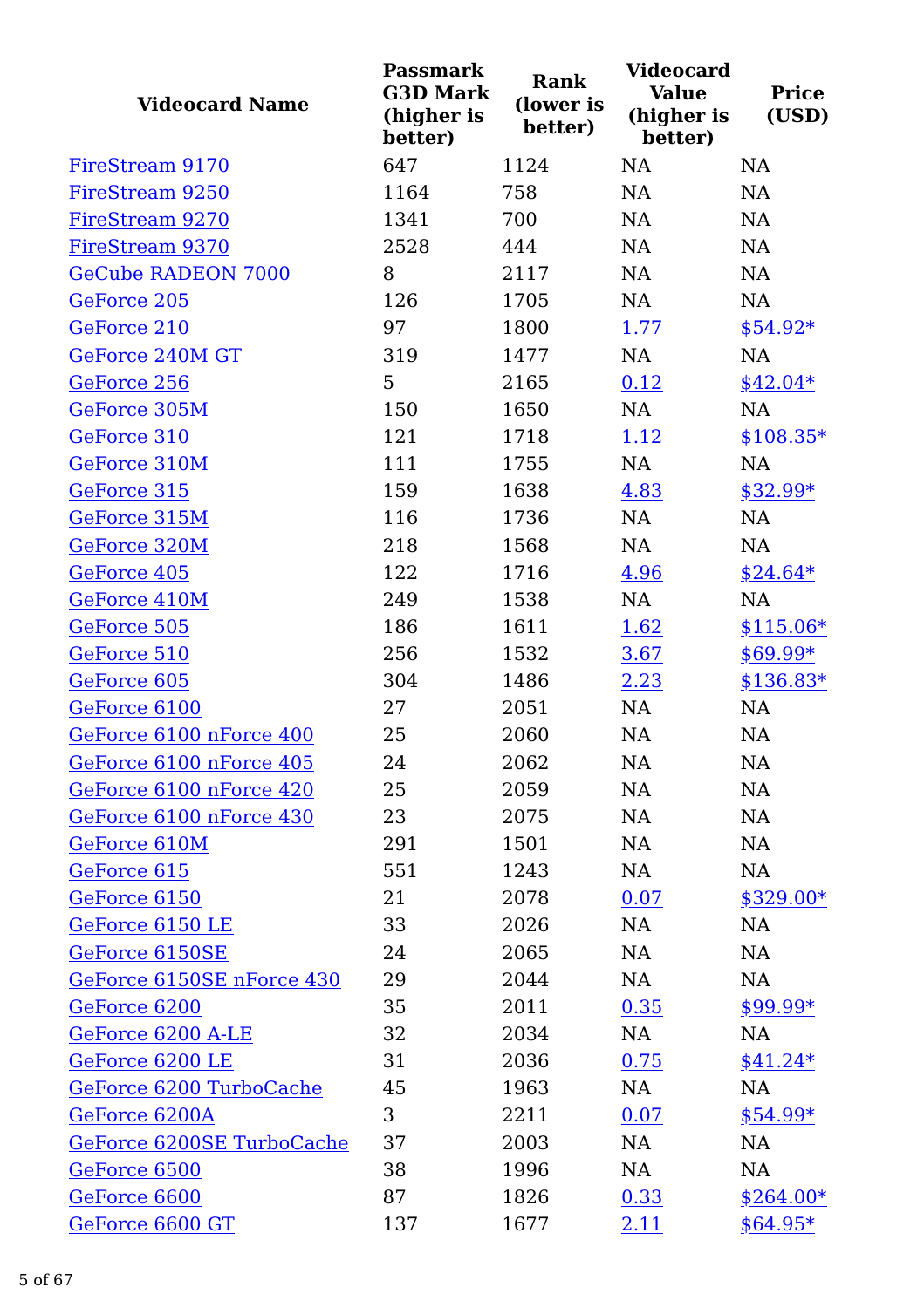| Videocard Name | Passmark G3D Mark (higher is better) | Rank (lower is better) | Videocard Value (higher is better) | Price (USD) |
|---|---|---|---|---|
| FireStream 9170 | 647 | 1124 | NA | NA |
| FireStream 9250 | 1164 | 758 | NA | NA |
| FireStream 9270 | 1341 | 700 | NA | NA |
| FireStream 9370 | 2528 | 444 | NA | NA |
| GeCube RADEON 7000 | 8 | 2117 | NA | NA |
| GeForce 205 | 126 | 1705 | NA | NA |
| GeForce 210 | 97 | 1800 | 1.77 | $54.92* |
| GeForce 240M GT | 319 | 1477 | NA | NA |
| GeForce 256 | 5 | 2165 | 0.12 | $42.04* |
| GeForce 305M | 150 | 1650 | NA | NA |
| GeForce 310 | 121 | 1718 | 1.12 | $108.35* |
| GeForce 310M | 111 | 1755 | NA | NA |
| GeForce 315 | 159 | 1638 | 4.83 | $32.99* |
| GeForce 315M | 116 | 1736 | NA | NA |
| GeForce 320M | 218 | 1568 | NA | NA |
| GeForce 405 | 122 | 1716 | 4.96 | $24.64* |
| GeForce 410M | 249 | 1538 | NA | NA |
| GeForce 505 | 186 | 1611 | 1.62 | $115.06* |
| GeForce 510 | 256 | 1532 | 3.67 | $69.99* |
| GeForce 605 | 304 | 1486 | 2.23 | $136.83* |
| GeForce 6100 | 27 | 2051 | NA | NA |
| GeForce 6100 nForce 400 | 25 | 2060 | NA | NA |
| GeForce 6100 nForce 405 | 24 | 2062 | NA | NA |
| GeForce 6100 nForce 420 | 25 | 2059 | NA | NA |
| GeForce 6100 nForce 430 | 23 | 2075 | NA | NA |
| GeForce 610M | 291 | 1501 | NA | NA |
| GeForce 615 | 551 | 1243 | NA | NA |
| GeForce 6150 | 21 | 2078 | 0.07 | $329.00* |
| GeForce 6150 LE | 33 | 2026 | NA | NA |
| GeForce 6150SE | 24 | 2065 | NA | NA |
| GeForce 6150SE nForce 430 | 29 | 2044 | NA | NA |
| GeForce 6200 | 35 | 2011 | 0.35 | $99.99* |
| GeForce 6200 A-LE | 32 | 2034 | NA | NA |
| GeForce 6200 LE | 31 | 2036 | 0.75 | $41.24* |
| GeForce 6200 TurboCache | 45 | 1963 | NA | NA |
| GeForce 6200A | 3 | 2211 | 0.07 | $54.99* |
| GeForce 6200SE TurboCache | 37 | 2003 | NA | NA |
| GeForce 6500 | 38 | 1996 | NA | NA |
| GeForce 6600 | 87 | 1826 | 0.33 | $264.00* |
| GeForce 6600 GT | 137 | 1677 | 2.11 | $64.95* |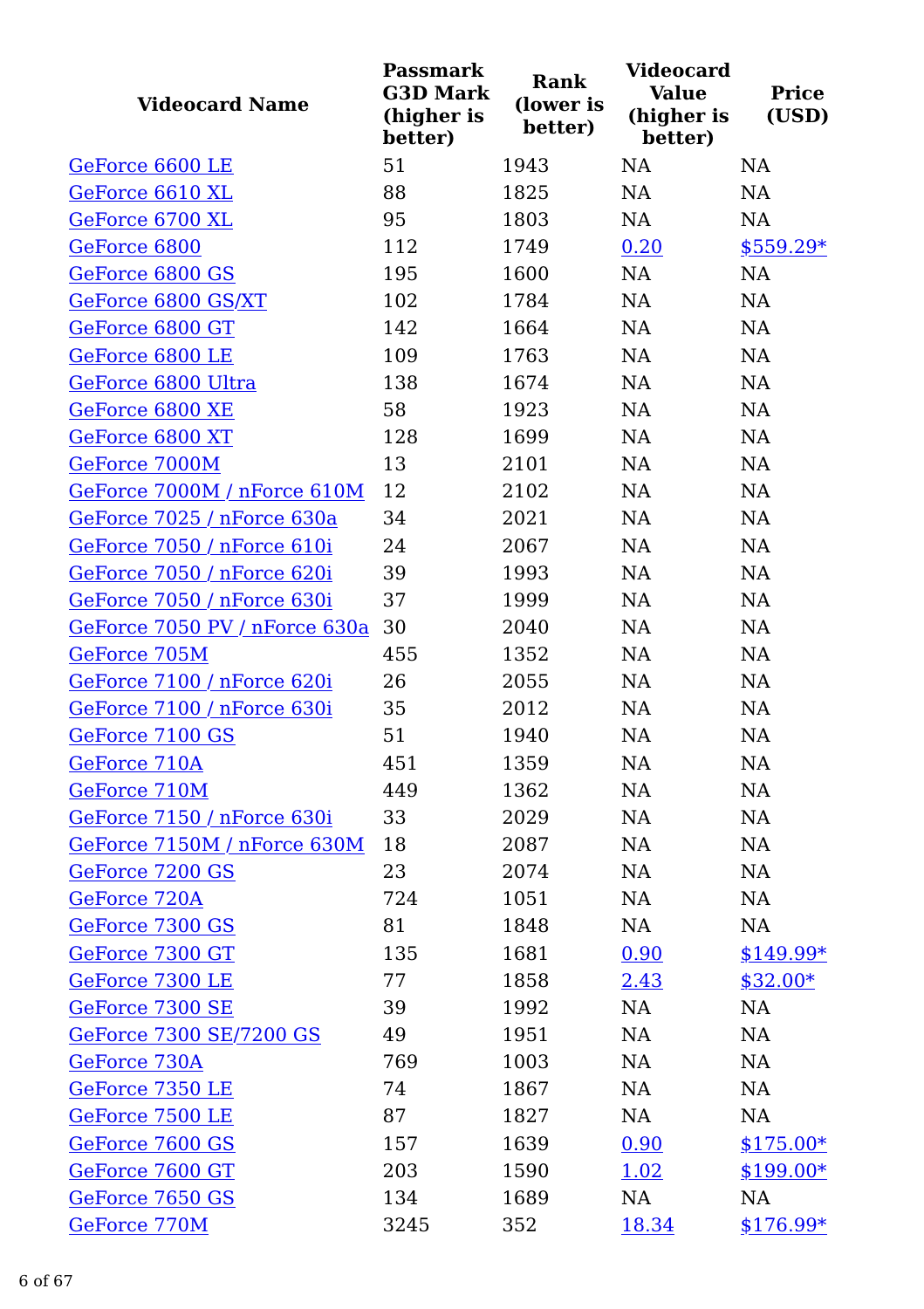| Videocard Name | Passmark G3D Mark (higher is better) | Rank (lower is better) | Videocard Value (higher is better) | Price (USD) |
|---|---|---|---|---|
| GeForce 6600 LE | 51 | 1943 | NA | NA |
| GeForce 6610 XL | 88 | 1825 | NA | NA |
| GeForce 6700 XL | 95 | 1803 | NA | NA |
| GeForce 6800 | 112 | 1749 | 0.20 | $559.29* |
| GeForce 6800 GS | 195 | 1600 | NA | NA |
| GeForce 6800 GS/XT | 102 | 1784 | NA | NA |
| GeForce 6800 GT | 142 | 1664 | NA | NA |
| GeForce 6800 LE | 109 | 1763 | NA | NA |
| GeForce 6800 Ultra | 138 | 1674 | NA | NA |
| GeForce 6800 XE | 58 | 1923 | NA | NA |
| GeForce 6800 XT | 128 | 1699 | NA | NA |
| GeForce 7000M | 13 | 2101 | NA | NA |
| GeForce 7000M / nForce 610M | 12 | 2102 | NA | NA |
| GeForce 7025 / nForce 630a | 34 | 2021 | NA | NA |
| GeForce 7050 / nForce 610i | 24 | 2067 | NA | NA |
| GeForce 7050 / nForce 620i | 39 | 1993 | NA | NA |
| GeForce 7050 / nForce 630i | 37 | 1999 | NA | NA |
| GeForce 7050 PV / nForce 630a | 30 | 2040 | NA | NA |
| GeForce 705M | 455 | 1352 | NA | NA |
| GeForce 7100 / nForce 620i | 26 | 2055 | NA | NA |
| GeForce 7100 / nForce 630i | 35 | 2012 | NA | NA |
| GeForce 7100 GS | 51 | 1940 | NA | NA |
| GeForce 710A | 451 | 1359 | NA | NA |
| GeForce 710M | 449 | 1362 | NA | NA |
| GeForce 7150 / nForce 630i | 33 | 2029 | NA | NA |
| GeForce 7150M / nForce 630M | 18 | 2087 | NA | NA |
| GeForce 7200 GS | 23 | 2074 | NA | NA |
| GeForce 720A | 724 | 1051 | NA | NA |
| GeForce 7300 GS | 81 | 1848 | NA | NA |
| GeForce 7300 GT | 135 | 1681 | 0.90 | $149.99* |
| GeForce 7300 LE | 77 | 1858 | 2.43 | $32.00* |
| GeForce 7300 SE | 39 | 1992 | NA | NA |
| GeForce 7300 SE/7200 GS | 49 | 1951 | NA | NA |
| GeForce 730A | 769 | 1003 | NA | NA |
| GeForce 7350 LE | 74 | 1867 | NA | NA |
| GeForce 7500 LE | 87 | 1827 | NA | NA |
| GeForce 7600 GS | 157 | 1639 | 0.90 | $175.00* |
| GeForce 7600 GT | 203 | 1590 | 1.02 | $199.00* |
| GeForce 7650 GS | 134 | 1689 | NA | NA |
| GeForce 770M | 3245 | 352 | 18.34 | $176.99* |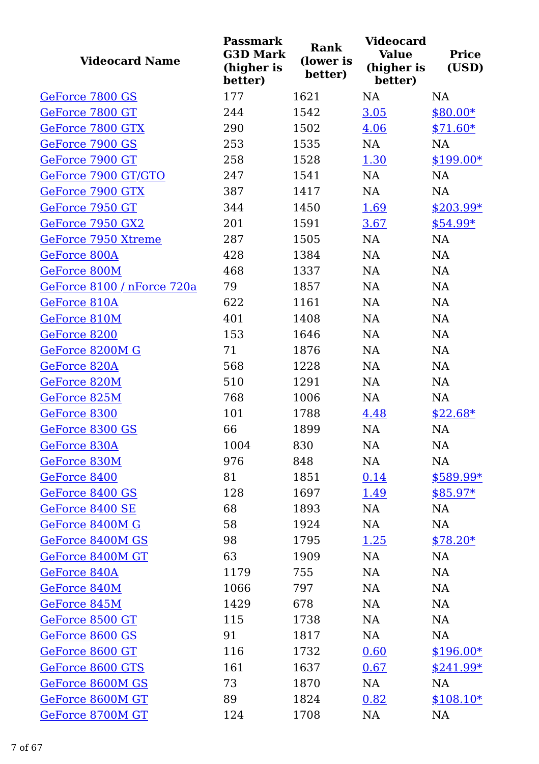| Videocard Name | Passmark G3D Mark (higher is better) | Rank (lower is better) | Videocard Value (higher is better) | Price (USD) |
|---|---|---|---|---|
| GeForce 7800 GS | 177 | 1621 | NA | NA |
| GeForce 7800 GT | 244 | 1542 | 3.05 | $80.00* |
| GeForce 7800 GTX | 290 | 1502 | 4.06 | $71.60* |
| GeForce 7900 GS | 253 | 1535 | NA | NA |
| GeForce 7900 GT | 258 | 1528 | 1.30 | $199.00* |
| GeForce 7900 GT/GTO | 247 | 1541 | NA | NA |
| GeForce 7900 GTX | 387 | 1417 | NA | NA |
| GeForce 7950 GT | 344 | 1450 | 1.69 | $203.99* |
| GeForce 7950 GX2 | 201 | 1591 | 3.67 | $54.99* |
| GeForce 7950 Xtreme | 287 | 1505 | NA | NA |
| GeForce 800A | 428 | 1384 | NA | NA |
| GeForce 800M | 468 | 1337 | NA | NA |
| GeForce 8100 / nForce 720a | 79 | 1857 | NA | NA |
| GeForce 810A | 622 | 1161 | NA | NA |
| GeForce 810M | 401 | 1408 | NA | NA |
| GeForce 8200 | 153 | 1646 | NA | NA |
| GeForce 8200M G | 71 | 1876 | NA | NA |
| GeForce 820A | 568 | 1228 | NA | NA |
| GeForce 820M | 510 | 1291 | NA | NA |
| GeForce 825M | 768 | 1006 | NA | NA |
| GeForce 8300 | 101 | 1788 | 4.48 | $22.68* |
| GeForce 8300 GS | 66 | 1899 | NA | NA |
| GeForce 830A | 1004 | 830 | NA | NA |
| GeForce 830M | 976 | 848 | NA | NA |
| GeForce 8400 | 81 | 1851 | 0.14 | $589.99* |
| GeForce 8400 GS | 128 | 1697 | 1.49 | $85.97* |
| GeForce 8400 SE | 68 | 1893 | NA | NA |
| GeForce 8400M G | 58 | 1924 | NA | NA |
| GeForce 8400M GS | 98 | 1795 | 1.25 | $78.20* |
| GeForce 8400M GT | 63 | 1909 | NA | NA |
| GeForce 840A | 1179 | 755 | NA | NA |
| GeForce 840M | 1066 | 797 | NA | NA |
| GeForce 845M | 1429 | 678 | NA | NA |
| GeForce 8500 GT | 115 | 1738 | NA | NA |
| GeForce 8600 GS | 91 | 1817 | NA | NA |
| GeForce 8600 GT | 116 | 1732 | 0.60 | $196.00* |
| GeForce 8600 GTS | 161 | 1637 | 0.67 | $241.99* |
| GeForce 8600M GS | 73 | 1870 | NA | NA |
| GeForce 8600M GT | 89 | 1824 | 0.82 | $108.10* |
| GeForce 8700M GT | 124 | 1708 | NA | NA |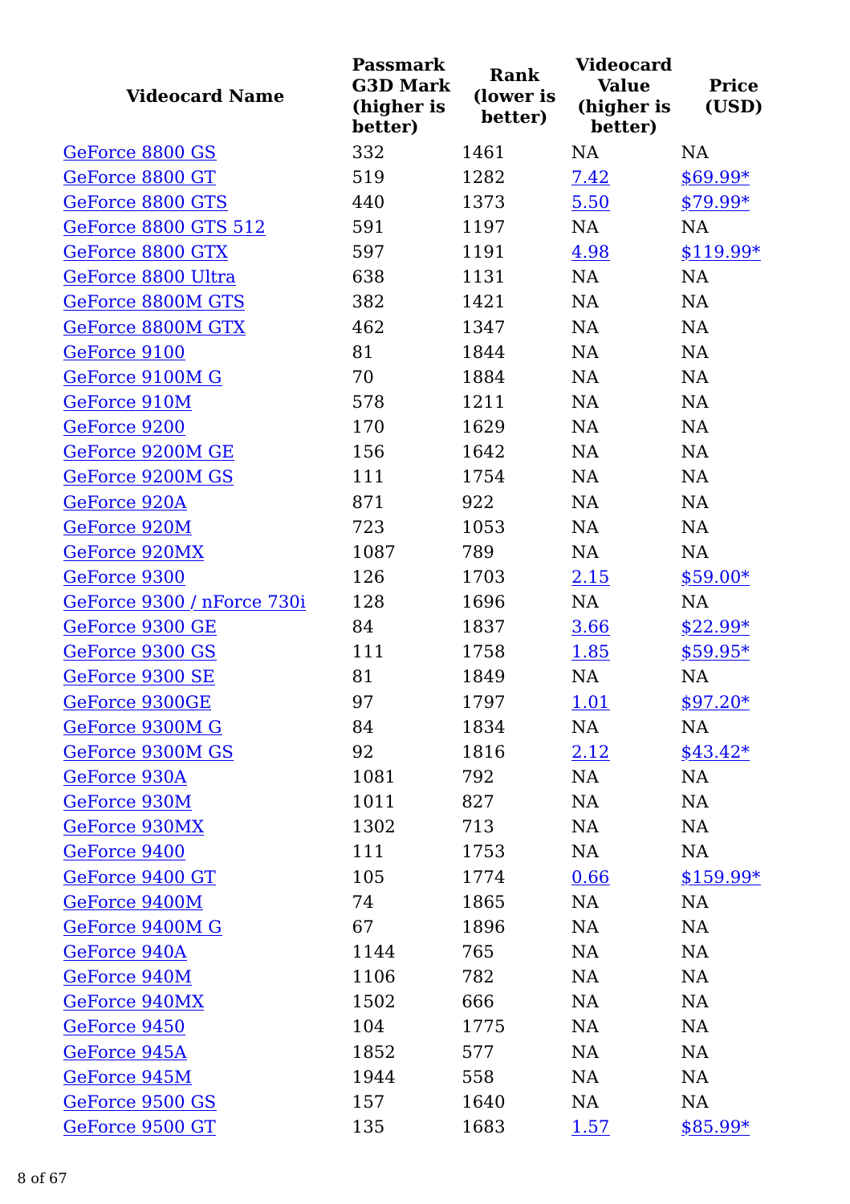| Videocard Name | Passmark G3D Mark (higher is better) | Rank (lower is better) | Videocard Value (higher is better) | Price (USD) |
|---|---|---|---|---|
| GeForce 8800 GS | 332 | 1461 | NA | NA |
| GeForce 8800 GT | 519 | 1282 | 7.42 | $69.99* |
| GeForce 8800 GTS | 440 | 1373 | 5.50 | $79.99* |
| GeForce 8800 GTS 512 | 591 | 1197 | NA | NA |
| GeForce 8800 GTX | 597 | 1191 | 4.98 | $119.99* |
| GeForce 8800 Ultra | 638 | 1131 | NA | NA |
| GeForce 8800M GTS | 382 | 1421 | NA | NA |
| GeForce 8800M GTX | 462 | 1347 | NA | NA |
| GeForce 9100 | 81 | 1844 | NA | NA |
| GeForce 9100M G | 70 | 1884 | NA | NA |
| GeForce 910M | 578 | 1211 | NA | NA |
| GeForce 9200 | 170 | 1629 | NA | NA |
| GeForce 9200M GE | 156 | 1642 | NA | NA |
| GeForce 9200M GS | 111 | 1754 | NA | NA |
| GeForce 920A | 871 | 922 | NA | NA |
| GeForce 920M | 723 | 1053 | NA | NA |
| GeForce 920MX | 1087 | 789 | NA | NA |
| GeForce 9300 | 126 | 1703 | 2.15 | $59.00* |
| GeForce 9300 / nForce 730i | 128 | 1696 | NA | NA |
| GeForce 9300 GE | 84 | 1837 | 3.66 | $22.99* |
| GeForce 9300 GS | 111 | 1758 | 1.85 | $59.95* |
| GeForce 9300 SE | 81 | 1849 | NA | NA |
| GeForce 9300GE | 97 | 1797 | 1.01 | $97.20* |
| GeForce 9300M G | 84 | 1834 | NA | NA |
| GeForce 9300M GS | 92 | 1816 | 2.12 | $43.42* |
| GeForce 930A | 1081 | 792 | NA | NA |
| GeForce 930M | 1011 | 827 | NA | NA |
| GeForce 930MX | 1302 | 713 | NA | NA |
| GeForce 9400 | 111 | 1753 | NA | NA |
| GeForce 9400 GT | 105 | 1774 | 0.66 | $159.99* |
| GeForce 9400M | 74 | 1865 | NA | NA |
| GeForce 9400M G | 67 | 1896 | NA | NA |
| GeForce 940A | 1144 | 765 | NA | NA |
| GeForce 940M | 1106 | 782 | NA | NA |
| GeForce 940MX | 1502 | 666 | NA | NA |
| GeForce 9450 | 104 | 1775 | NA | NA |
| GeForce 945A | 1852 | 577 | NA | NA |
| GeForce 945M | 1944 | 558 | NA | NA |
| GeForce 9500 GS | 157 | 1640 | NA | NA |
| GeForce 9500 GT | 135 | 1683 | 1.57 | $85.99* |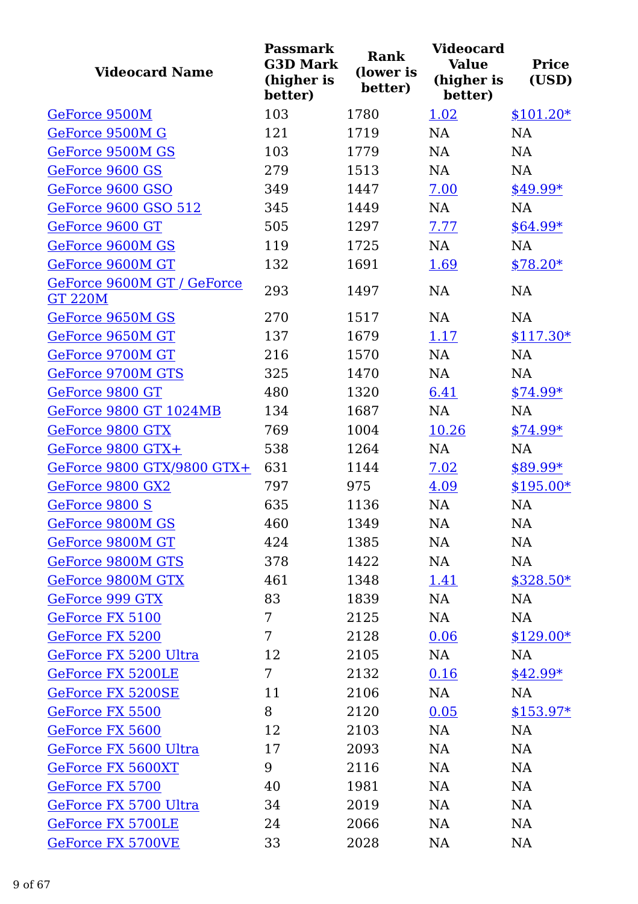| Videocard Name | Passmark G3D Mark (higher is better) | Rank (lower is better) | Videocard Value (higher is better) | Price (USD) |
|---|---|---|---|---|
| GeForce 9500M | 103 | 1780 | 1.02 | $101.20* |
| GeForce 9500M G | 121 | 1719 | NA | NA |
| GeForce 9500M GS | 103 | 1779 | NA | NA |
| GeForce 9600 GS | 279 | 1513 | NA | NA |
| GeForce 9600 GSO | 349 | 1447 | 7.00 | $49.99* |
| GeForce 9600 GSO 512 | 345 | 1449 | NA | NA |
| GeForce 9600 GT | 505 | 1297 | 7.77 | $64.99* |
| GeForce 9600M GS | 119 | 1725 | NA | NA |
| GeForce 9600M GT | 132 | 1691 | 1.69 | $78.20* |
| GeForce 9600M GT / GeForce GT 220M | 293 | 1497 | NA | NA |
| GeForce 9650M GS | 270 | 1517 | NA | NA |
| GeForce 9650M GT | 137 | 1679 | 1.17 | $117.30* |
| GeForce 9700M GT | 216 | 1570 | NA | NA |
| GeForce 9700M GTS | 325 | 1470 | NA | NA |
| GeForce 9800 GT | 480 | 1320 | 6.41 | $74.99* |
| GeForce 9800 GT 1024MB | 134 | 1687 | NA | NA |
| GeForce 9800 GTX | 769 | 1004 | 10.26 | $74.99* |
| GeForce 9800 GTX+ | 538 | 1264 | NA | NA |
| GeForce 9800 GTX/9800 GTX+ | 631 | 1144 | 7.02 | $89.99* |
| GeForce 9800 GX2 | 797 | 975 | 4.09 | $195.00* |
| GeForce 9800 S | 635 | 1136 | NA | NA |
| GeForce 9800M GS | 460 | 1349 | NA | NA |
| GeForce 9800M GT | 424 | 1385 | NA | NA |
| GeForce 9800M GTS | 378 | 1422 | NA | NA |
| GeForce 9800M GTX | 461 | 1348 | 1.41 | $328.50* |
| GeForce 999 GTX | 83 | 1839 | NA | NA |
| GeForce FX 5100 | 7 | 2125 | NA | NA |
| GeForce FX 5200 | 7 | 2128 | 0.06 | $129.00* |
| GeForce FX 5200 Ultra | 12 | 2105 | NA | NA |
| GeForce FX 5200LE | 7 | 2132 | 0.16 | $42.99* |
| GeForce FX 5200SE | 11 | 2106 | NA | NA |
| GeForce FX 5500 | 8 | 2120 | 0.05 | $153.97* |
| GeForce FX 5600 | 12 | 2103 | NA | NA |
| GeForce FX 5600 Ultra | 17 | 2093 | NA | NA |
| GeForce FX 5600XT | 9 | 2116 | NA | NA |
| GeForce FX 5700 | 40 | 1981 | NA | NA |
| GeForce FX 5700 Ultra | 34 | 2019 | NA | NA |
| GeForce FX 5700LE | 24 | 2066 | NA | NA |
| GeForce FX 5700VE | 33 | 2028 | NA | NA |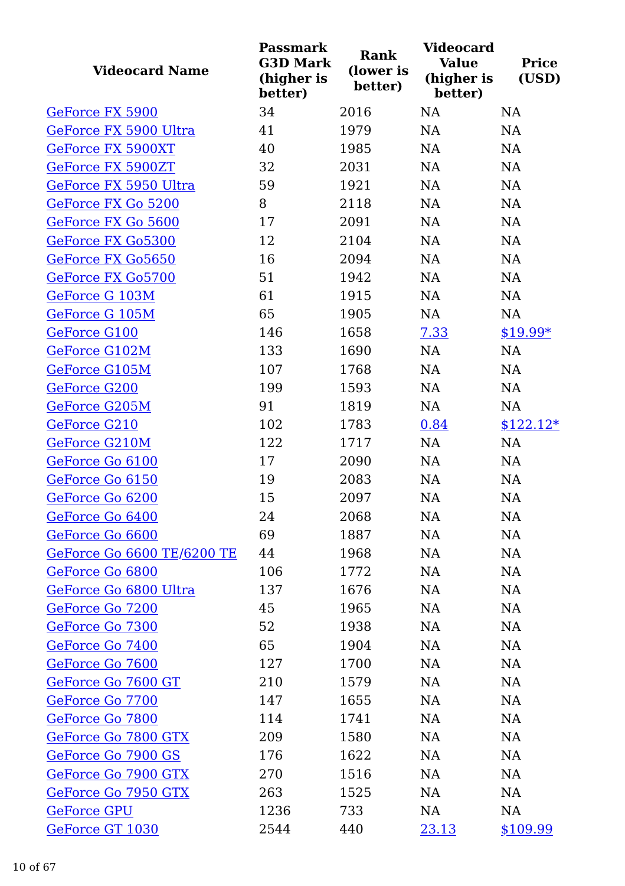| Videocard Name | Passmark G3D Mark (higher is better) | Rank (lower is better) | Videocard Value (higher is better) | Price (USD) |
| --- | --- | --- | --- | --- |
| GeForce FX 5900 | 34 | 2016 | NA | NA |
| GeForce FX 5900 Ultra | 41 | 1979 | NA | NA |
| GeForce FX 5900XT | 40 | 1985 | NA | NA |
| GeForce FX 5900ZT | 32 | 2031 | NA | NA |
| GeForce FX 5950 Ultra | 59 | 1921 | NA | NA |
| GeForce FX Go 5200 | 8 | 2118 | NA | NA |
| GeForce FX Go 5600 | 17 | 2091 | NA | NA |
| GeForce FX Go5300 | 12 | 2104 | NA | NA |
| GeForce FX Go5650 | 16 | 2094 | NA | NA |
| GeForce FX Go5700 | 51 | 1942 | NA | NA |
| GeForce G 103M | 61 | 1915 | NA | NA |
| GeForce G 105M | 65 | 1905 | NA | NA |
| GeForce G100 | 146 | 1658 | 7.33 | $19.99* |
| GeForce G102M | 133 | 1690 | NA | NA |
| GeForce G105M | 107 | 1768 | NA | NA |
| GeForce G200 | 199 | 1593 | NA | NA |
| GeForce G205M | 91 | 1819 | NA | NA |
| GeForce G210 | 102 | 1783 | 0.84 | $122.12* |
| GeForce G210M | 122 | 1717 | NA | NA |
| GeForce Go 6100 | 17 | 2090 | NA | NA |
| GeForce Go 6150 | 19 | 2083 | NA | NA |
| GeForce Go 6200 | 15 | 2097 | NA | NA |
| GeForce Go 6400 | 24 | 2068 | NA | NA |
| GeForce Go 6600 | 69 | 1887 | NA | NA |
| GeForce Go 6600 TE/6200 TE | 44 | 1968 | NA | NA |
| GeForce Go 6800 | 106 | 1772 | NA | NA |
| GeForce Go 6800 Ultra | 137 | 1676 | NA | NA |
| GeForce Go 7200 | 45 | 1965 | NA | NA |
| GeForce Go 7300 | 52 | 1938 | NA | NA |
| GeForce Go 7400 | 65 | 1904 | NA | NA |
| GeForce Go 7600 | 127 | 1700 | NA | NA |
| GeForce Go 7600 GT | 210 | 1579 | NA | NA |
| GeForce Go 7700 | 147 | 1655 | NA | NA |
| GeForce Go 7800 | 114 | 1741 | NA | NA |
| GeForce Go 7800 GTX | 209 | 1580 | NA | NA |
| GeForce Go 7900 GS | 176 | 1622 | NA | NA |
| GeForce Go 7900 GTX | 270 | 1516 | NA | NA |
| GeForce Go 7950 GTX | 263 | 1525 | NA | NA |
| GeForce GPU | 1236 | 733 | NA | NA |
| GeForce GT 1030 | 2544 | 440 | 23.13 | $109.99 |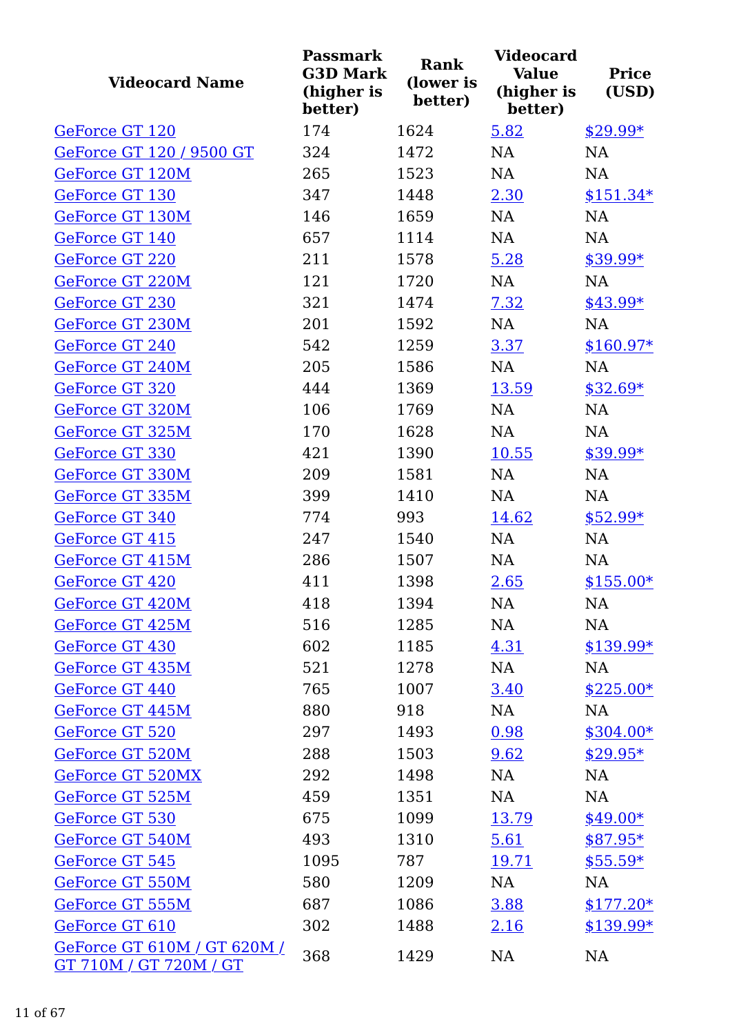| Videocard Name | Passmark G3D Mark (higher is better) | Rank (lower is better) | Videocard Value (higher is better) | Price (USD) |
|---|---|---|---|---|
| GeForce GT 120 | 174 | 1624 | 5.82 | $29.99* |
| GeForce GT 120 / 9500 GT | 324 | 1472 | NA | NA |
| GeForce GT 120M | 265 | 1523 | NA | NA |
| GeForce GT 130 | 347 | 1448 | 2.30 | $151.34* |
| GeForce GT 130M | 146 | 1659 | NA | NA |
| GeForce GT 140 | 657 | 1114 | NA | NA |
| GeForce GT 220 | 211 | 1578 | 5.28 | $39.99* |
| GeForce GT 220M | 121 | 1720 | NA | NA |
| GeForce GT 230 | 321 | 1474 | 7.32 | $43.99* |
| GeForce GT 230M | 201 | 1592 | NA | NA |
| GeForce GT 240 | 542 | 1259 | 3.37 | $160.97* |
| GeForce GT 240M | 205 | 1586 | NA | NA |
| GeForce GT 320 | 444 | 1369 | 13.59 | $32.69* |
| GeForce GT 320M | 106 | 1769 | NA | NA |
| GeForce GT 325M | 170 | 1628 | NA | NA |
| GeForce GT 330 | 421 | 1390 | 10.55 | $39.99* |
| GeForce GT 330M | 209 | 1581 | NA | NA |
| GeForce GT 335M | 399 | 1410 | NA | NA |
| GeForce GT 340 | 774 | 993 | 14.62 | $52.99* |
| GeForce GT 415 | 247 | 1540 | NA | NA |
| GeForce GT 415M | 286 | 1507 | NA | NA |
| GeForce GT 420 | 411 | 1398 | 2.65 | $155.00* |
| GeForce GT 420M | 418 | 1394 | NA | NA |
| GeForce GT 425M | 516 | 1285 | NA | NA |
| GeForce GT 430 | 602 | 1185 | 4.31 | $139.99* |
| GeForce GT 435M | 521 | 1278 | NA | NA |
| GeForce GT 440 | 765 | 1007 | 3.40 | $225.00* |
| GeForce GT 445M | 880 | 918 | NA | NA |
| GeForce GT 520 | 297 | 1493 | 0.98 | $304.00* |
| GeForce GT 520M | 288 | 1503 | 9.62 | $29.95* |
| GeForce GT 520MX | 292 | 1498 | NA | NA |
| GeForce GT 525M | 459 | 1351 | NA | NA |
| GeForce GT 530 | 675 | 1099 | 13.79 | $49.00* |
| GeForce GT 540M | 493 | 1310 | 5.61 | $87.95* |
| GeForce GT 545 | 1095 | 787 | 19.71 | $55.59* |
| GeForce GT 550M | 580 | 1209 | NA | NA |
| GeForce GT 555M | 687 | 1086 | 3.88 | $177.20* |
| GeForce GT 610 | 302 | 1488 | 2.16 | $139.99* |
| GeForce GT 610M / GT 620M / GT 710M / GT 720M / GT | 368 | 1429 | NA | NA |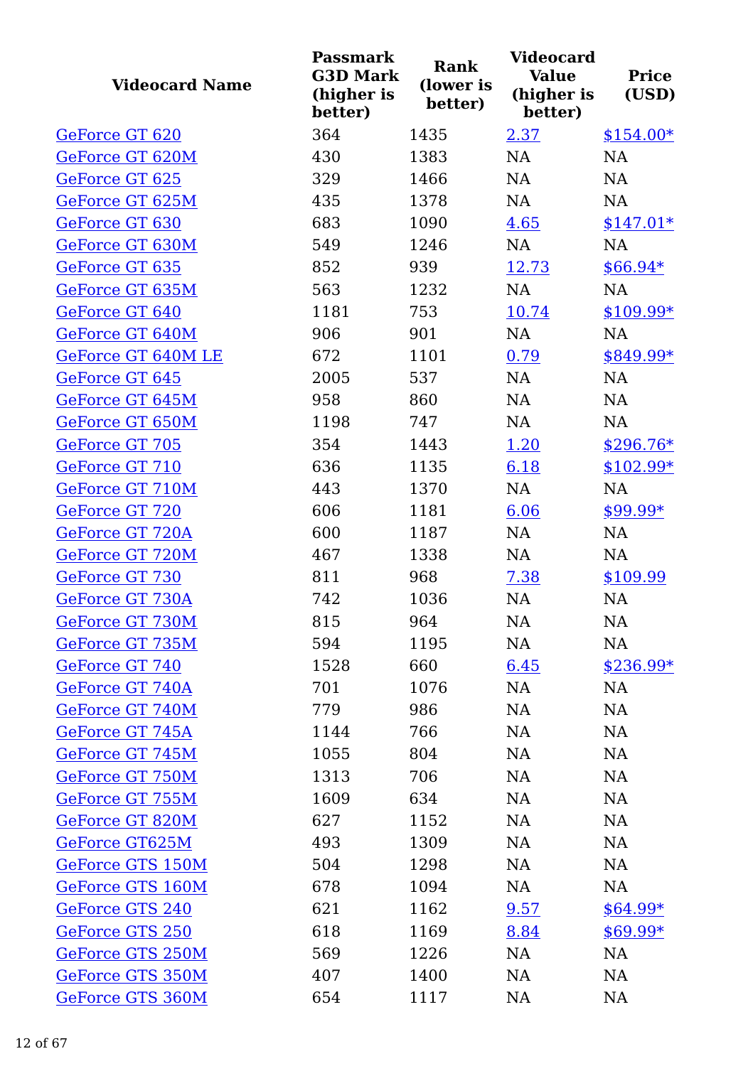| Videocard Name | Passmark G3D Mark (higher is better) | Rank (lower is better) | Videocard Value (higher is better) | Price (USD) |
|---|---|---|---|---|
| GeForce GT 620 | 364 | 1435 | 2.37 | $154.00* |
| GeForce GT 620M | 430 | 1383 | NA | NA |
| GeForce GT 625 | 329 | 1466 | NA | NA |
| GeForce GT 625M | 435 | 1378 | NA | NA |
| GeForce GT 630 | 683 | 1090 | 4.65 | $147.01* |
| GeForce GT 630M | 549 | 1246 | NA | NA |
| GeForce GT 635 | 852 | 939 | 12.73 | $66.94* |
| GeForce GT 635M | 563 | 1232 | NA | NA |
| GeForce GT 640 | 1181 | 753 | 10.74 | $109.99* |
| GeForce GT 640M | 906 | 901 | NA | NA |
| GeForce GT 640M LE | 672 | 1101 | 0.79 | $849.99* |
| GeForce GT 645 | 2005 | 537 | NA | NA |
| GeForce GT 645M | 958 | 860 | NA | NA |
| GeForce GT 650M | 1198 | 747 | NA | NA |
| GeForce GT 705 | 354 | 1443 | 1.20 | $296.76* |
| GeForce GT 710 | 636 | 1135 | 6.18 | $102.99* |
| GeForce GT 710M | 443 | 1370 | NA | NA |
| GeForce GT 720 | 606 | 1181 | 6.06 | $99.99* |
| GeForce GT 720A | 600 | 1187 | NA | NA |
| GeForce GT 720M | 467 | 1338 | NA | NA |
| GeForce GT 730 | 811 | 968 | 7.38 | $109.99 |
| GeForce GT 730A | 742 | 1036 | NA | NA |
| GeForce GT 730M | 815 | 964 | NA | NA |
| GeForce GT 735M | 594 | 1195 | NA | NA |
| GeForce GT 740 | 1528 | 660 | 6.45 | $236.99* |
| GeForce GT 740A | 701 | 1076 | NA | NA |
| GeForce GT 740M | 779 | 986 | NA | NA |
| GeForce GT 745A | 1144 | 766 | NA | NA |
| GeForce GT 745M | 1055 | 804 | NA | NA |
| GeForce GT 750M | 1313 | 706 | NA | NA |
| GeForce GT 755M | 1609 | 634 | NA | NA |
| GeForce GT 820M | 627 | 1152 | NA | NA |
| GeForce GT625M | 493 | 1309 | NA | NA |
| GeForce GTS 150M | 504 | 1298 | NA | NA |
| GeForce GTS 160M | 678 | 1094 | NA | NA |
| GeForce GTS 240 | 621 | 1162 | 9.57 | $64.99* |
| GeForce GTS 250 | 618 | 1169 | 8.84 | $69.99* |
| GeForce GTS 250M | 569 | 1226 | NA | NA |
| GeForce GTS 350M | 407 | 1400 | NA | NA |
| GeForce GTS 360M | 654 | 1117 | NA | NA |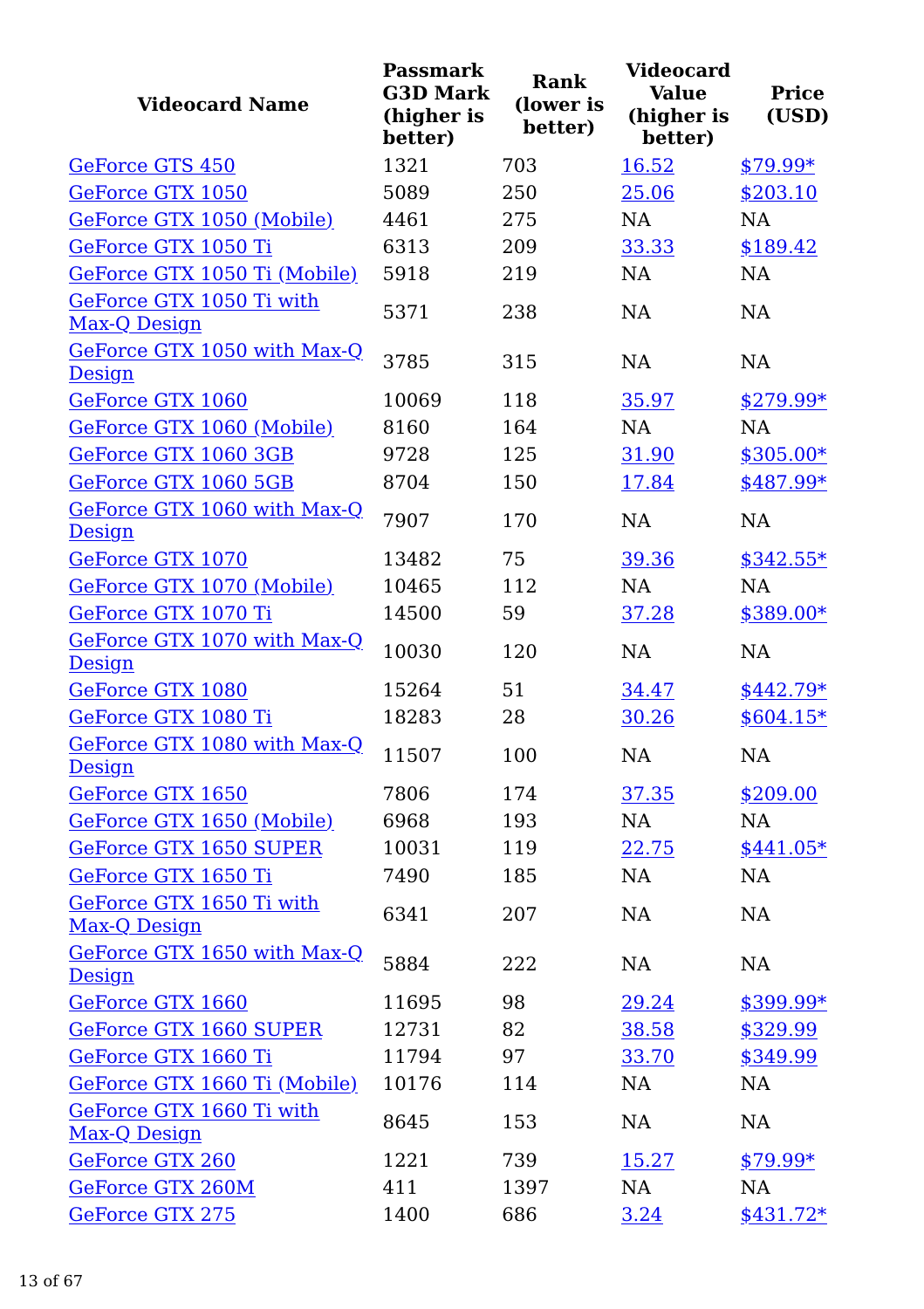| Videocard Name | Passmark G3D Mark (higher is better) | Rank (lower is better) | Videocard Value (higher is better) | Price (USD) |
|---|---|---|---|---|
| GeForce GTS 450 | 1321 | 703 | 16.52 | $79.99* |
| GeForce GTX 1050 | 5089 | 250 | 25.06 | $203.10 |
| GeForce GTX 1050 (Mobile) | 4461 | 275 | NA | NA |
| GeForce GTX 1050 Ti | 6313 | 209 | 33.33 | $189.42 |
| GeForce GTX 1050 Ti (Mobile) | 5918 | 219 | NA | NA |
| GeForce GTX 1050 Ti with Max-Q Design | 5371 | 238 | NA | NA |
| GeForce GTX 1050 with Max-Q Design | 3785 | 315 | NA | NA |
| GeForce GTX 1060 | 10069 | 118 | 35.97 | $279.99* |
| GeForce GTX 1060 (Mobile) | 8160 | 164 | NA | NA |
| GeForce GTX 1060 3GB | 9728 | 125 | 31.90 | $305.00* |
| GeForce GTX 1060 5GB | 8704 | 150 | 17.84 | $487.99* |
| GeForce GTX 1060 with Max-Q Design | 7907 | 170 | NA | NA |
| GeForce GTX 1070 | 13482 | 75 | 39.36 | $342.55* |
| GeForce GTX 1070 (Mobile) | 10465 | 112 | NA | NA |
| GeForce GTX 1070 Ti | 14500 | 59 | 37.28 | $389.00* |
| GeForce GTX 1070 with Max-Q Design | 10030 | 120 | NA | NA |
| GeForce GTX 1080 | 15264 | 51 | 34.47 | $442.79* |
| GeForce GTX 1080 Ti | 18283 | 28 | 30.26 | $604.15* |
| GeForce GTX 1080 with Max-Q Design | 11507 | 100 | NA | NA |
| GeForce GTX 1650 | 7806 | 174 | 37.35 | $209.00 |
| GeForce GTX 1650 (Mobile) | 6968 | 193 | NA | NA |
| GeForce GTX 1650 SUPER | 10031 | 119 | 22.75 | $441.05* |
| GeForce GTX 1650 Ti | 7490 | 185 | NA | NA |
| GeForce GTX 1650 Ti with Max-Q Design | 6341 | 207 | NA | NA |
| GeForce GTX 1650 with Max-Q Design | 5884 | 222 | NA | NA |
| GeForce GTX 1660 | 11695 | 98 | 29.24 | $399.99* |
| GeForce GTX 1660 SUPER | 12731 | 82 | 38.58 | $329.99 |
| GeForce GTX 1660 Ti | 11794 | 97 | 33.70 | $349.99 |
| GeForce GTX 1660 Ti (Mobile) | 10176 | 114 | NA | NA |
| GeForce GTX 1660 Ti with Max-Q Design | 8645 | 153 | NA | NA |
| GeForce GTX 260 | 1221 | 739 | 15.27 | $79.99* |
| GeForce GTX 260M | 411 | 1397 | NA | NA |
| GeForce GTX 275 | 1400 | 686 | 3.24 | $431.72* |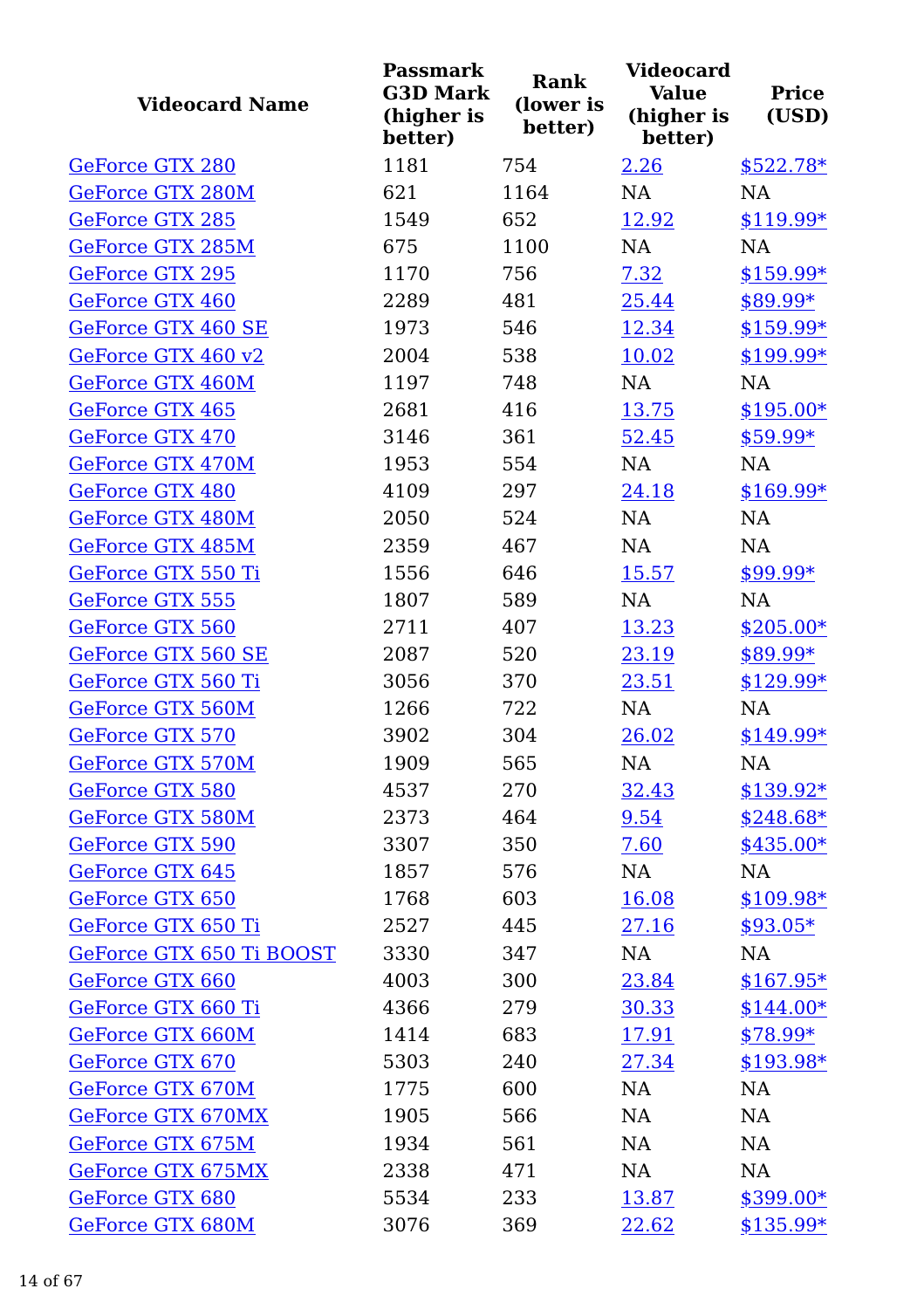| Videocard Name | Passmark G3D Mark (higher is better) | Rank (lower is better) | Videocard Value (higher is better) | Price (USD) |
|---|---|---|---|---|
| GeForce GTX 280 | 1181 | 754 | 2.26 | $522.78* |
| GeForce GTX 280M | 621 | 1164 | NA | NA |
| GeForce GTX 285 | 1549 | 652 | 12.92 | $119.99* |
| GeForce GTX 285M | 675 | 1100 | NA | NA |
| GeForce GTX 295 | 1170 | 756 | 7.32 | $159.99* |
| GeForce GTX 460 | 2289 | 481 | 25.44 | $89.99* |
| GeForce GTX 460 SE | 1973 | 546 | 12.34 | $159.99* |
| GeForce GTX 460 v2 | 2004 | 538 | 10.02 | $199.99* |
| GeForce GTX 460M | 1197 | 748 | NA | NA |
| GeForce GTX 465 | 2681 | 416 | 13.75 | $195.00* |
| GeForce GTX 470 | 3146 | 361 | 52.45 | $59.99* |
| GeForce GTX 470M | 1953 | 554 | NA | NA |
| GeForce GTX 480 | 4109 | 297 | 24.18 | $169.99* |
| GeForce GTX 480M | 2050 | 524 | NA | NA |
| GeForce GTX 485M | 2359 | 467 | NA | NA |
| GeForce GTX 550 Ti | 1556 | 646 | 15.57 | $99.99* |
| GeForce GTX 555 | 1807 | 589 | NA | NA |
| GeForce GTX 560 | 2711 | 407 | 13.23 | $205.00* |
| GeForce GTX 560 SE | 2087 | 520 | 23.19 | $89.99* |
| GeForce GTX 560 Ti | 3056 | 370 | 23.51 | $129.99* |
| GeForce GTX 560M | 1266 | 722 | NA | NA |
| GeForce GTX 570 | 3902 | 304 | 26.02 | $149.99* |
| GeForce GTX 570M | 1909 | 565 | NA | NA |
| GeForce GTX 580 | 4537 | 270 | 32.43 | $139.92* |
| GeForce GTX 580M | 2373 | 464 | 9.54 | $248.68* |
| GeForce GTX 590 | 3307 | 350 | 7.60 | $435.00* |
| GeForce GTX 645 | 1857 | 576 | NA | NA |
| GeForce GTX 650 | 1768 | 603 | 16.08 | $109.98* |
| GeForce GTX 650 Ti | 2527 | 445 | 27.16 | $93.05* |
| GeForce GTX 650 Ti BOOST | 3330 | 347 | NA | NA |
| GeForce GTX 660 | 4003 | 300 | 23.84 | $167.95* |
| GeForce GTX 660 Ti | 4366 | 279 | 30.33 | $144.00* |
| GeForce GTX 660M | 1414 | 683 | 17.91 | $78.99* |
| GeForce GTX 670 | 5303 | 240 | 27.34 | $193.98* |
| GeForce GTX 670M | 1775 | 600 | NA | NA |
| GeForce GTX 670MX | 1905 | 566 | NA | NA |
| GeForce GTX 675M | 1934 | 561 | NA | NA |
| GeForce GTX 675MX | 2338 | 471 | NA | NA |
| GeForce GTX 680 | 5534 | 233 | 13.87 | $399.00* |
| GeForce GTX 680M | 3076 | 369 | 22.62 | $135.99* |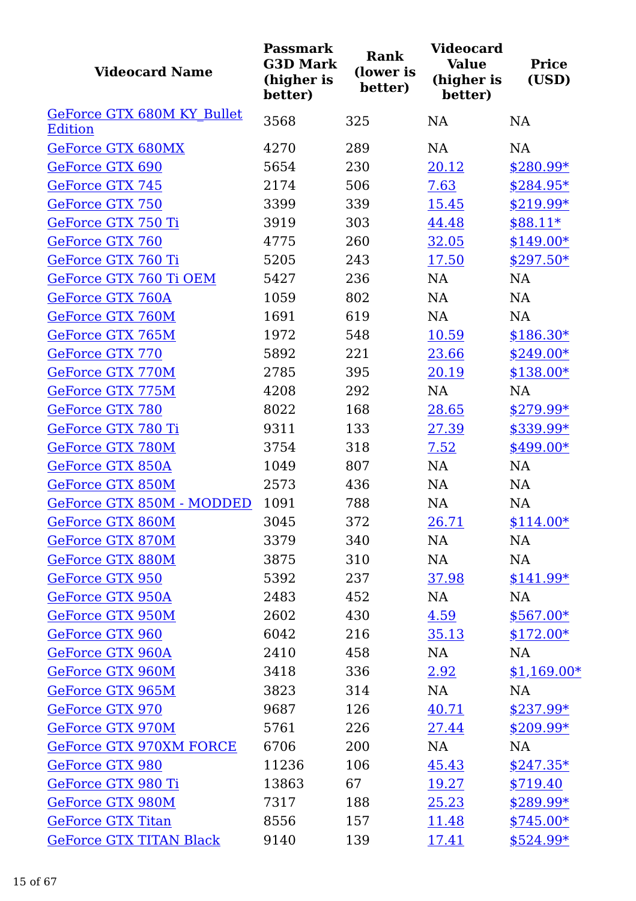| Videocard Name | Passmark G3D Mark (higher is better) | Rank (lower is better) | Videocard Value (higher is better) | Price (USD) |
|---|---|---|---|---|
| GeForce GTX 680M KY_Bullet Edition | 3568 | 325 | NA | NA |
| GeForce GTX 680MX | 4270 | 289 | NA | NA |
| GeForce GTX 690 | 5654 | 230 | 20.12 | $280.99* |
| GeForce GTX 745 | 2174 | 506 | 7.63 | $284.95* |
| GeForce GTX 750 | 3399 | 339 | 15.45 | $219.99* |
| GeForce GTX 750 Ti | 3919 | 303 | 44.48 | $88.11* |
| GeForce GTX 760 | 4775 | 260 | 32.05 | $149.00* |
| GeForce GTX 760 Ti | 5205 | 243 | 17.50 | $297.50* |
| GeForce GTX 760 Ti OEM | 5427 | 236 | NA | NA |
| GeForce GTX 760A | 1059 | 802 | NA | NA |
| GeForce GTX 760M | 1691 | 619 | NA | NA |
| GeForce GTX 765M | 1972 | 548 | 10.59 | $186.30* |
| GeForce GTX 770 | 5892 | 221 | 23.66 | $249.00* |
| GeForce GTX 770M | 2785 | 395 | 20.19 | $138.00* |
| GeForce GTX 775M | 4208 | 292 | NA | NA |
| GeForce GTX 780 | 8022 | 168 | 28.65 | $279.99* |
| GeForce GTX 780 Ti | 9311 | 133 | 27.39 | $339.99* |
| GeForce GTX 780M | 3754 | 318 | 7.52 | $499.00* |
| GeForce GTX 850A | 1049 | 807 | NA | NA |
| GeForce GTX 850M | 2573 | 436 | NA | NA |
| GeForce GTX 850M - MODDED | 1091 | 788 | NA | NA |
| GeForce GTX 860M | 3045 | 372 | 26.71 | $114.00* |
| GeForce GTX 870M | 3379 | 340 | NA | NA |
| GeForce GTX 880M | 3875 | 310 | NA | NA |
| GeForce GTX 950 | 5392 | 237 | 37.98 | $141.99* |
| GeForce GTX 950A | 2483 | 452 | NA | NA |
| GeForce GTX 950M | 2602 | 430 | 4.59 | $567.00* |
| GeForce GTX 960 | 6042 | 216 | 35.13 | $172.00* |
| GeForce GTX 960A | 2410 | 458 | NA | NA |
| GeForce GTX 960M | 3418 | 336 | 2.92 | $1,169.00* |
| GeForce GTX 965M | 3823 | 314 | NA | NA |
| GeForce GTX 970 | 9687 | 126 | 40.71 | $237.99* |
| GeForce GTX 970M | 5761 | 226 | 27.44 | $209.99* |
| GeForce GTX 970XM FORCE | 6706 | 200 | NA | NA |
| GeForce GTX 980 | 11236 | 106 | 45.43 | $247.35* |
| GeForce GTX 980 Ti | 13863 | 67 | 19.27 | $719.40 |
| GeForce GTX 980M | 7317 | 188 | 25.23 | $289.99* |
| GeForce GTX Titan | 8556 | 157 | 11.48 | $745.00* |
| GeForce GTX TITAN Black | 9140 | 139 | 17.41 | $524.99* |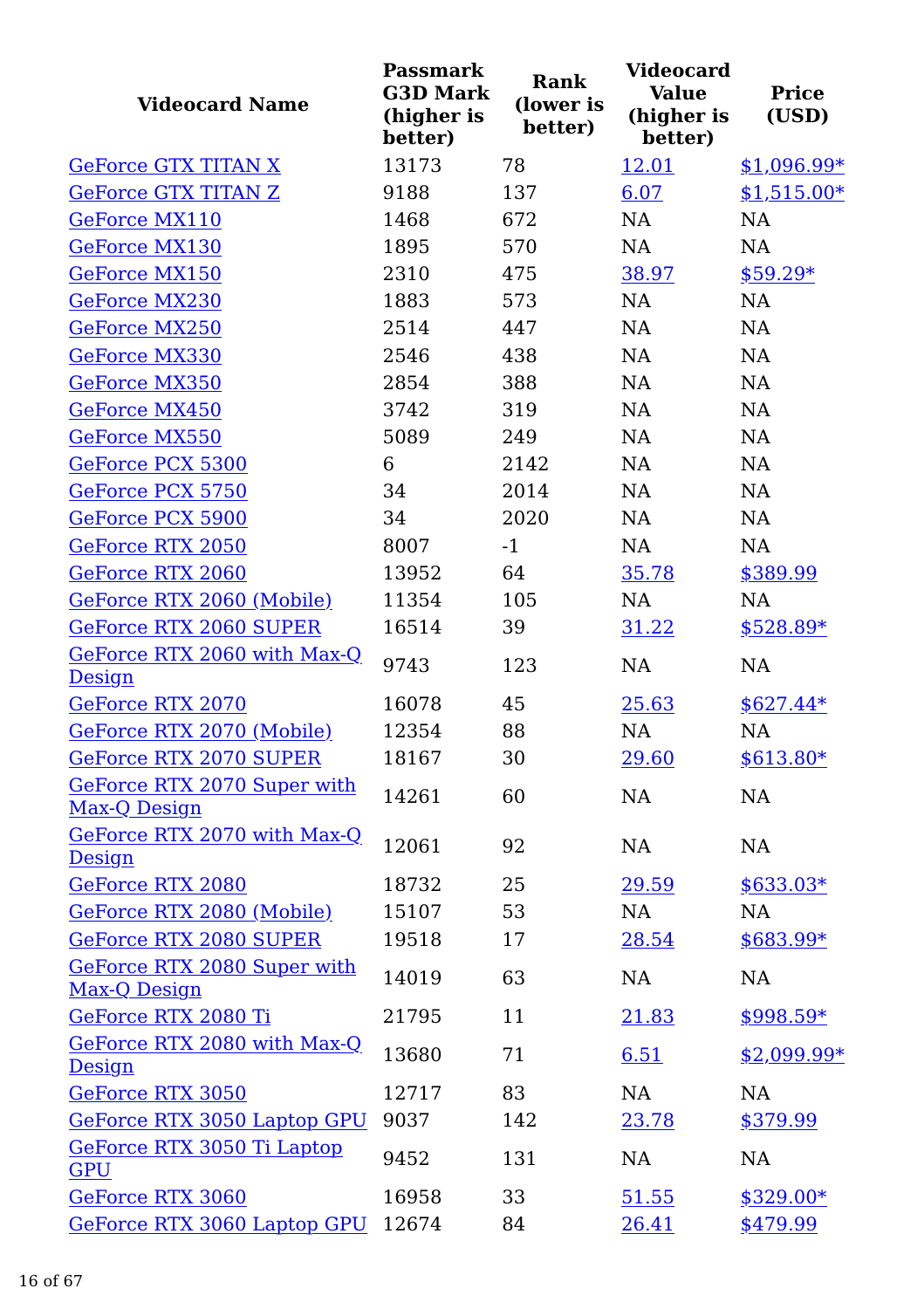| Videocard Name | Passmark G3D Mark (higher is better) | Rank (lower is better) | Videocard Value (higher is better) | Price (USD) |
|---|---|---|---|---|
| GeForce GTX TITAN X | 13173 | 78 | 12.01 | $1,096.99* |
| GeForce GTX TITAN Z | 9188 | 137 | 6.07 | $1,515.00* |
| GeForce MX110 | 1468 | 672 | NA | NA |
| GeForce MX130 | 1895 | 570 | NA | NA |
| GeForce MX150 | 2310 | 475 | 38.97 | $59.29* |
| GeForce MX230 | 1883 | 573 | NA | NA |
| GeForce MX250 | 2514 | 447 | NA | NA |
| GeForce MX330 | 2546 | 438 | NA | NA |
| GeForce MX350 | 2854 | 388 | NA | NA |
| GeForce MX450 | 3742 | 319 | NA | NA |
| GeForce MX550 | 5089 | 249 | NA | NA |
| GeForce PCX 5300 | 6 | 2142 | NA | NA |
| GeForce PCX 5750 | 34 | 2014 | NA | NA |
| GeForce PCX 5900 | 34 | 2020 | NA | NA |
| GeForce RTX 2050 | 8007 | -1 | NA | NA |
| GeForce RTX 2060 | 13952 | 64 | 35.78 | $389.99 |
| GeForce RTX 2060 (Mobile) | 11354 | 105 | NA | NA |
| GeForce RTX 2060 SUPER | 16514 | 39 | 31.22 | $528.89* |
| GeForce RTX 2060 with Max-Q Design | 9743 | 123 | NA | NA |
| GeForce RTX 2070 | 16078 | 45 | 25.63 | $627.44* |
| GeForce RTX 2070 (Mobile) | 12354 | 88 | NA | NA |
| GeForce RTX 2070 SUPER | 18167 | 30 | 29.60 | $613.80* |
| GeForce RTX 2070 Super with Max-Q Design | 14261 | 60 | NA | NA |
| GeForce RTX 2070 with Max-Q Design | 12061 | 92 | NA | NA |
| GeForce RTX 2080 | 18732 | 25 | 29.59 | $633.03* |
| GeForce RTX 2080 (Mobile) | 15107 | 53 | NA | NA |
| GeForce RTX 2080 SUPER | 19518 | 17 | 28.54 | $683.99* |
| GeForce RTX 2080 Super with Max-Q Design | 14019 | 63 | NA | NA |
| GeForce RTX 2080 Ti | 21795 | 11 | 21.83 | $998.59* |
| GeForce RTX 2080 with Max-Q Design | 13680 | 71 | 6.51 | $2,099.99* |
| GeForce RTX 3050 | 12717 | 83 | NA | NA |
| GeForce RTX 3050 Laptop GPU | 9037 | 142 | 23.78 | $379.99 |
| GeForce RTX 3050 Ti Laptop GPU | 9452 | 131 | NA | NA |
| GeForce RTX 3060 | 16958 | 33 | 51.55 | $329.00* |
| GeForce RTX 3060 Laptop GPU | 12674 | 84 | 26.41 | $479.99 |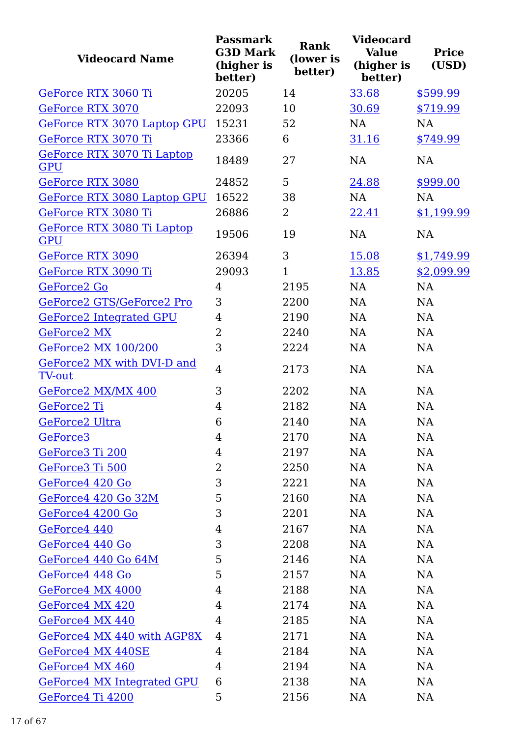| Videocard Name | Passmark G3D Mark (higher is better) | Rank (lower is better) | Videocard Value (higher is better) | Price (USD) |
|---|---|---|---|---|
| GeForce RTX 3060 Ti | 20205 | 14 | 33.68 | $599.99 |
| GeForce RTX 3070 | 22093 | 10 | 30.69 | $719.99 |
| GeForce RTX 3070 Laptop GPU | 15231 | 52 | NA | NA |
| GeForce RTX 3070 Ti | 23366 | 6 | 31.16 | $749.99 |
| GeForce RTX 3070 Ti Laptop GPU | 18489 | 27 | NA | NA |
| GeForce RTX 3080 | 24852 | 5 | 24.88 | $999.00 |
| GeForce RTX 3080 Laptop GPU | 16522 | 38 | NA | NA |
| GeForce RTX 3080 Ti | 26886 | 2 | 22.41 | $1,199.99 |
| GeForce RTX 3080 Ti Laptop GPU | 19506 | 19 | NA | NA |
| GeForce RTX 3090 | 26394 | 3 | 15.08 | $1,749.99 |
| GeForce RTX 3090 Ti | 29093 | 1 | 13.85 | $2,099.99 |
| GeForce2 Go | 4 | 2195 | NA | NA |
| GeForce2 GTS/GeForce2 Pro | 3 | 2200 | NA | NA |
| GeForce2 Integrated GPU | 4 | 2190 | NA | NA |
| GeForce2 MX | 2 | 2240 | NA | NA |
| GeForce2 MX 100/200 | 3 | 2224 | NA | NA |
| GeForce2 MX with DVI-D and TV-out | 4 | 2173 | NA | NA |
| GeForce2 MX/MX 400 | 3 | 2202 | NA | NA |
| GeForce2 Ti | 4 | 2182 | NA | NA |
| GeForce2 Ultra | 6 | 2140 | NA | NA |
| GeForce3 | 4 | 2170 | NA | NA |
| GeForce3 Ti 200 | 4 | 2197 | NA | NA |
| GeForce3 Ti 500 | 2 | 2250 | NA | NA |
| GeForce4 420 Go | 3 | 2221 | NA | NA |
| GeForce4 420 Go 32M | 5 | 2160 | NA | NA |
| GeForce4 4200 Go | 3 | 2201 | NA | NA |
| GeForce4 440 | 4 | 2167 | NA | NA |
| GeForce4 440 Go | 3 | 2208 | NA | NA |
| GeForce4 440 Go 64M | 5 | 2146 | NA | NA |
| GeForce4 448 Go | 5 | 2157 | NA | NA |
| GeForce4 MX 4000 | 4 | 2188 | NA | NA |
| GeForce4 MX 420 | 4 | 2174 | NA | NA |
| GeForce4 MX 440 | 4 | 2185 | NA | NA |
| GeForce4 MX 440 with AGP8X | 4 | 2171 | NA | NA |
| GeForce4 MX 440SE | 4 | 2184 | NA | NA |
| GeForce4 MX 460 | 4 | 2194 | NA | NA |
| GeForce4 MX Integrated GPU | 6 | 2138 | NA | NA |
| GeForce4 Ti 4200 | 5 | 2156 | NA | NA |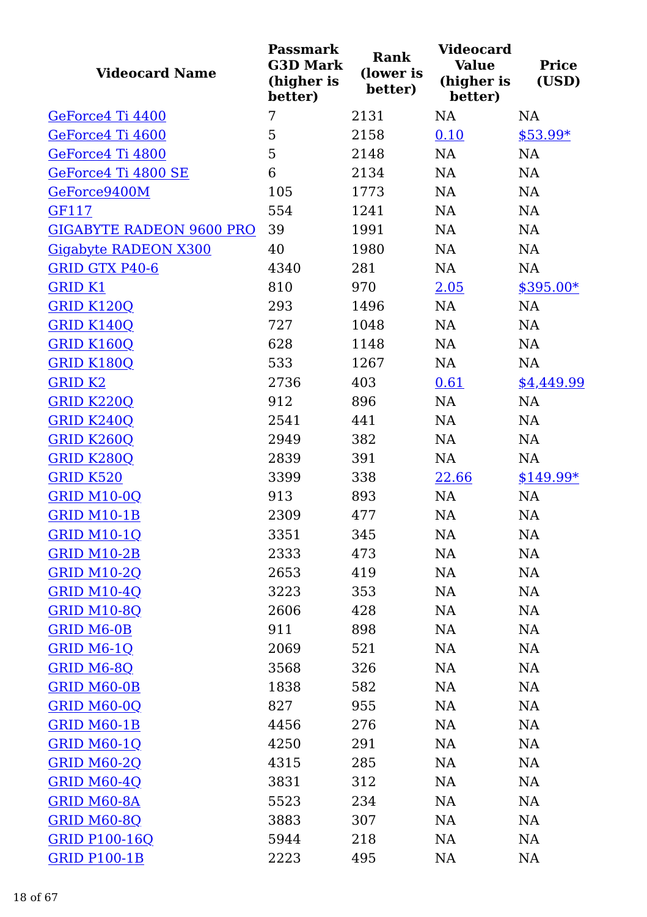| Videocard Name | Passmark G3D Mark (higher is better) | Rank (lower is better) | Videocard Value (higher is better) | Price (USD) |
| --- | --- | --- | --- | --- |
| GeForce4 Ti 4400 | 7 | 2131 | NA | NA |
| GeForce4 Ti 4600 | 5 | 2158 | 0.10 | $53.99* |
| GeForce4 Ti 4800 | 5 | 2148 | NA | NA |
| GeForce4 Ti 4800 SE | 6 | 2134 | NA | NA |
| GeForce9400M | 105 | 1773 | NA | NA |
| GF117 | 554 | 1241 | NA | NA |
| GIGABYTE RADEON 9600 PRO | 39 | 1991 | NA | NA |
| Gigabyte RADEON X300 | 40 | 1980 | NA | NA |
| GRID GTX P40-6 | 4340 | 281 | NA | NA |
| GRID K1 | 810 | 970 | 2.05 | $395.00* |
| GRID K120Q | 293 | 1496 | NA | NA |
| GRID K140Q | 727 | 1048 | NA | NA |
| GRID K160Q | 628 | 1148 | NA | NA |
| GRID K180Q | 533 | 1267 | NA | NA |
| GRID K2 | 2736 | 403 | 0.61 | $4,449.99 |
| GRID K220Q | 912 | 896 | NA | NA |
| GRID K240Q | 2541 | 441 | NA | NA |
| GRID K260Q | 2949 | 382 | NA | NA |
| GRID K280Q | 2839 | 391 | NA | NA |
| GRID K520 | 3399 | 338 | 22.66 | $149.99* |
| GRID M10-0Q | 913 | 893 | NA | NA |
| GRID M10-1B | 2309 | 477 | NA | NA |
| GRID M10-1Q | 3351 | 345 | NA | NA |
| GRID M10-2B | 2333 | 473 | NA | NA |
| GRID M10-2Q | 2653 | 419 | NA | NA |
| GRID M10-4Q | 3223 | 353 | NA | NA |
| GRID M10-8Q | 2606 | 428 | NA | NA |
| GRID M6-0B | 911 | 898 | NA | NA |
| GRID M6-1Q | 2069 | 521 | NA | NA |
| GRID M6-8Q | 3568 | 326 | NA | NA |
| GRID M60-0B | 1838 | 582 | NA | NA |
| GRID M60-0Q | 827 | 955 | NA | NA |
| GRID M60-1B | 4456 | 276 | NA | NA |
| GRID M60-1Q | 4250 | 291 | NA | NA |
| GRID M60-2Q | 4315 | 285 | NA | NA |
| GRID M60-4Q | 3831 | 312 | NA | NA |
| GRID M60-8A | 5523 | 234 | NA | NA |
| GRID M60-8Q | 3883 | 307 | NA | NA |
| GRID P100-16Q | 5944 | 218 | NA | NA |
| GRID P100-1B | 2223 | 495 | NA | NA |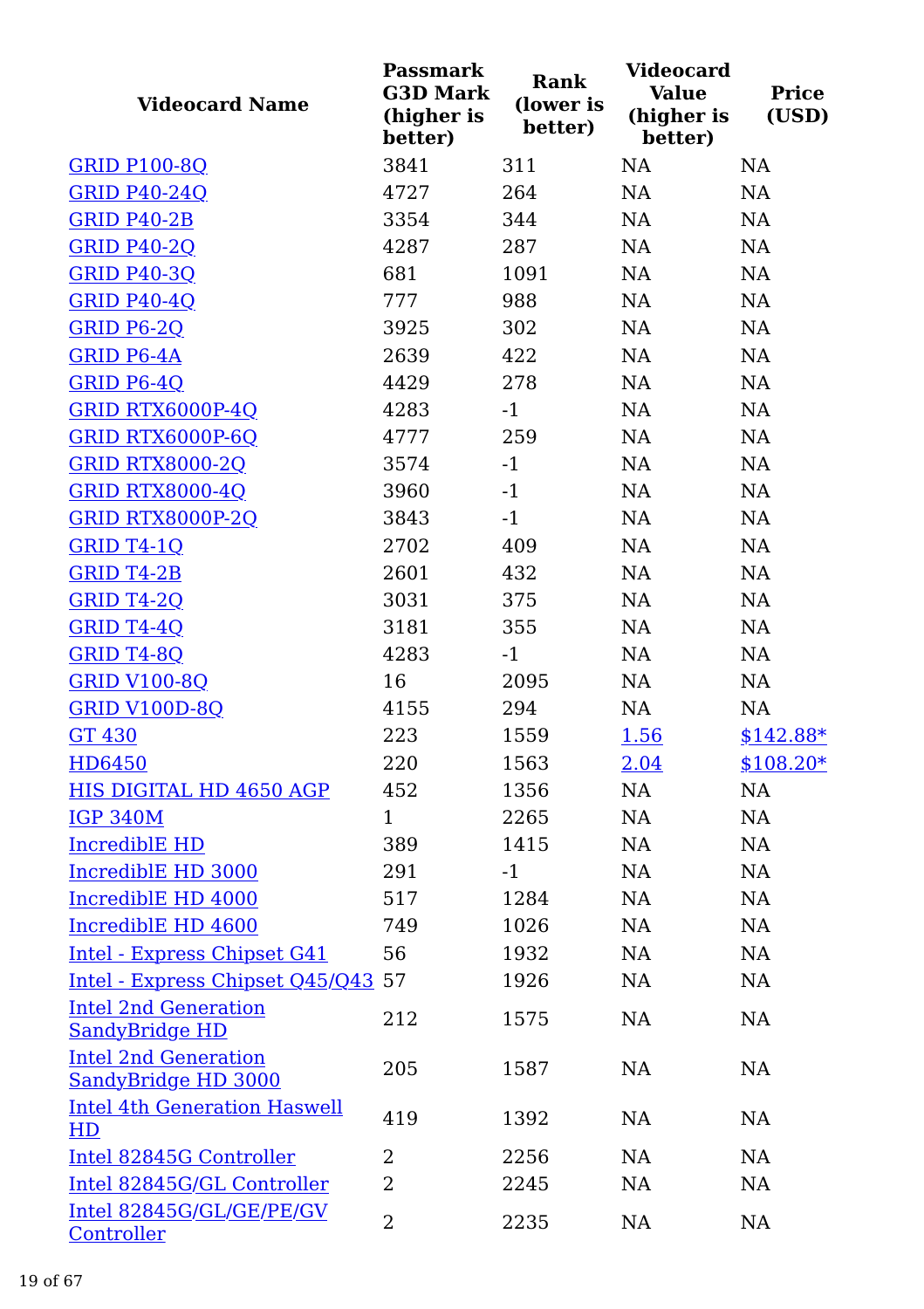| Videocard Name | Passmark G3D Mark (higher is better) | Rank (lower is better) | Videocard Value (higher is better) | Price (USD) |
|---|---|---|---|---|
| GRID P100-8Q | 3841 | 311 | NA | NA |
| GRID P40-24Q | 4727 | 264 | NA | NA |
| GRID P40-2B | 3354 | 344 | NA | NA |
| GRID P40-2Q | 4287 | 287 | NA | NA |
| GRID P40-3Q | 681 | 1091 | NA | NA |
| GRID P40-4Q | 777 | 988 | NA | NA |
| GRID P6-2Q | 3925 | 302 | NA | NA |
| GRID P6-4A | 2639 | 422 | NA | NA |
| GRID P6-4Q | 4429 | 278 | NA | NA |
| GRID RTX6000P-4Q | 4283 | -1 | NA | NA |
| GRID RTX6000P-6Q | 4777 | 259 | NA | NA |
| GRID RTX8000-2Q | 3574 | -1 | NA | NA |
| GRID RTX8000-4Q | 3960 | -1 | NA | NA |
| GRID RTX8000P-2Q | 3843 | -1 | NA | NA |
| GRID T4-1Q | 2702 | 409 | NA | NA |
| GRID T4-2B | 2601 | 432 | NA | NA |
| GRID T4-2Q | 3031 | 375 | NA | NA |
| GRID T4-4Q | 3181 | 355 | NA | NA |
| GRID T4-8Q | 4283 | -1 | NA | NA |
| GRID V100-8Q | 16 | 2095 | NA | NA |
| GRID V100D-8Q | 4155 | 294 | NA | NA |
| GT 430 | 223 | 1559 | 1.56 | $142.88* |
| HD6450 | 220 | 1563 | 2.04 | $108.20* |
| HIS DIGITAL HD 4650 AGP | 452 | 1356 | NA | NA |
| IGP 340M | 1 | 2265 | NA | NA |
| IncredibIE HD | 389 | 1415 | NA | NA |
| IncredibIE HD 3000 | 291 | -1 | NA | NA |
| IncredibIE HD 4000 | 517 | 1284 | NA | NA |
| IncredibIE HD 4600 | 749 | 1026 | NA | NA |
| Intel - Express Chipset G41 | 56 | 1932 | NA | NA |
| Intel - Express Chipset Q45/Q43 | 57 | 1926 | NA | NA |
| Intel 2nd Generation SandyBridge HD | 212 | 1575 | NA | NA |
| Intel 2nd Generation SandyBridge HD 3000 | 205 | 1587 | NA | NA |
| Intel 4th Generation Haswell HD | 419 | 1392 | NA | NA |
| Intel 82845G Controller | 2 | 2256 | NA | NA |
| Intel 82845G/GL Controller | 2 | 2245 | NA | NA |
| Intel 82845G/GL/GE/PE/GV Controller | 2 | 2235 | NA | NA |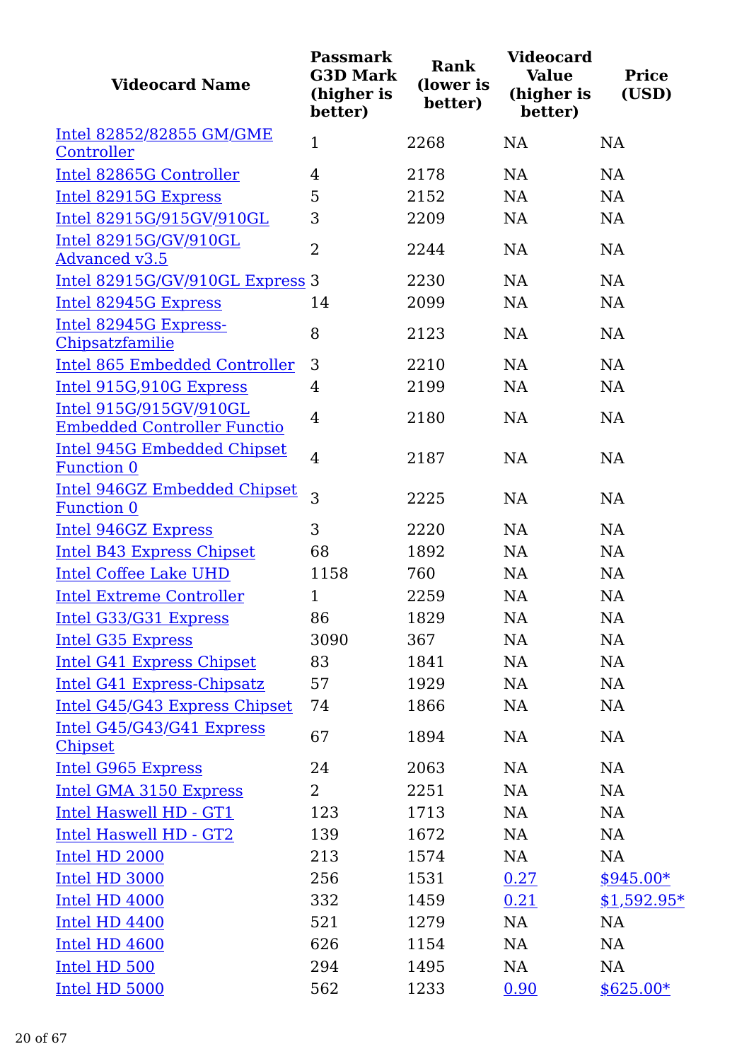| Videocard Name | Passmark G3D Mark (higher is better) | Rank (lower is better) | Videocard Value (higher is better) | Price (USD) |
|---|---|---|---|---|
| Intel 82852/82855 GM/GME Controller | 1 | 2268 | NA | NA |
| Intel 82865G Controller | 4 | 2178 | NA | NA |
| Intel 82915G Express | 5 | 2152 | NA | NA |
| Intel 82915G/915GV/910GL | 3 | 2209 | NA | NA |
| Intel 82915G/GV/910GL Advanced v3.5 | 2 | 2244 | NA | NA |
| Intel 82915G/GV/910GL Express | 3 | 2230 | NA | NA |
| Intel 82945G Express | 14 | 2099 | NA | NA |
| Intel 82945G Express-Chipsatzfamilie | 8 | 2123 | NA | NA |
| Intel 865 Embedded Controller | 3 | 2210 | NA | NA |
| Intel 915G,910G Express | 4 | 2199 | NA | NA |
| Intel 915G/915GV/910GL Embedded Controller Functio | 4 | 2180 | NA | NA |
| Intel 945G Embedded Chipset Function 0 | 4 | 2187 | NA | NA |
| Intel 946GZ Embedded Chipset Function 0 | 3 | 2225 | NA | NA |
| Intel 946GZ Express | 3 | 2220 | NA | NA |
| Intel B43 Express Chipset | 68 | 1892 | NA | NA |
| Intel Coffee Lake UHD | 1158 | 760 | NA | NA |
| Intel Extreme Controller | 1 | 2259 | NA | NA |
| Intel G33/G31 Express | 86 | 1829 | NA | NA |
| Intel G35 Express | 3090 | 367 | NA | NA |
| Intel G41 Express Chipset | 83 | 1841 | NA | NA |
| Intel G41 Express-Chipsatz | 57 | 1929 | NA | NA |
| Intel G45/G43 Express Chipset | 74 | 1866 | NA | NA |
| Intel G45/G43/G41 Express Chipset | 67 | 1894 | NA | NA |
| Intel G965 Express | 24 | 2063 | NA | NA |
| Intel GMA 3150 Express | 2 | 2251 | NA | NA |
| Intel Haswell HD - GT1 | 123 | 1713 | NA | NA |
| Intel Haswell HD - GT2 | 139 | 1672 | NA | NA |
| Intel HD 2000 | 213 | 1574 | NA | NA |
| Intel HD 3000 | 256 | 1531 | 0.27 | $945.00* |
| Intel HD 4000 | 332 | 1459 | 0.21 | $1,592.95* |
| Intel HD 4400 | 521 | 1279 | NA | NA |
| Intel HD 4600 | 626 | 1154 | NA | NA |
| Intel HD 500 | 294 | 1495 | NA | NA |
| Intel HD 5000 | 562 | 1233 | 0.90 | $625.00* |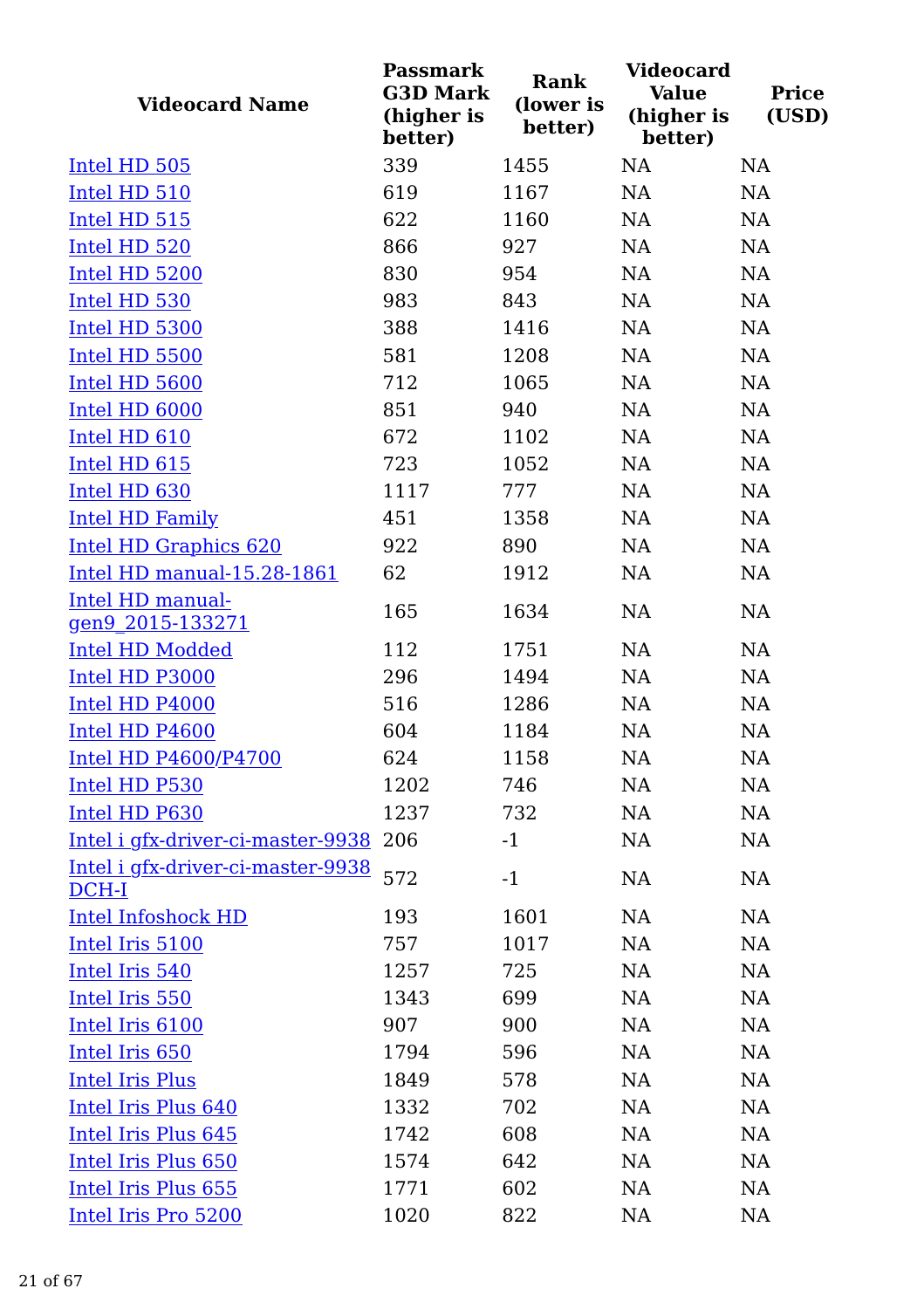| Videocard Name | Passmark G3D Mark (higher is better) | Rank (lower is better) | Videocard Value (higher is better) | Price (USD) |
|---|---|---|---|---|
| Intel HD 505 | 339 | 1455 | NA | NA |
| Intel HD 510 | 619 | 1167 | NA | NA |
| Intel HD 515 | 622 | 1160 | NA | NA |
| Intel HD 520 | 866 | 927 | NA | NA |
| Intel HD 5200 | 830 | 954 | NA | NA |
| Intel HD 530 | 983 | 843 | NA | NA |
| Intel HD 5300 | 388 | 1416 | NA | NA |
| Intel HD 5500 | 581 | 1208 | NA | NA |
| Intel HD 5600 | 712 | 1065 | NA | NA |
| Intel HD 6000 | 851 | 940 | NA | NA |
| Intel HD 610 | 672 | 1102 | NA | NA |
| Intel HD 615 | 723 | 1052 | NA | NA |
| Intel HD 630 | 1117 | 777 | NA | NA |
| Intel HD Family | 451 | 1358 | NA | NA |
| Intel HD Graphics 620 | 922 | 890 | NA | NA |
| Intel HD manual-15.28-1861 | 62 | 1912 | NA | NA |
| Intel HD manual-gen9_2015-133271 | 165 | 1634 | NA | NA |
| Intel HD Modded | 112 | 1751 | NA | NA |
| Intel HD P3000 | 296 | 1494 | NA | NA |
| Intel HD P4000 | 516 | 1286 | NA | NA |
| Intel HD P4600 | 604 | 1184 | NA | NA |
| Intel HD P4600/P4700 | 624 | 1158 | NA | NA |
| Intel HD P530 | 1202 | 746 | NA | NA |
| Intel HD P630 | 1237 | 732 | NA | NA |
| Intel i gfx-driver-ci-master-9938 | 206 | -1 | NA | NA |
| Intel i gfx-driver-ci-master-9938 DCH-I | 572 | -1 | NA | NA |
| Intel Infoshock HD | 193 | 1601 | NA | NA |
| Intel Iris 5100 | 757 | 1017 | NA | NA |
| Intel Iris 540 | 1257 | 725 | NA | NA |
| Intel Iris 550 | 1343 | 699 | NA | NA |
| Intel Iris 6100 | 907 | 900 | NA | NA |
| Intel Iris 650 | 1794 | 596 | NA | NA |
| Intel Iris Plus | 1849 | 578 | NA | NA |
| Intel Iris Plus 640 | 1332 | 702 | NA | NA |
| Intel Iris Plus 645 | 1742 | 608 | NA | NA |
| Intel Iris Plus 650 | 1574 | 642 | NA | NA |
| Intel Iris Plus 655 | 1771 | 602 | NA | NA |
| Intel Iris Pro 5200 | 1020 | 822 | NA | NA |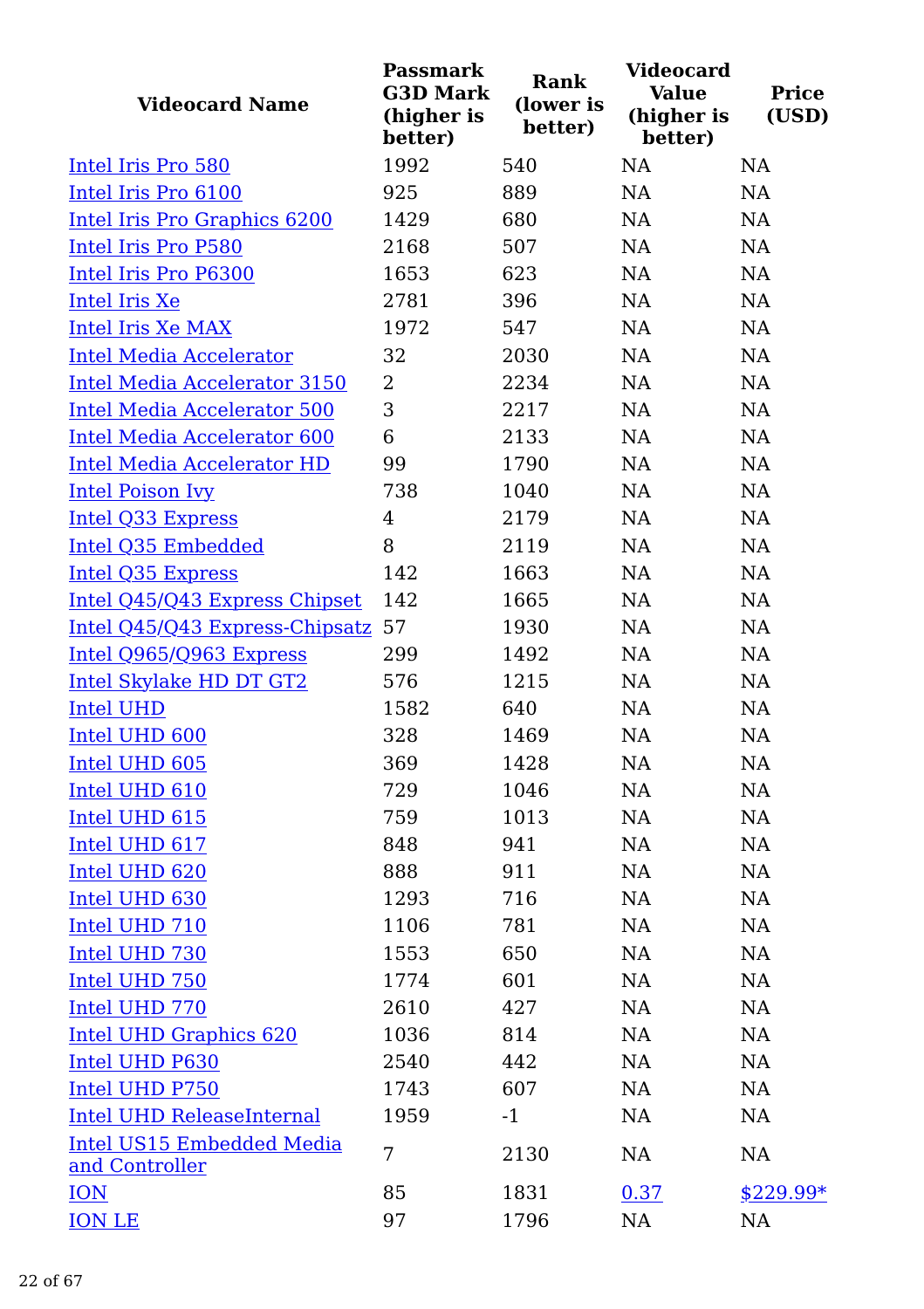| Videocard Name | Passmark G3D Mark (higher is better) | Rank (lower is better) | Videocard Value (higher is better) | Price (USD) |
|---|---|---|---|---|
| Intel Iris Pro 580 | 1992 | 540 | NA | NA |
| Intel Iris Pro 6100 | 925 | 889 | NA | NA |
| Intel Iris Pro Graphics 6200 | 1429 | 680 | NA | NA |
| Intel Iris Pro P580 | 2168 | 507 | NA | NA |
| Intel Iris Pro P6300 | 1653 | 623 | NA | NA |
| Intel Iris Xe | 2781 | 396 | NA | NA |
| Intel Iris Xe MAX | 1972 | 547 | NA | NA |
| Intel Media Accelerator | 32 | 2030 | NA | NA |
| Intel Media Accelerator 3150 | 2 | 2234 | NA | NA |
| Intel Media Accelerator 500 | 3 | 2217 | NA | NA |
| Intel Media Accelerator 600 | 6 | 2133 | NA | NA |
| Intel Media Accelerator HD | 99 | 1790 | NA | NA |
| Intel Poison Ivy | 738 | 1040 | NA | NA |
| Intel Q33 Express | 4 | 2179 | NA | NA |
| Intel Q35 Embedded | 8 | 2119 | NA | NA |
| Intel Q35 Express | 142 | 1663 | NA | NA |
| Intel Q45/Q43 Express Chipset | 142 | 1665 | NA | NA |
| Intel Q45/Q43 Express-Chipsatz | 57 | 1930 | NA | NA |
| Intel Q965/Q963 Express | 299 | 1492 | NA | NA |
| Intel Skylake HD DT GT2 | 576 | 1215 | NA | NA |
| Intel UHD | 1582 | 640 | NA | NA |
| Intel UHD 600 | 328 | 1469 | NA | NA |
| Intel UHD 605 | 369 | 1428 | NA | NA |
| Intel UHD 610 | 729 | 1046 | NA | NA |
| Intel UHD 615 | 759 | 1013 | NA | NA |
| Intel UHD 617 | 848 | 941 | NA | NA |
| Intel UHD 620 | 888 | 911 | NA | NA |
| Intel UHD 630 | 1293 | 716 | NA | NA |
| Intel UHD 710 | 1106 | 781 | NA | NA |
| Intel UHD 730 | 1553 | 650 | NA | NA |
| Intel UHD 750 | 1774 | 601 | NA | NA |
| Intel UHD 770 | 2610 | 427 | NA | NA |
| Intel UHD Graphics 620 | 1036 | 814 | NA | NA |
| Intel UHD P630 | 2540 | 442 | NA | NA |
| Intel UHD P750 | 1743 | 607 | NA | NA |
| Intel UHD ReleaseInternal | 1959 | -1 | NA | NA |
| Intel US15 Embedded Media and Controller | 7 | 2130 | NA | NA |
| ION | 85 | 1831 | 0.37 | $229.99* |
| ION LE | 97 | 1796 | NA | NA |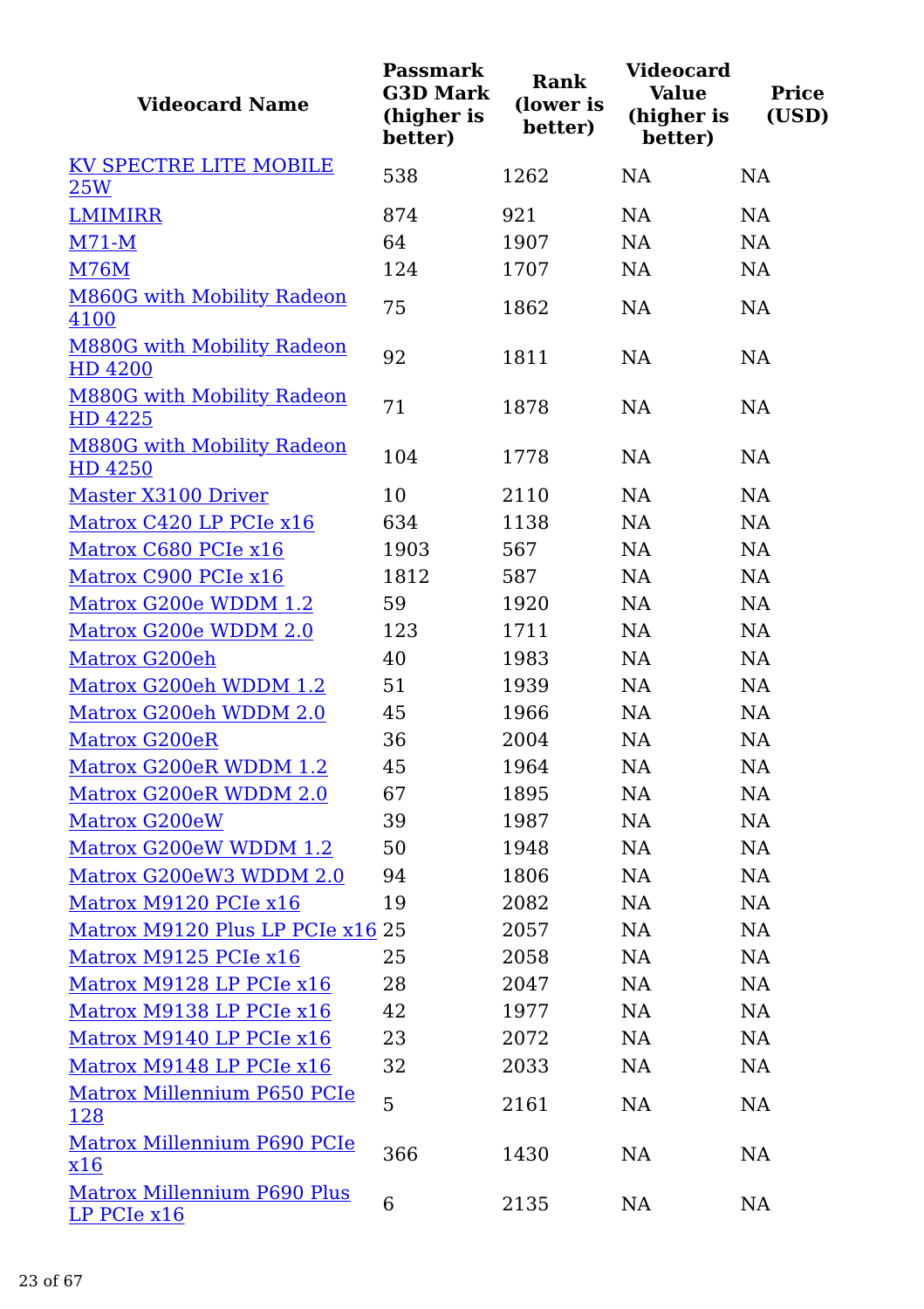| Videocard Name | Passmark G3D Mark (higher is better) | Rank (lower is better) | Videocard Value (higher is better) | Price (USD) |
|---|---|---|---|---|
| KV SPECTRE LITE MOBILE 25W | 538 | 1262 | NA | NA |
| LMIMIRR | 874 | 921 | NA | NA |
| M71-M | 64 | 1907 | NA | NA |
| M76M | 124 | 1707 | NA | NA |
| M860G with Mobility Radeon 4100 | 75 | 1862 | NA | NA |
| M880G with Mobility Radeon HD 4200 | 92 | 1811 | NA | NA |
| M880G with Mobility Radeon HD 4225 | 71 | 1878 | NA | NA |
| M880G with Mobility Radeon HD 4250 | 104 | 1778 | NA | NA |
| Master X3100 Driver | 10 | 2110 | NA | NA |
| Matrox C420 LP PCIe x16 | 634 | 1138 | NA | NA |
| Matrox C680 PCIe x16 | 1903 | 567 | NA | NA |
| Matrox C900 PCIe x16 | 1812 | 587 | NA | NA |
| Matrox G200e WDDM 1.2 | 59 | 1920 | NA | NA |
| Matrox G200e WDDM 2.0 | 123 | 1711 | NA | NA |
| Matrox G200eh | 40 | 1983 | NA | NA |
| Matrox G200eh WDDM 1.2 | 51 | 1939 | NA | NA |
| Matrox G200eh WDDM 2.0 | 45 | 1966 | NA | NA |
| Matrox G200eR | 36 | 2004 | NA | NA |
| Matrox G200eR WDDM 1.2 | 45 | 1964 | NA | NA |
| Matrox G200eR WDDM 2.0 | 67 | 1895 | NA | NA |
| Matrox G200eW | 39 | 1987 | NA | NA |
| Matrox G200eW WDDM 1.2 | 50 | 1948 | NA | NA |
| Matrox G200eW3 WDDM 2.0 | 94 | 1806 | NA | NA |
| Matrox M9120 PCIe x16 | 19 | 2082 | NA | NA |
| Matrox M9120 Plus LP PCIe x16 | 25 | 2057 | NA | NA |
| Matrox M9125 PCIe x16 | 25 | 2058 | NA | NA |
| Matrox M9128 LP PCIe x16 | 28 | 2047 | NA | NA |
| Matrox M9138 LP PCIe x16 | 42 | 1977 | NA | NA |
| Matrox M9140 LP PCIe x16 | 23 | 2072 | NA | NA |
| Matrox M9148 LP PCIe x16 | 32 | 2033 | NA | NA |
| Matrox Millennium P650 PCIe 128 | 5 | 2161 | NA | NA |
| Matrox Millennium P690 PCIe x16 | 366 | 1430 | NA | NA |
| Matrox Millennium P690 Plus LP PCIe x16 | 6 | 2135 | NA | NA |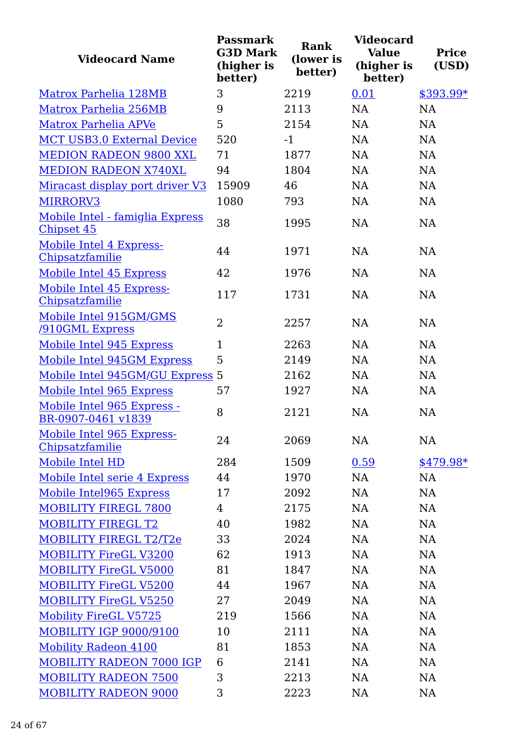| Videocard Name | Passmark G3D Mark (higher is better) | Rank (lower is better) | Videocard Value (higher is better) | Price (USD) |
|---|---|---|---|---|
| Matrox Parhelia 128MB | 3 | 2219 | 0.01 | $393.99* |
| Matrox Parhelia 256MB | 9 | 2113 | NA | NA |
| Matrox Parhelia APVe | 5 | 2154 | NA | NA |
| MCT USB3.0 External Device | 520 | -1 | NA | NA |
| MEDION RADEON 9800 XXL | 71 | 1877 | NA | NA |
| MEDION RADEON X740XL | 94 | 1804 | NA | NA |
| Miracast display port driver V3 | 15909 | 46 | NA | NA |
| MIRRORV3 | 1080 | 793 | NA | NA |
| Mobile Intel - famiglia Express Chipset 45 | 38 | 1995 | NA | NA |
| Mobile Intel 4 Express-Chipsatzfamilie | 44 | 1971 | NA | NA |
| Mobile Intel 45 Express | 42 | 1976 | NA | NA |
| Mobile Intel 45 Express-Chipsatzfamilie | 117 | 1731 | NA | NA |
| Mobile Intel 915GM/GMS /910GML Express | 2 | 2257 | NA | NA |
| Mobile Intel 945 Express | 1 | 2263 | NA | NA |
| Mobile Intel 945GM Express | 5 | 2149 | NA | NA |
| Mobile Intel 945GM/GU Express | 5 | 2162 | NA | NA |
| Mobile Intel 965 Express | 57 | 1927 | NA | NA |
| Mobile Intel 965 Express - BR-0907-0461 v1839 | 8 | 2121 | NA | NA |
| Mobile Intel 965 Express-Chipsatzfamilie | 24 | 2069 | NA | NA |
| Mobile Intel HD | 284 | 1509 | 0.59 | $479.98* |
| Mobile Intel serie 4 Express | 44 | 1970 | NA | NA |
| Mobile Intel965 Express | 17 | 2092 | NA | NA |
| MOBILITY FIREGL 7800 | 4 | 2175 | NA | NA |
| MOBILITY FIREGL T2 | 40 | 1982 | NA | NA |
| MOBILITY FIREGL T2/T2e | 33 | 2024 | NA | NA |
| MOBILITY FireGL V3200 | 62 | 1913 | NA | NA |
| MOBILITY FireGL V5000 | 81 | 1847 | NA | NA |
| MOBILITY FireGL V5200 | 44 | 1967 | NA | NA |
| MOBILITY FireGL V5250 | 27 | 2049 | NA | NA |
| Mobility FireGL V5725 | 219 | 1566 | NA | NA |
| MOBILITY IGP 9000/9100 | 10 | 2111 | NA | NA |
| Mobility Radeon 4100 | 81 | 1853 | NA | NA |
| MOBILITY RADEON 7000 IGP | 6 | 2141 | NA | NA |
| MOBILITY RADEON 7500 | 3 | 2213 | NA | NA |
| MOBILITY RADEON 9000 | 3 | 2223 | NA | NA |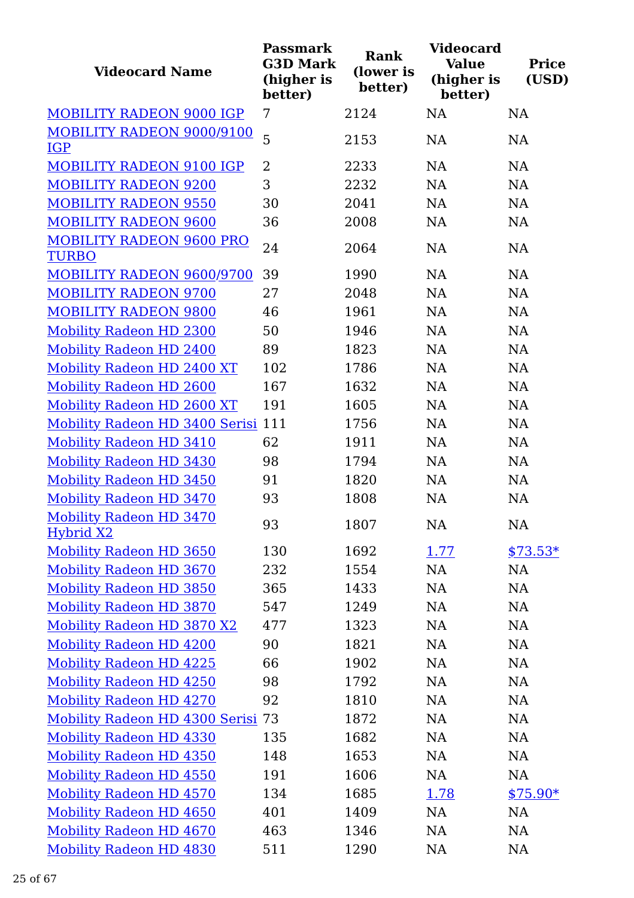| Videocard Name | Passmark G3D Mark (higher is better) | Rank (lower is better) | Videocard Value (higher is better) | Price (USD) |
| --- | --- | --- | --- | --- |
| MOBILITY RADEON 9000 IGP | 7 | 2124 | NA | NA |
| MOBILITY RADEON 9000/9100 IGP | 5 | 2153 | NA | NA |
| MOBILITY RADEON 9100 IGP | 2 | 2233 | NA | NA |
| MOBILITY RADEON 9200 | 3 | 2232 | NA | NA |
| MOBILITY RADEON 9550 | 30 | 2041 | NA | NA |
| MOBILITY RADEON 9600 | 36 | 2008 | NA | NA |
| MOBILITY RADEON 9600 PRO TURBO | 24 | 2064 | NA | NA |
| MOBILITY RADEON 9600/9700 | 39 | 1990 | NA | NA |
| MOBILITY RADEON 9700 | 27 | 2048 | NA | NA |
| MOBILITY RADEON 9800 | 46 | 1961 | NA | NA |
| Mobility Radeon HD 2300 | 50 | 1946 | NA | NA |
| Mobility Radeon HD 2400 | 89 | 1823 | NA | NA |
| Mobility Radeon HD 2400 XT | 102 | 1786 | NA | NA |
| Mobility Radeon HD 2600 | 167 | 1632 | NA | NA |
| Mobility Radeon HD 2600 XT | 191 | 1605 | NA | NA |
| Mobility Radeon HD 3400 Serisi | 111 | 1756 | NA | NA |
| Mobility Radeon HD 3410 | 62 | 1911 | NA | NA |
| Mobility Radeon HD 3430 | 98 | 1794 | NA | NA |
| Mobility Radeon HD 3450 | 91 | 1820 | NA | NA |
| Mobility Radeon HD 3470 | 93 | 1808 | NA | NA |
| Mobility Radeon HD 3470 Hybrid X2 | 93 | 1807 | NA | NA |
| Mobility Radeon HD 3650 | 130 | 1692 | 1.77 | $73.53* |
| Mobility Radeon HD 3670 | 232 | 1554 | NA | NA |
| Mobility Radeon HD 3850 | 365 | 1433 | NA | NA |
| Mobility Radeon HD 3870 | 547 | 1249 | NA | NA |
| Mobility Radeon HD 3870 X2 | 477 | 1323 | NA | NA |
| Mobility Radeon HD 4200 | 90 | 1821 | NA | NA |
| Mobility Radeon HD 4225 | 66 | 1902 | NA | NA |
| Mobility Radeon HD 4250 | 98 | 1792 | NA | NA |
| Mobility Radeon HD 4270 | 92 | 1810 | NA | NA |
| Mobility Radeon HD 4300 Serisi | 73 | 1872 | NA | NA |
| Mobility Radeon HD 4330 | 135 | 1682 | NA | NA |
| Mobility Radeon HD 4350 | 148 | 1653 | NA | NA |
| Mobility Radeon HD 4550 | 191 | 1606 | NA | NA |
| Mobility Radeon HD 4570 | 134 | 1685 | 1.78 | $75.90* |
| Mobility Radeon HD 4650 | 401 | 1409 | NA | NA |
| Mobility Radeon HD 4670 | 463 | 1346 | NA | NA |
| Mobility Radeon HD 4830 | 511 | 1290 | NA | NA |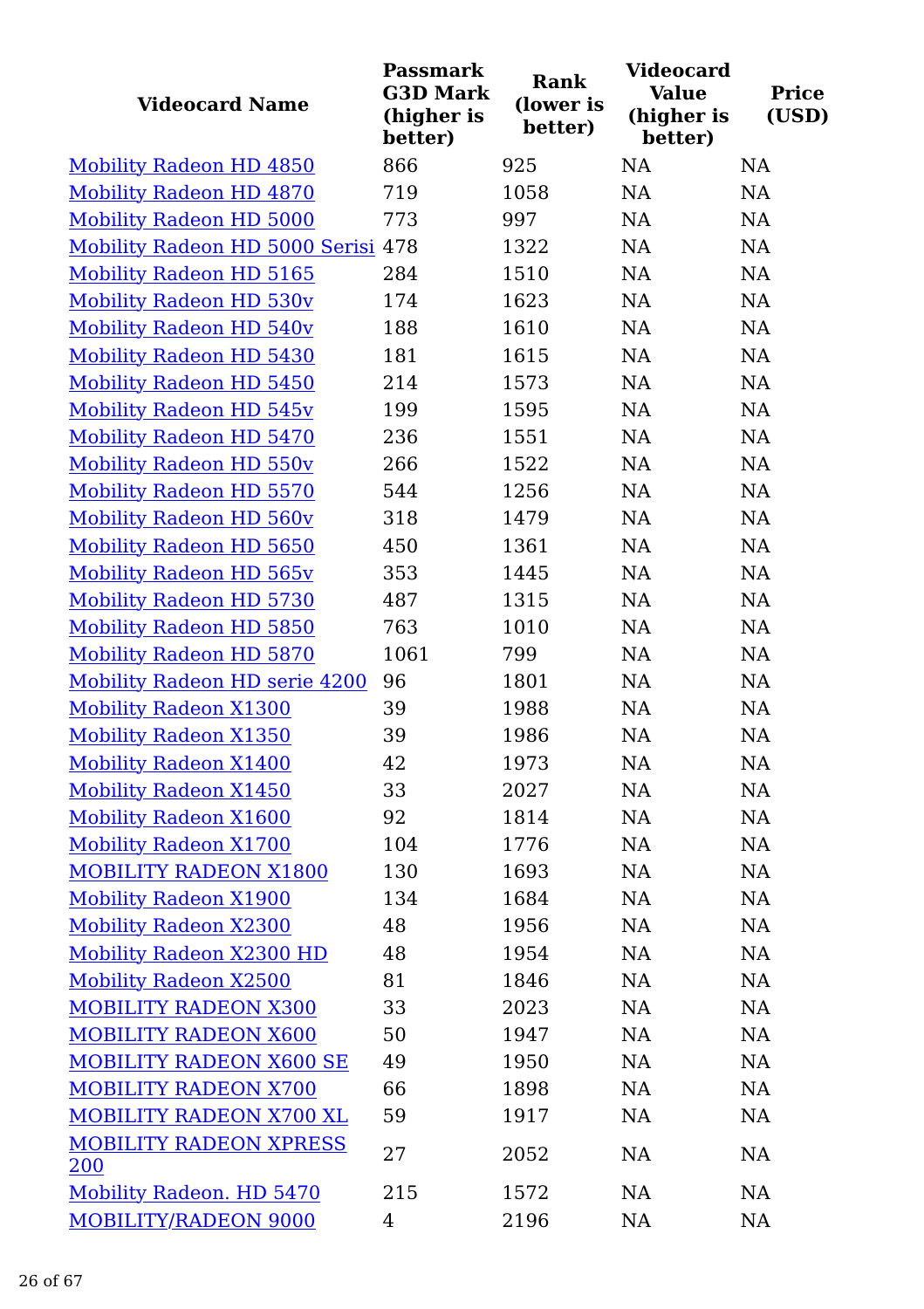| Videocard Name | Passmark G3D Mark (higher is better) | Rank (lower is better) | Videocard Value (higher is better) | Price (USD) |
| --- | --- | --- | --- | --- |
| Mobility Radeon HD 4850 | 866 | 925 | NA | NA |
| Mobility Radeon HD 4870 | 719 | 1058 | NA | NA |
| Mobility Radeon HD 5000 | 773 | 997 | NA | NA |
| Mobility Radeon HD 5000 Serisi | 478 | 1322 | NA | NA |
| Mobility Radeon HD 5165 | 284 | 1510 | NA | NA |
| Mobility Radeon HD 530v | 174 | 1623 | NA | NA |
| Mobility Radeon HD 540v | 188 | 1610 | NA | NA |
| Mobility Radeon HD 5430 | 181 | 1615 | NA | NA |
| Mobility Radeon HD 5450 | 214 | 1573 | NA | NA |
| Mobility Radeon HD 545v | 199 | 1595 | NA | NA |
| Mobility Radeon HD 5470 | 236 | 1551 | NA | NA |
| Mobility Radeon HD 550v | 266 | 1522 | NA | NA |
| Mobility Radeon HD 5570 | 544 | 1256 | NA | NA |
| Mobility Radeon HD 560v | 318 | 1479 | NA | NA |
| Mobility Radeon HD 5650 | 450 | 1361 | NA | NA |
| Mobility Radeon HD 565v | 353 | 1445 | NA | NA |
| Mobility Radeon HD 5730 | 487 | 1315 | NA | NA |
| Mobility Radeon HD 5850 | 763 | 1010 | NA | NA |
| Mobility Radeon HD 5870 | 1061 | 799 | NA | NA |
| Mobility Radeon HD serie 4200 | 96 | 1801 | NA | NA |
| Mobility Radeon X1300 | 39 | 1988 | NA | NA |
| Mobility Radeon X1350 | 39 | 1986 | NA | NA |
| Mobility Radeon X1400 | 42 | 1973 | NA | NA |
| Mobility Radeon X1450 | 33 | 2027 | NA | NA |
| Mobility Radeon X1600 | 92 | 1814 | NA | NA |
| Mobility Radeon X1700 | 104 | 1776 | NA | NA |
| MOBILITY RADEON X1800 | 130 | 1693 | NA | NA |
| Mobility Radeon X1900 | 134 | 1684 | NA | NA |
| Mobility Radeon X2300 | 48 | 1956 | NA | NA |
| Mobility Radeon X2300 HD | 48 | 1954 | NA | NA |
| Mobility Radeon X2500 | 81 | 1846 | NA | NA |
| MOBILITY RADEON X300 | 33 | 2023 | NA | NA |
| MOBILITY RADEON X600 | 50 | 1947 | NA | NA |
| MOBILITY RADEON X600 SE | 49 | 1950 | NA | NA |
| MOBILITY RADEON X700 | 66 | 1898 | NA | NA |
| MOBILITY RADEON X700 XL | 59 | 1917 | NA | NA |
| MOBILITY RADEON XPRESS 200 | 27 | 2052 | NA | NA |
| Mobility Radeon. HD 5470 | 215 | 1572 | NA | NA |
| MOBILITY/RADEON 9000 | 4 | 2196 | NA | NA |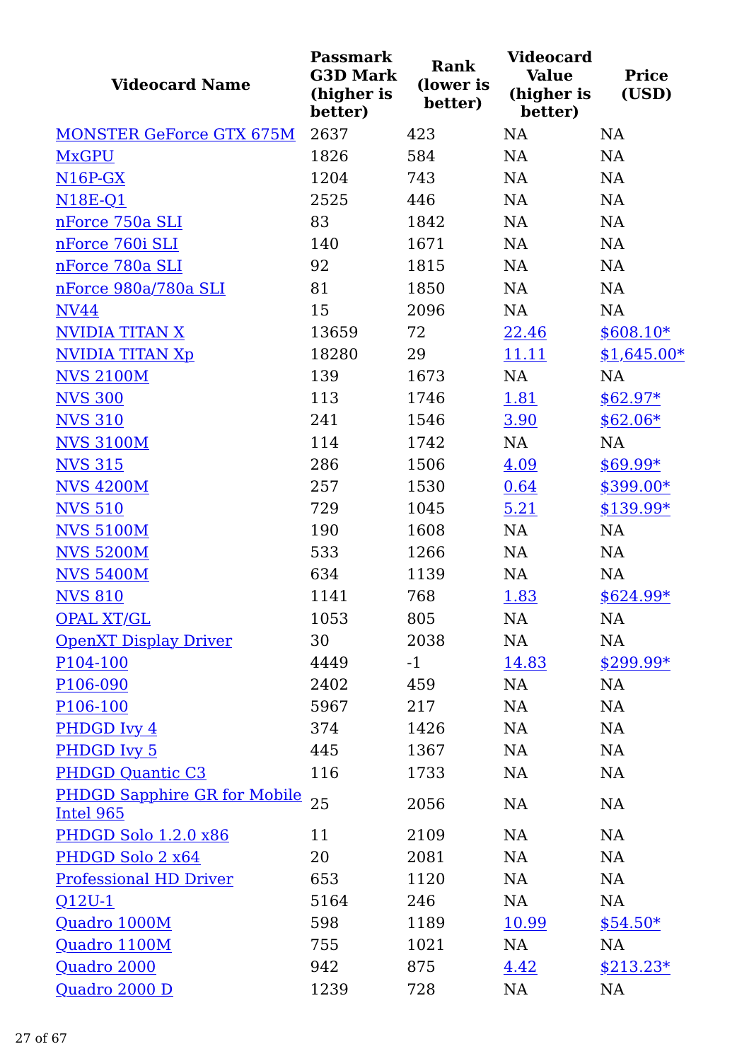| Videocard Name | Passmark G3D Mark (higher is better) | Rank (lower is better) | Videocard Value (higher is better) | Price (USD) |
|---|---|---|---|---|
| MONSTER GeForce GTX 675M | 2637 | 423 | NA | NA |
| MxGPU | 1826 | 584 | NA | NA |
| N16P-GX | 1204 | 743 | NA | NA |
| N18E-Q1 | 2525 | 446 | NA | NA |
| nForce 750a SLI | 83 | 1842 | NA | NA |
| nForce 760i SLI | 140 | 1671 | NA | NA |
| nForce 780a SLI | 92 | 1815 | NA | NA |
| nForce 980a/780a SLI | 81 | 1850 | NA | NA |
| NV44 | 15 | 2096 | NA | NA |
| NVIDIA TITAN X | 13659 | 72 | 22.46 | $608.10* |
| NVIDIA TITAN Xp | 18280 | 29 | 11.11 | $1,645.00* |
| NVS 2100M | 139 | 1673 | NA | NA |
| NVS 300 | 113 | 1746 | 1.81 | $62.97* |
| NVS 310 | 241 | 1546 | 3.90 | $62.06* |
| NVS 3100M | 114 | 1742 | NA | NA |
| NVS 315 | 286 | 1506 | 4.09 | $69.99* |
| NVS 4200M | 257 | 1530 | 0.64 | $399.00* |
| NVS 510 | 729 | 1045 | 5.21 | $139.99* |
| NVS 5100M | 190 | 1608 | NA | NA |
| NVS 5200M | 533 | 1266 | NA | NA |
| NVS 5400M | 634 | 1139 | NA | NA |
| NVS 810 | 1141 | 768 | 1.83 | $624.99* |
| OPAL XT/GL | 1053 | 805 | NA | NA |
| OpenXT Display Driver | 30 | 2038 | NA | NA |
| P104-100 | 4449 | -1 | 14.83 | $299.99* |
| P106-090 | 2402 | 459 | NA | NA |
| P106-100 | 5967 | 217 | NA | NA |
| PHDGD Ivy 4 | 374 | 1426 | NA | NA |
| PHDGD Ivy 5 | 445 | 1367 | NA | NA |
| PHDGD Quantic C3 | 116 | 1733 | NA | NA |
| PHDGD Sapphire GR for Mobile Intel 965 | 25 | 2056 | NA | NA |
| PHDGD Solo 1.2.0 x86 | 11 | 2109 | NA | NA |
| PHDGD Solo 2 x64 | 20 | 2081 | NA | NA |
| Professional HD Driver | 653 | 1120 | NA | NA |
| Q12U-1 | 5164 | 246 | NA | NA |
| Quadro 1000M | 598 | 1189 | 10.99 | $54.50* |
| Quadro 1100M | 755 | 1021 | NA | NA |
| Quadro 2000 | 942 | 875 | 4.42 | $213.23* |
| Quadro 2000 D | 1239 | 728 | NA | NA |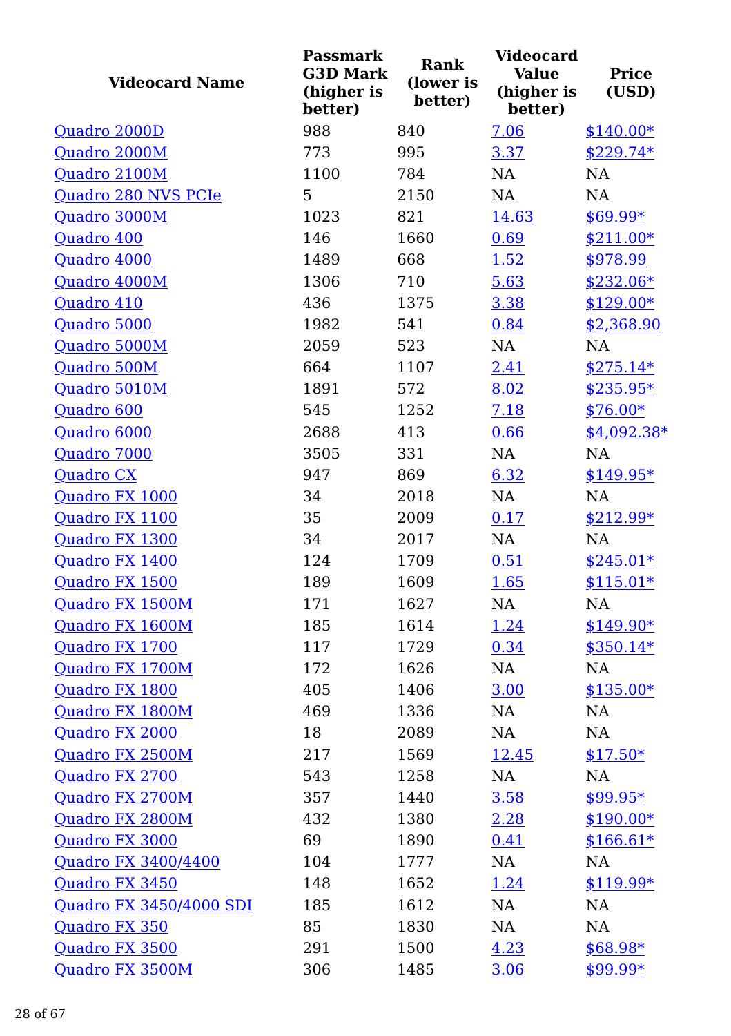| Videocard Name | Passmark G3D Mark (higher is better) | Rank (lower is better) | Videocard Value (higher is better) | Price (USD) |
| --- | --- | --- | --- | --- |
| Quadro 2000D | 988 | 840 | 7.06 | $140.00* |
| Quadro 2000M | 773 | 995 | 3.37 | $229.74* |
| Quadro 2100M | 1100 | 784 | NA | NA |
| Quadro 280 NVS PCIe | 5 | 2150 | NA | NA |
| Quadro 3000M | 1023 | 821 | 14.63 | $69.99* |
| Quadro 400 | 146 | 1660 | 0.69 | $211.00* |
| Quadro 4000 | 1489 | 668 | 1.52 | $978.99 |
| Quadro 4000M | 1306 | 710 | 5.63 | $232.06* |
| Quadro 410 | 436 | 1375 | 3.38 | $129.00* |
| Quadro 5000 | 1982 | 541 | 0.84 | $2,368.90 |
| Quadro 5000M | 2059 | 523 | NA | NA |
| Quadro 500M | 664 | 1107 | 2.41 | $275.14* |
| Quadro 5010M | 1891 | 572 | 8.02 | $235.95* |
| Quadro 600 | 545 | 1252 | 7.18 | $76.00* |
| Quadro 6000 | 2688 | 413 | 0.66 | $4,092.38* |
| Quadro 7000 | 3505 | 331 | NA | NA |
| Quadro CX | 947 | 869 | 6.32 | $149.95* |
| Quadro FX 1000 | 34 | 2018 | NA | NA |
| Quadro FX 1100 | 35 | 2009 | 0.17 | $212.99* |
| Quadro FX 1300 | 34 | 2017 | NA | NA |
| Quadro FX 1400 | 124 | 1709 | 0.51 | $245.01* |
| Quadro FX 1500 | 189 | 1609 | 1.65 | $115.01* |
| Quadro FX 1500M | 171 | 1627 | NA | NA |
| Quadro FX 1600M | 185 | 1614 | 1.24 | $149.90* |
| Quadro FX 1700 | 117 | 1729 | 0.34 | $350.14* |
| Quadro FX 1700M | 172 | 1626 | NA | NA |
| Quadro FX 1800 | 405 | 1406 | 3.00 | $135.00* |
| Quadro FX 1800M | 469 | 1336 | NA | NA |
| Quadro FX 2000 | 18 | 2089 | NA | NA |
| Quadro FX 2500M | 217 | 1569 | 12.45 | $17.50* |
| Quadro FX 2700 | 543 | 1258 | NA | NA |
| Quadro FX 2700M | 357 | 1440 | 3.58 | $99.95* |
| Quadro FX 2800M | 432 | 1380 | 2.28 | $190.00* |
| Quadro FX 3000 | 69 | 1890 | 0.41 | $166.61* |
| Quadro FX 3400/4400 | 104 | 1777 | NA | NA |
| Quadro FX 3450 | 148 | 1652 | 1.24 | $119.99* |
| Quadro FX 3450/4000 SDI | 185 | 1612 | NA | NA |
| Quadro FX 350 | 85 | 1830 | NA | NA |
| Quadro FX 3500 | 291 | 1500 | 4.23 | $68.98* |
| Quadro FX 3500M | 306 | 1485 | 3.06 | $99.99* |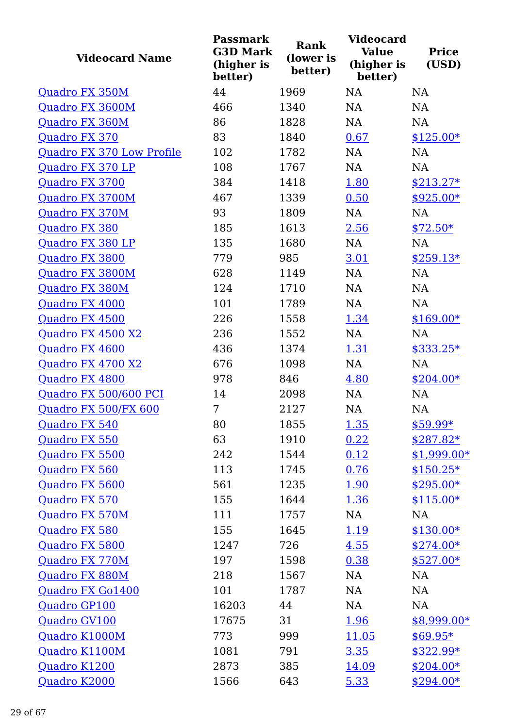| Videocard Name | Passmark G3D Mark (higher is better) | Rank (lower is better) | Videocard Value (higher is better) | Price (USD) |
|---|---|---|---|---|
| Quadro FX 350M | 44 | 1969 | NA | NA |
| Quadro FX 3600M | 466 | 1340 | NA | NA |
| Quadro FX 360M | 86 | 1828 | NA | NA |
| Quadro FX 370 | 83 | 1840 | 0.67 | $125.00* |
| Quadro FX 370 Low Profile | 102 | 1782 | NA | NA |
| Quadro FX 370 LP | 108 | 1767 | NA | NA |
| Quadro FX 3700 | 384 | 1418 | 1.80 | $213.27* |
| Quadro FX 3700M | 467 | 1339 | 0.50 | $925.00* |
| Quadro FX 370M | 93 | 1809 | NA | NA |
| Quadro FX 380 | 185 | 1613 | 2.56 | $72.50* |
| Quadro FX 380 LP | 135 | 1680 | NA | NA |
| Quadro FX 3800 | 779 | 985 | 3.01 | $259.13* |
| Quadro FX 3800M | 628 | 1149 | NA | NA |
| Quadro FX 380M | 124 | 1710 | NA | NA |
| Quadro FX 4000 | 101 | 1789 | NA | NA |
| Quadro FX 4500 | 226 | 1558 | 1.34 | $169.00* |
| Quadro FX 4500 X2 | 236 | 1552 | NA | NA |
| Quadro FX 4600 | 436 | 1374 | 1.31 | $333.25* |
| Quadro FX 4700 X2 | 676 | 1098 | NA | NA |
| Quadro FX 4800 | 978 | 846 | 4.80 | $204.00* |
| Quadro FX 500/600 PCI | 14 | 2098 | NA | NA |
| Quadro FX 500/FX 600 | 7 | 2127 | NA | NA |
| Quadro FX 540 | 80 | 1855 | 1.35 | $59.99* |
| Quadro FX 550 | 63 | 1910 | 0.22 | $287.82* |
| Quadro FX 5500 | 242 | 1544 | 0.12 | $1,999.00* |
| Quadro FX 560 | 113 | 1745 | 0.76 | $150.25* |
| Quadro FX 5600 | 561 | 1235 | 1.90 | $295.00* |
| Quadro FX 570 | 155 | 1644 | 1.36 | $115.00* |
| Quadro FX 570M | 111 | 1757 | NA | NA |
| Quadro FX 580 | 155 | 1645 | 1.19 | $130.00* |
| Quadro FX 5800 | 1247 | 726 | 4.55 | $274.00* |
| Quadro FX 770M | 197 | 1598 | 0.38 | $527.00* |
| Quadro FX 880M | 218 | 1567 | NA | NA |
| Quadro FX Go1400 | 101 | 1787 | NA | NA |
| Quadro GP100 | 16203 | 44 | NA | NA |
| Quadro GV100 | 17675 | 31 | 1.96 | $8,999.00* |
| Quadro K1000M | 773 | 999 | 11.05 | $69.95* |
| Quadro K1100M | 1081 | 791 | 3.35 | $322.99* |
| Quadro K1200 | 2873 | 385 | 14.09 | $204.00* |
| Quadro K2000 | 1566 | 643 | 5.33 | $294.00* |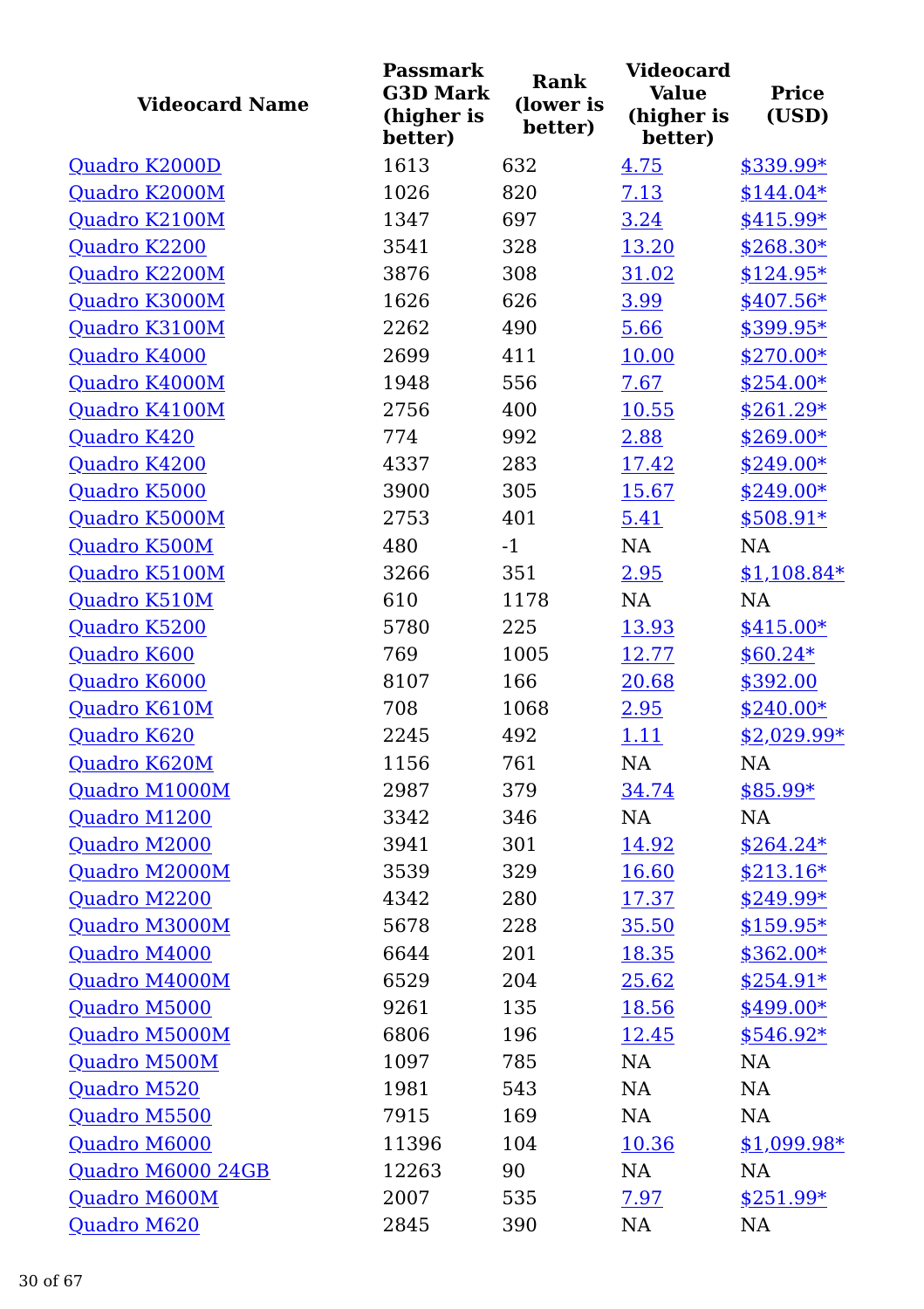| Videocard Name | Passmark G3D Mark (higher is better) | Rank (lower is better) | Videocard Value (higher is better) | Price (USD) |
|---|---|---|---|---|
| Quadro K2000D | 1613 | 632 | 4.75 | $339.99* |
| Quadro K2000M | 1026 | 820 | 7.13 | $144.04* |
| Quadro K2100M | 1347 | 697 | 3.24 | $415.99* |
| Quadro K2200 | 3541 | 328 | 13.20 | $268.30* |
| Quadro K2200M | 3876 | 308 | 31.02 | $124.95* |
| Quadro K3000M | 1626 | 626 | 3.99 | $407.56* |
| Quadro K3100M | 2262 | 490 | 5.66 | $399.95* |
| Quadro K4000 | 2699 | 411 | 10.00 | $270.00* |
| Quadro K4000M | 1948 | 556 | 7.67 | $254.00* |
| Quadro K4100M | 2756 | 400 | 10.55 | $261.29* |
| Quadro K420 | 774 | 992 | 2.88 | $269.00* |
| Quadro K4200 | 4337 | 283 | 17.42 | $249.00* |
| Quadro K5000 | 3900 | 305 | 15.67 | $249.00* |
| Quadro K5000M | 2753 | 401 | 5.41 | $508.91* |
| Quadro K500M | 480 | -1 | NA | NA |
| Quadro K5100M | 3266 | 351 | 2.95 | $1,108.84* |
| Quadro K510M | 610 | 1178 | NA | NA |
| Quadro K5200 | 5780 | 225 | 13.93 | $415.00* |
| Quadro K600 | 769 | 1005 | 12.77 | $60.24* |
| Quadro K6000 | 8107 | 166 | 20.68 | $392.00 |
| Quadro K610M | 708 | 1068 | 2.95 | $240.00* |
| Quadro K620 | 2245 | 492 | 1.11 | $2,029.99* |
| Quadro K620M | 1156 | 761 | NA | NA |
| Quadro M1000M | 2987 | 379 | 34.74 | $85.99* |
| Quadro M1200 | 3342 | 346 | NA | NA |
| Quadro M2000 | 3941 | 301 | 14.92 | $264.24* |
| Quadro M2000M | 3539 | 329 | 16.60 | $213.16* |
| Quadro M2200 | 4342 | 280 | 17.37 | $249.99* |
| Quadro M3000M | 5678 | 228 | 35.50 | $159.95* |
| Quadro M4000 | 6644 | 201 | 18.35 | $362.00* |
| Quadro M4000M | 6529 | 204 | 25.62 | $254.91* |
| Quadro M5000 | 9261 | 135 | 18.56 | $499.00* |
| Quadro M5000M | 6806 | 196 | 12.45 | $546.92* |
| Quadro M500M | 1097 | 785 | NA | NA |
| Quadro M520 | 1981 | 543 | NA | NA |
| Quadro M5500 | 7915 | 169 | NA | NA |
| Quadro M6000 | 11396 | 104 | 10.36 | $1,099.98* |
| Quadro M6000 24GB | 12263 | 90 | NA | NA |
| Quadro M600M | 2007 | 535 | 7.97 | $251.99* |
| Quadro M620 | 2845 | 390 | NA | NA |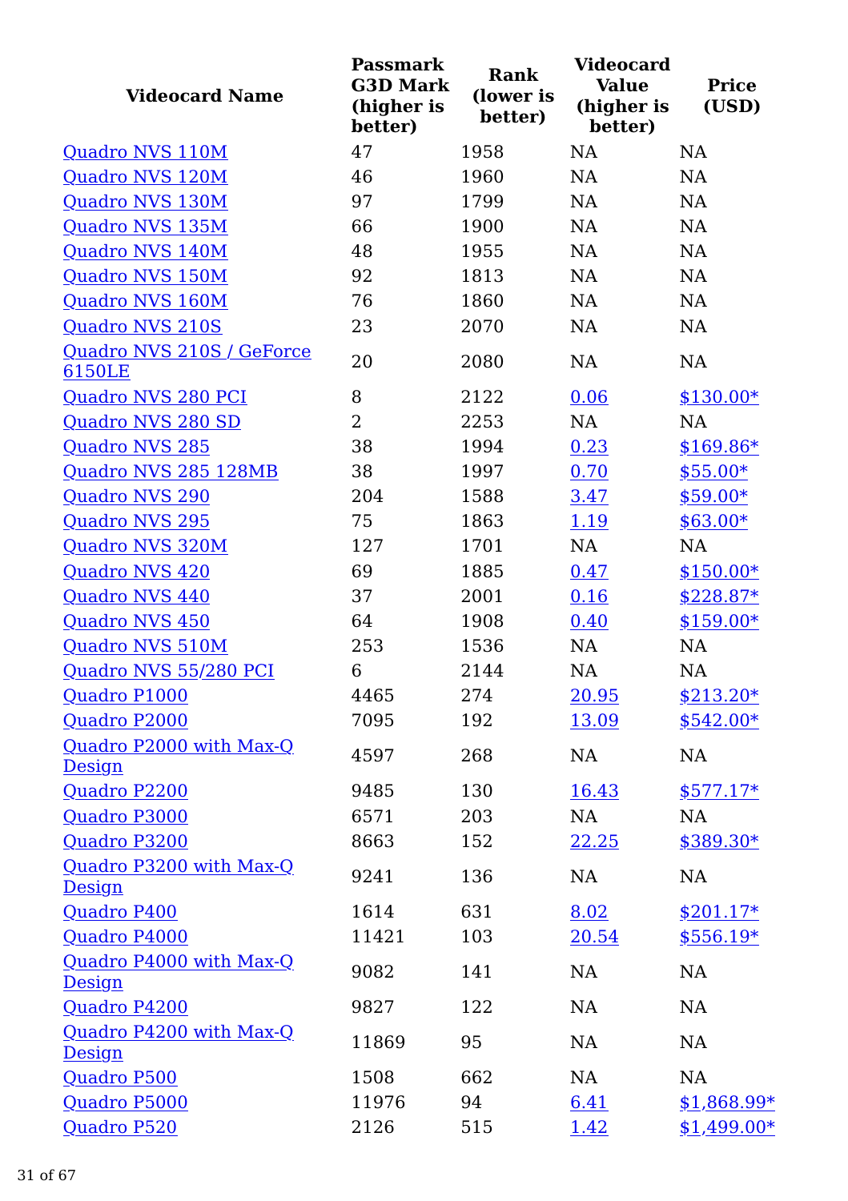| Videocard Name | Passmark G3D Mark (higher is better) | Rank (lower is better) | Videocard Value (higher is better) | Price (USD) |
|---|---|---|---|---|
| Quadro NVS 110M | 47 | 1958 | NA | NA |
| Quadro NVS 120M | 46 | 1960 | NA | NA |
| Quadro NVS 130M | 97 | 1799 | NA | NA |
| Quadro NVS 135M | 66 | 1900 | NA | NA |
| Quadro NVS 140M | 48 | 1955 | NA | NA |
| Quadro NVS 150M | 92 | 1813 | NA | NA |
| Quadro NVS 160M | 76 | 1860 | NA | NA |
| Quadro NVS 210S | 23 | 2070 | NA | NA |
| Quadro NVS 210S / GeForce 6150LE | 20 | 2080 | NA | NA |
| Quadro NVS 280 PCI | 8 | 2122 | 0.06 | $130.00* |
| Quadro NVS 280 SD | 2 | 2253 | NA | NA |
| Quadro NVS 285 | 38 | 1994 | 0.23 | $169.86* |
| Quadro NVS 285 128MB | 38 | 1997 | 0.70 | $55.00* |
| Quadro NVS 290 | 204 | 1588 | 3.47 | $59.00* |
| Quadro NVS 295 | 75 | 1863 | 1.19 | $63.00* |
| Quadro NVS 320M | 127 | 1701 | NA | NA |
| Quadro NVS 420 | 69 | 1885 | 0.47 | $150.00* |
| Quadro NVS 440 | 37 | 2001 | 0.16 | $228.87* |
| Quadro NVS 450 | 64 | 1908 | 0.40 | $159.00* |
| Quadro NVS 510M | 253 | 1536 | NA | NA |
| Quadro NVS 55/280 PCI | 6 | 2144 | NA | NA |
| Quadro P1000 | 4465 | 274 | 20.95 | $213.20* |
| Quadro P2000 | 7095 | 192 | 13.09 | $542.00* |
| Quadro P2000 with Max-Q Design | 4597 | 268 | NA | NA |
| Quadro P2200 | 9485 | 130 | 16.43 | $577.17* |
| Quadro P3000 | 6571 | 203 | NA | NA |
| Quadro P3200 | 8663 | 152 | 22.25 | $389.30* |
| Quadro P3200 with Max-Q Design | 9241 | 136 | NA | NA |
| Quadro P400 | 1614 | 631 | 8.02 | $201.17* |
| Quadro P4000 | 11421 | 103 | 20.54 | $556.19* |
| Quadro P4000 with Max-Q Design | 9082 | 141 | NA | NA |
| Quadro P4200 | 9827 | 122 | NA | NA |
| Quadro P4200 with Max-Q Design | 11869 | 95 | NA | NA |
| Quadro P500 | 1508 | 662 | NA | NA |
| Quadro P5000 | 11976 | 94 | 6.41 | $1,868.99* |
| Quadro P520 | 2126 | 515 | 1.42 | $1,499.00* |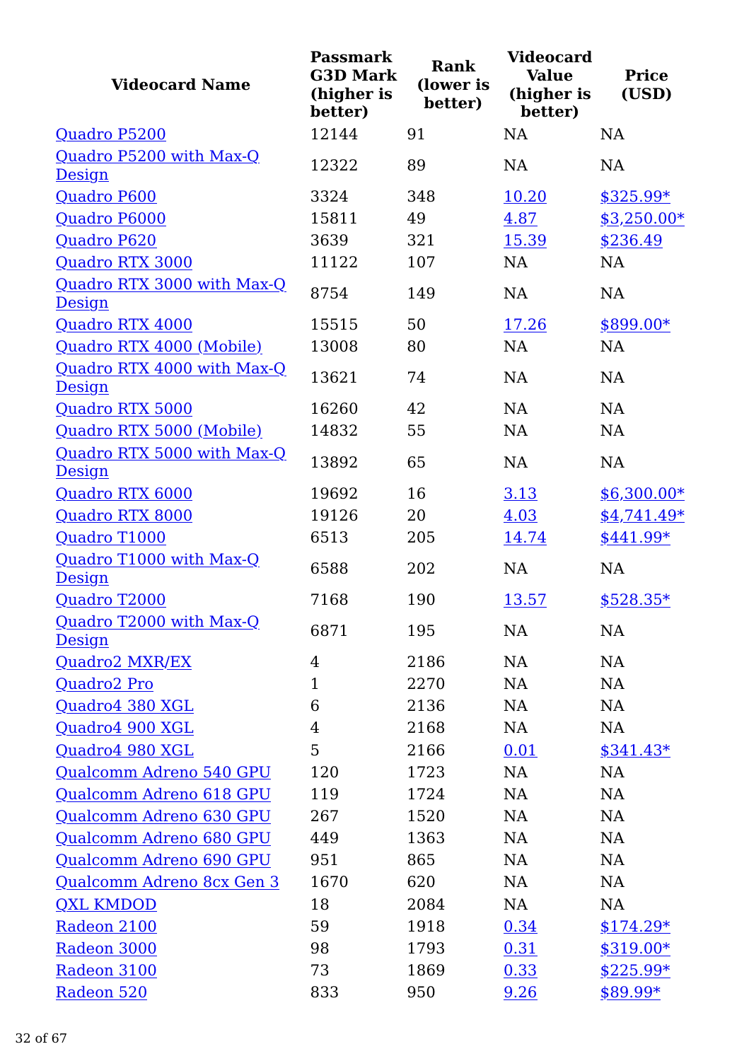| Videocard Name | Passmark G3D Mark (higher is better) | Rank (lower is better) | Videocard Value (higher is better) | Price (USD) |
|---|---|---|---|---|
| Quadro P5200 | 12144 | 91 | NA | NA |
| Quadro P5200 with Max-Q Design | 12322 | 89 | NA | NA |
| Quadro P600 | 3324 | 348 | 10.20 | $325.99* |
| Quadro P6000 | 15811 | 49 | 4.87 | $3,250.00* |
| Quadro P620 | 3639 | 321 | 15.39 | $236.49 |
| Quadro RTX 3000 | 11122 | 107 | NA | NA |
| Quadro RTX 3000 with Max-Q Design | 8754 | 149 | NA | NA |
| Quadro RTX 4000 | 15515 | 50 | 17.26 | $899.00* |
| Quadro RTX 4000 (Mobile) | 13008 | 80 | NA | NA |
| Quadro RTX 4000 with Max-Q Design | 13621 | 74 | NA | NA |
| Quadro RTX 5000 | 16260 | 42 | NA | NA |
| Quadro RTX 5000 (Mobile) | 14832 | 55 | NA | NA |
| Quadro RTX 5000 with Max-Q Design | 13892 | 65 | NA | NA |
| Quadro RTX 6000 | 19692 | 16 | 3.13 | $6,300.00* |
| Quadro RTX 8000 | 19126 | 20 | 4.03 | $4,741.49* |
| Quadro T1000 | 6513 | 205 | 14.74 | $441.99* |
| Quadro T1000 with Max-Q Design | 6588 | 202 | NA | NA |
| Quadro T2000 | 7168 | 190 | 13.57 | $528.35* |
| Quadro T2000 with Max-Q Design | 6871 | 195 | NA | NA |
| Quadro2 MXR/EX | 4 | 2186 | NA | NA |
| Quadro2 Pro | 1 | 2270 | NA | NA |
| Quadro4 380 XGL | 6 | 2136 | NA | NA |
| Quadro4 900 XGL | 4 | 2168 | NA | NA |
| Quadro4 980 XGL | 5 | 2166 | 0.01 | $341.43* |
| Qualcomm Adreno 540 GPU | 120 | 1723 | NA | NA |
| Qualcomm Adreno 618 GPU | 119 | 1724 | NA | NA |
| Qualcomm Adreno 630 GPU | 267 | 1520 | NA | NA |
| Qualcomm Adreno 680 GPU | 449 | 1363 | NA | NA |
| Qualcomm Adreno 690 GPU | 951 | 865 | NA | NA |
| Qualcomm Adreno 8cx Gen 3 | 1670 | 620 | NA | NA |
| QXL KMDOD | 18 | 2084 | NA | NA |
| Radeon 2100 | 59 | 1918 | 0.34 | $174.29* |
| Radeon 3000 | 98 | 1793 | 0.31 | $319.00* |
| Radeon 3100 | 73 | 1869 | 0.33 | $225.99* |
| Radeon 520 | 833 | 950 | 9.26 | $89.99* |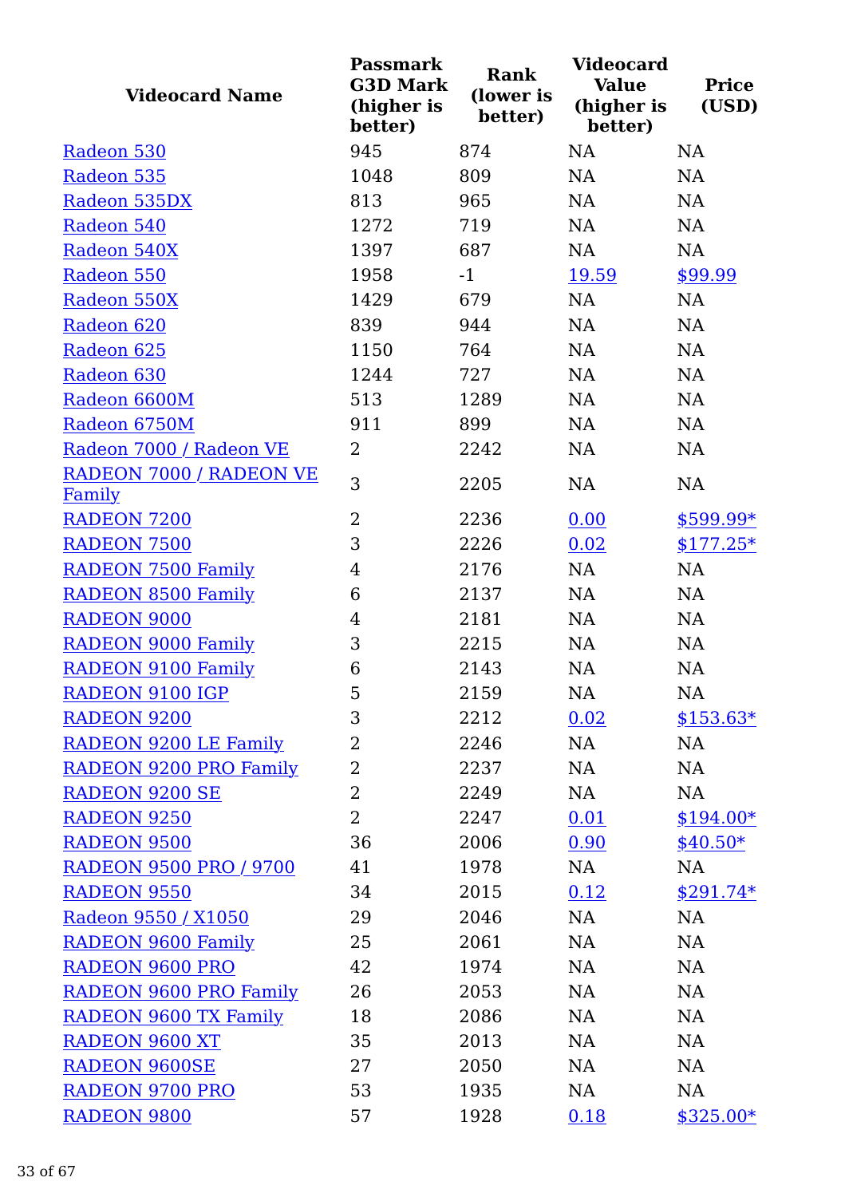| Videocard Name | Passmark G3D Mark (higher is better) | Rank (lower is better) | Videocard Value (higher is better) | Price (USD) |
|---|---|---|---|---|
| Radeon 530 | 945 | 874 | NA | NA |
| Radeon 535 | 1048 | 809 | NA | NA |
| Radeon 535DX | 813 | 965 | NA | NA |
| Radeon 540 | 1272 | 719 | NA | NA |
| Radeon 540X | 1397 | 687 | NA | NA |
| Radeon 550 | 1958 | -1 | 19.59 | $99.99 |
| Radeon 550X | 1429 | 679 | NA | NA |
| Radeon 620 | 839 | 944 | NA | NA |
| Radeon 625 | 1150 | 764 | NA | NA |
| Radeon 630 | 1244 | 727 | NA | NA |
| Radeon 6600M | 513 | 1289 | NA | NA |
| Radeon 6750M | 911 | 899 | NA | NA |
| Radeon 7000 / Radeon VE | 2 | 2242 | NA | NA |
| RADEON 7000 / RADEON VE Family | 3 | 2205 | NA | NA |
| RADEON 7200 | 2 | 2236 | 0.00 | $599.99* |
| RADEON 7500 | 3 | 2226 | 0.02 | $177.25* |
| RADEON 7500 Family | 4 | 2176 | NA | NA |
| RADEON 8500 Family | 6 | 2137 | NA | NA |
| RADEON 9000 | 4 | 2181 | NA | NA |
| RADEON 9000 Family | 3 | 2215 | NA | NA |
| RADEON 9100 Family | 6 | 2143 | NA | NA |
| RADEON 9100 IGP | 5 | 2159 | NA | NA |
| RADEON 9200 | 3 | 2212 | 0.02 | $153.63* |
| RADEON 9200 LE Family | 2 | 2246 | NA | NA |
| RADEON 9200 PRO Family | 2 | 2237 | NA | NA |
| RADEON 9200 SE | 2 | 2249 | NA | NA |
| RADEON 9250 | 2 | 2247 | 0.01 | $194.00* |
| RADEON 9500 | 36 | 2006 | 0.90 | $40.50* |
| RADEON 9500 PRO / 9700 | 41 | 1978 | NA | NA |
| RADEON 9550 | 34 | 2015 | 0.12 | $291.74* |
| Radeon 9550 / X1050 | 29 | 2046 | NA | NA |
| RADEON 9600 Family | 25 | 2061 | NA | NA |
| RADEON 9600 PRO | 42 | 1974 | NA | NA |
| RADEON 9600 PRO Family | 26 | 2053 | NA | NA |
| RADEON 9600 TX Family | 18 | 2086 | NA | NA |
| RADEON 9600 XT | 35 | 2013 | NA | NA |
| RADEON 9600SE | 27 | 2050 | NA | NA |
| RADEON 9700 PRO | 53 | 1935 | NA | NA |
| RADEON 9800 | 57 | 1928 | 0.18 | $325.00* |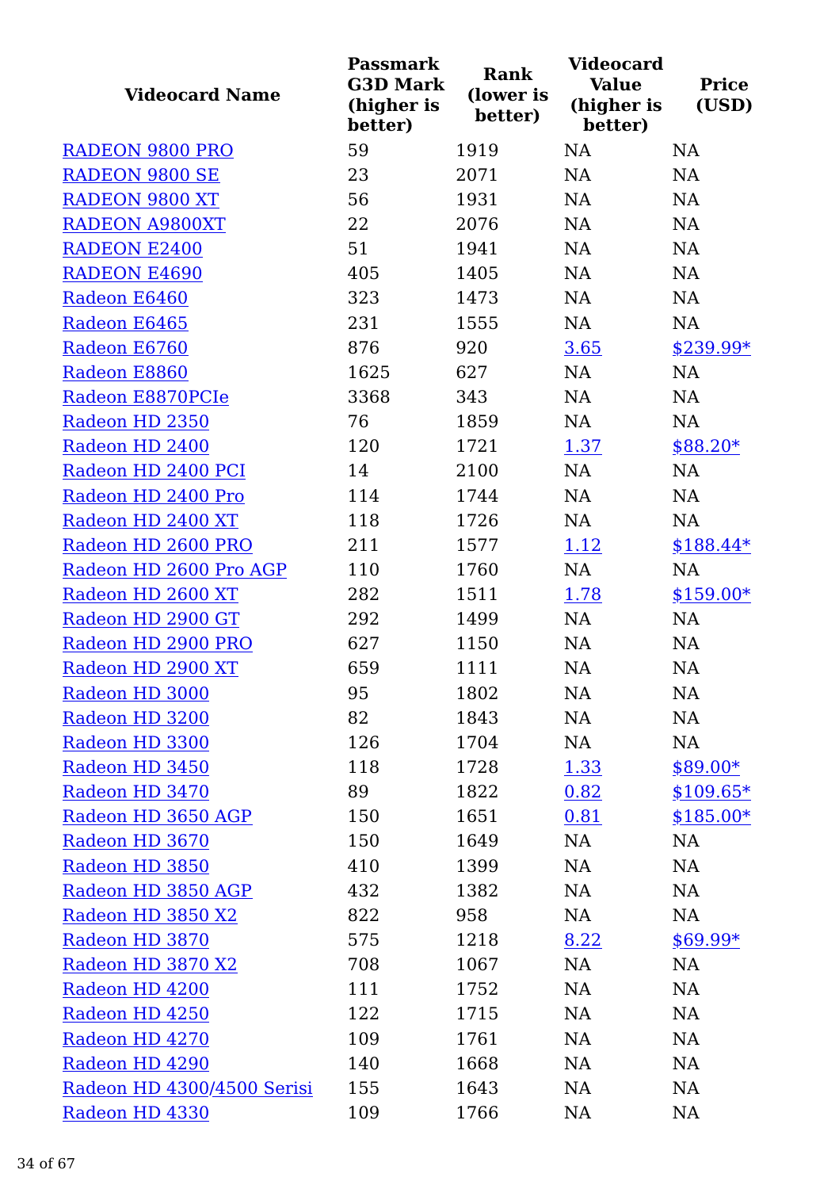| Videocard Name | Passmark G3D Mark (higher is better) | Rank (lower is better) | Videocard Value (higher is better) | Price (USD) |
|---|---|---|---|---|
| RADEON 9800 PRO | 59 | 1919 | NA | NA |
| RADEON 9800 SE | 23 | 2071 | NA | NA |
| RADEON 9800 XT | 56 | 1931 | NA | NA |
| RADEON A9800XT | 22 | 2076 | NA | NA |
| RADEON E2400 | 51 | 1941 | NA | NA |
| RADEON E4690 | 405 | 1405 | NA | NA |
| Radeon E6460 | 323 | 1473 | NA | NA |
| Radeon E6465 | 231 | 1555 | NA | NA |
| Radeon E6760 | 876 | 920 | 3.65 | $239.99* |
| Radeon E8860 | 1625 | 627 | NA | NA |
| Radeon E8870PCIe | 3368 | 343 | NA | NA |
| Radeon HD 2350 | 76 | 1859 | NA | NA |
| Radeon HD 2400 | 120 | 1721 | 1.37 | $88.20* |
| Radeon HD 2400 PCI | 14 | 2100 | NA | NA |
| Radeon HD 2400 Pro | 114 | 1744 | NA | NA |
| Radeon HD 2400 XT | 118 | 1726 | NA | NA |
| Radeon HD 2600 PRO | 211 | 1577 | 1.12 | $188.44* |
| Radeon HD 2600 Pro AGP | 110 | 1760 | NA | NA |
| Radeon HD 2600 XT | 282 | 1511 | 1.78 | $159.00* |
| Radeon HD 2900 GT | 292 | 1499 | NA | NA |
| Radeon HD 2900 PRO | 627 | 1150 | NA | NA |
| Radeon HD 2900 XT | 659 | 1111 | NA | NA |
| Radeon HD 3000 | 95 | 1802 | NA | NA |
| Radeon HD 3200 | 82 | 1843 | NA | NA |
| Radeon HD 3300 | 126 | 1704 | NA | NA |
| Radeon HD 3450 | 118 | 1728 | 1.33 | $89.00* |
| Radeon HD 3470 | 89 | 1822 | 0.82 | $109.65* |
| Radeon HD 3650 AGP | 150 | 1651 | 0.81 | $185.00* |
| Radeon HD 3670 | 150 | 1649 | NA | NA |
| Radeon HD 3850 | 410 | 1399 | NA | NA |
| Radeon HD 3850 AGP | 432 | 1382 | NA | NA |
| Radeon HD 3850 X2 | 822 | 958 | NA | NA |
| Radeon HD 3870 | 575 | 1218 | 8.22 | $69.99* |
| Radeon HD 3870 X2 | 708 | 1067 | NA | NA |
| Radeon HD 4200 | 111 | 1752 | NA | NA |
| Radeon HD 4250 | 122 | 1715 | NA | NA |
| Radeon HD 4270 | 109 | 1761 | NA | NA |
| Radeon HD 4290 | 140 | 1668 | NA | NA |
| Radeon HD 4300/4500 Serisi | 155 | 1643 | NA | NA |
| Radeon HD 4330 | 109 | 1766 | NA | NA |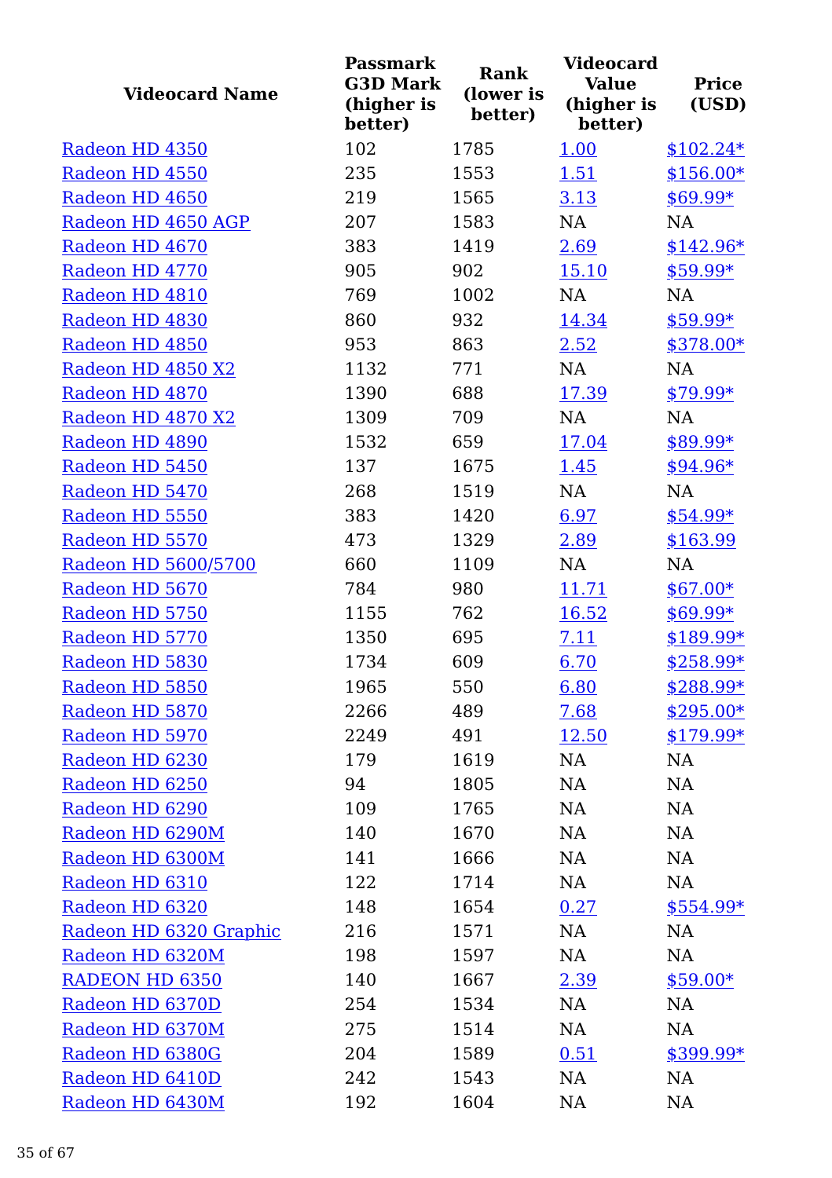| Videocard Name | Passmark G3D Mark (higher is better) | Rank (lower is better) | Videocard Value (higher is better) | Price (USD) |
|---|---|---|---|---|
| Radeon HD 4350 | 102 | 1785 | 1.00 | $102.24* |
| Radeon HD 4550 | 235 | 1553 | 1.51 | $156.00* |
| Radeon HD 4650 | 219 | 1565 | 3.13 | $69.99* |
| Radeon HD 4650 AGP | 207 | 1583 | NA | NA |
| Radeon HD 4670 | 383 | 1419 | 2.69 | $142.96* |
| Radeon HD 4770 | 905 | 902 | 15.10 | $59.99* |
| Radeon HD 4810 | 769 | 1002 | NA | NA |
| Radeon HD 4830 | 860 | 932 | 14.34 | $59.99* |
| Radeon HD 4850 | 953 | 863 | 2.52 | $378.00* |
| Radeon HD 4850 X2 | 1132 | 771 | NA | NA |
| Radeon HD 4870 | 1390 | 688 | 17.39 | $79.99* |
| Radeon HD 4870 X2 | 1309 | 709 | NA | NA |
| Radeon HD 4890 | 1532 | 659 | 17.04 | $89.99* |
| Radeon HD 5450 | 137 | 1675 | 1.45 | $94.96* |
| Radeon HD 5470 | 268 | 1519 | NA | NA |
| Radeon HD 5550 | 383 | 1420 | 6.97 | $54.99* |
| Radeon HD 5570 | 473 | 1329 | 2.89 | $163.99 |
| Radeon HD 5600/5700 | 660 | 1109 | NA | NA |
| Radeon HD 5670 | 784 | 980 | 11.71 | $67.00* |
| Radeon HD 5750 | 1155 | 762 | 16.52 | $69.99* |
| Radeon HD 5770 | 1350 | 695 | 7.11 | $189.99* |
| Radeon HD 5830 | 1734 | 609 | 6.70 | $258.99* |
| Radeon HD 5850 | 1965 | 550 | 6.80 | $288.99* |
| Radeon HD 5870 | 2266 | 489 | 7.68 | $295.00* |
| Radeon HD 5970 | 2249 | 491 | 12.50 | $179.99* |
| Radeon HD 6230 | 179 | 1619 | NA | NA |
| Radeon HD 6250 | 94 | 1805 | NA | NA |
| Radeon HD 6290 | 109 | 1765 | NA | NA |
| Radeon HD 6290M | 140 | 1670 | NA | NA |
| Radeon HD 6300M | 141 | 1666 | NA | NA |
| Radeon HD 6310 | 122 | 1714 | NA | NA |
| Radeon HD 6320 | 148 | 1654 | 0.27 | $554.99* |
| Radeon HD 6320 Graphic | 216 | 1571 | NA | NA |
| Radeon HD 6320M | 198 | 1597 | NA | NA |
| RADEON HD 6350 | 140 | 1667 | 2.39 | $59.00* |
| Radeon HD 6370D | 254 | 1534 | NA | NA |
| Radeon HD 6370M | 275 | 1514 | NA | NA |
| Radeon HD 6380G | 204 | 1589 | 0.51 | $399.99* |
| Radeon HD 6410D | 242 | 1543 | NA | NA |
| Radeon HD 6430M | 192 | 1604 | NA | NA |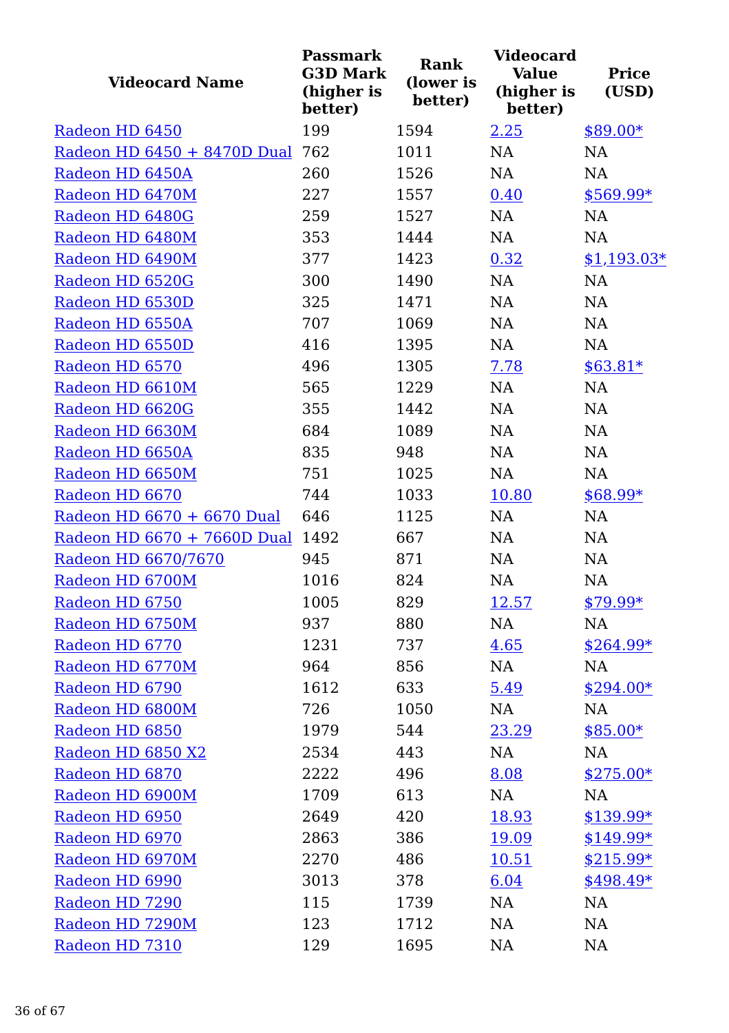| Videocard Name | Passmark G3D Mark (higher is better) | Rank (lower is better) | Videocard Value (higher is better) | Price (USD) |
|---|---|---|---|---|
| Radeon HD 6450 | 199 | 1594 | 2.25 | $89.00* |
| Radeon HD 6450 + 8470D Dual | 762 | 1011 | NA | NA |
| Radeon HD 6450A | 260 | 1526 | NA | NA |
| Radeon HD 6470M | 227 | 1557 | 0.40 | $569.99* |
| Radeon HD 6480G | 259 | 1527 | NA | NA |
| Radeon HD 6480M | 353 | 1444 | NA | NA |
| Radeon HD 6490M | 377 | 1423 | 0.32 | $1,193.03* |
| Radeon HD 6520G | 300 | 1490 | NA | NA |
| Radeon HD 6530D | 325 | 1471 | NA | NA |
| Radeon HD 6550A | 707 | 1069 | NA | NA |
| Radeon HD 6550D | 416 | 1395 | NA | NA |
| Radeon HD 6570 | 496 | 1305 | 7.78 | $63.81* |
| Radeon HD 6610M | 565 | 1229 | NA | NA |
| Radeon HD 6620G | 355 | 1442 | NA | NA |
| Radeon HD 6630M | 684 | 1089 | NA | NA |
| Radeon HD 6650A | 835 | 948 | NA | NA |
| Radeon HD 6650M | 751 | 1025 | NA | NA |
| Radeon HD 6670 | 744 | 1033 | 10.80 | $68.99* |
| Radeon HD 6670 + 6670 Dual | 646 | 1125 | NA | NA |
| Radeon HD 6670 + 7660D Dual | 1492 | 667 | NA | NA |
| Radeon HD 6670/7670 | 945 | 871 | NA | NA |
| Radeon HD 6700M | 1016 | 824 | NA | NA |
| Radeon HD 6750 | 1005 | 829 | 12.57 | $79.99* |
| Radeon HD 6750M | 937 | 880 | NA | NA |
| Radeon HD 6770 | 1231 | 737 | 4.65 | $264.99* |
| Radeon HD 6770M | 964 | 856 | NA | NA |
| Radeon HD 6790 | 1612 | 633 | 5.49 | $294.00* |
| Radeon HD 6800M | 726 | 1050 | NA | NA |
| Radeon HD 6850 | 1979 | 544 | 23.29 | $85.00* |
| Radeon HD 6850 X2 | 2534 | 443 | NA | NA |
| Radeon HD 6870 | 2222 | 496 | 8.08 | $275.00* |
| Radeon HD 6900M | 1709 | 613 | NA | NA |
| Radeon HD 6950 | 2649 | 420 | 18.93 | $139.99* |
| Radeon HD 6970 | 2863 | 386 | 19.09 | $149.99* |
| Radeon HD 6970M | 2270 | 486 | 10.51 | $215.99* |
| Radeon HD 6990 | 3013 | 378 | 6.04 | $498.49* |
| Radeon HD 7290 | 115 | 1739 | NA | NA |
| Radeon HD 7290M | 123 | 1712 | NA | NA |
| Radeon HD 7310 | 129 | 1695 | NA | NA |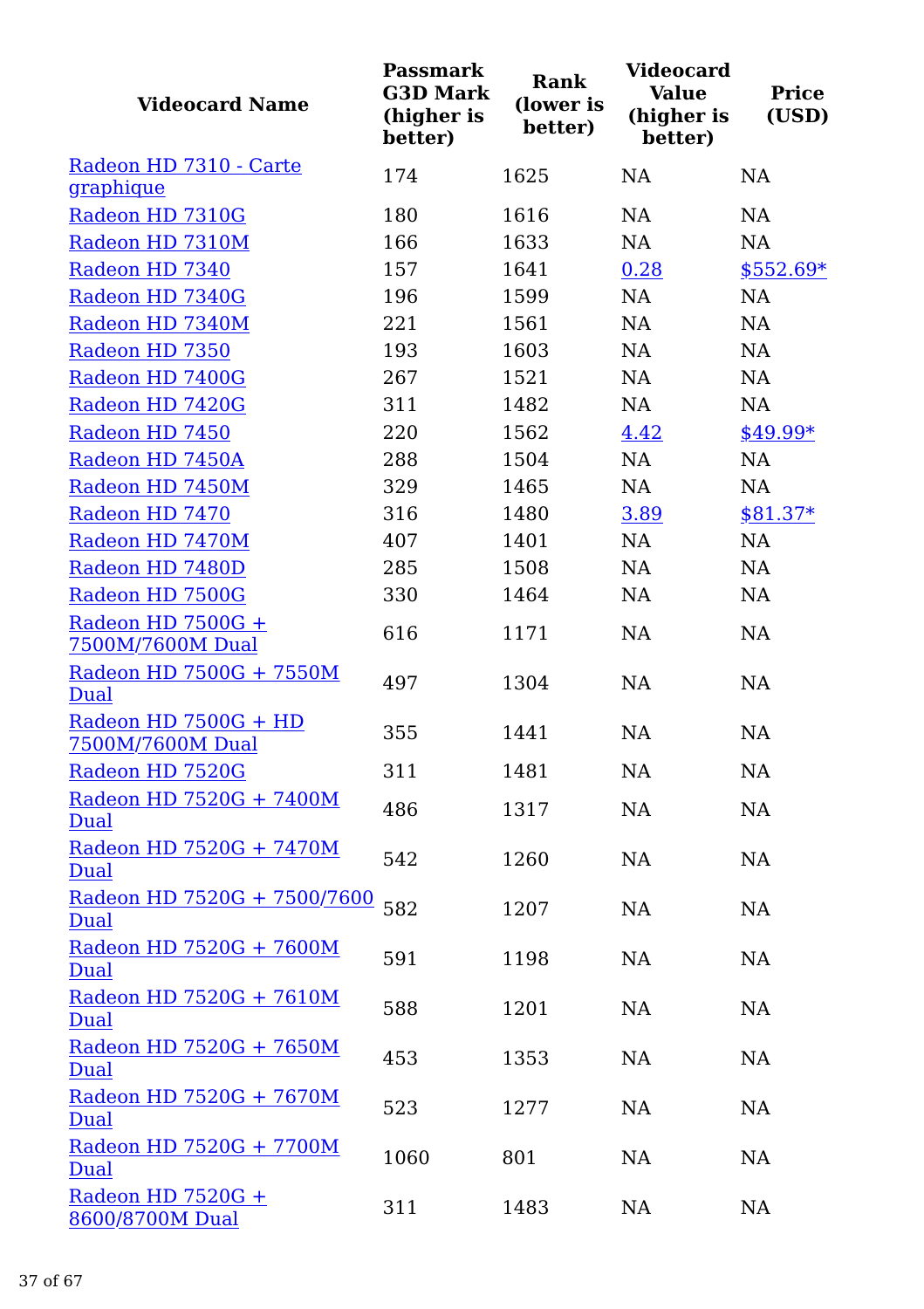| Videocard Name | Passmark G3D Mark (higher is better) | Rank (lower is better) | Videocard Value (higher is better) | Price (USD) |
|---|---|---|---|---|
| Radeon HD 7310 - Carte graphique | 174 | 1625 | NA | NA |
| Radeon HD 7310G | 180 | 1616 | NA | NA |
| Radeon HD 7310M | 166 | 1633 | NA | NA |
| Radeon HD 7340 | 157 | 1641 | 0.28 | $552.69* |
| Radeon HD 7340G | 196 | 1599 | NA | NA |
| Radeon HD 7340M | 221 | 1561 | NA | NA |
| Radeon HD 7350 | 193 | 1603 | NA | NA |
| Radeon HD 7400G | 267 | 1521 | NA | NA |
| Radeon HD 7420G | 311 | 1482 | NA | NA |
| Radeon HD 7450 | 220 | 1562 | 4.42 | $49.99* |
| Radeon HD 7450A | 288 | 1504 | NA | NA |
| Radeon HD 7450M | 329 | 1465 | NA | NA |
| Radeon HD 7470 | 316 | 1480 | 3.89 | $81.37* |
| Radeon HD 7470M | 407 | 1401 | NA | NA |
| Radeon HD 7480D | 285 | 1508 | NA | NA |
| Radeon HD 7500G | 330 | 1464 | NA | NA |
| Radeon HD 7500G + 7500M/7600M Dual | 616 | 1171 | NA | NA |
| Radeon HD 7500G + 7550M Dual | 497 | 1304 | NA | NA |
| Radeon HD 7500G + HD 7500M/7600M Dual | 355 | 1441 | NA | NA |
| Radeon HD 7520G | 311 | 1481 | NA | NA |
| Radeon HD 7520G + 7400M Dual | 486 | 1317 | NA | NA |
| Radeon HD 7520G + 7470M Dual | 542 | 1260 | NA | NA |
| Radeon HD 7520G + 7500/7600 Dual | 582 | 1207 | NA | NA |
| Radeon HD 7520G + 7600M Dual | 591 | 1198 | NA | NA |
| Radeon HD 7520G + 7610M Dual | 588 | 1201 | NA | NA |
| Radeon HD 7520G + 7650M Dual | 453 | 1353 | NA | NA |
| Radeon HD 7520G + 7670M Dual | 523 | 1277 | NA | NA |
| Radeon HD 7520G + 7700M Dual | 1060 | 801 | NA | NA |
| Radeon HD 7520G + 8600/8700M Dual | 311 | 1483 | NA | NA |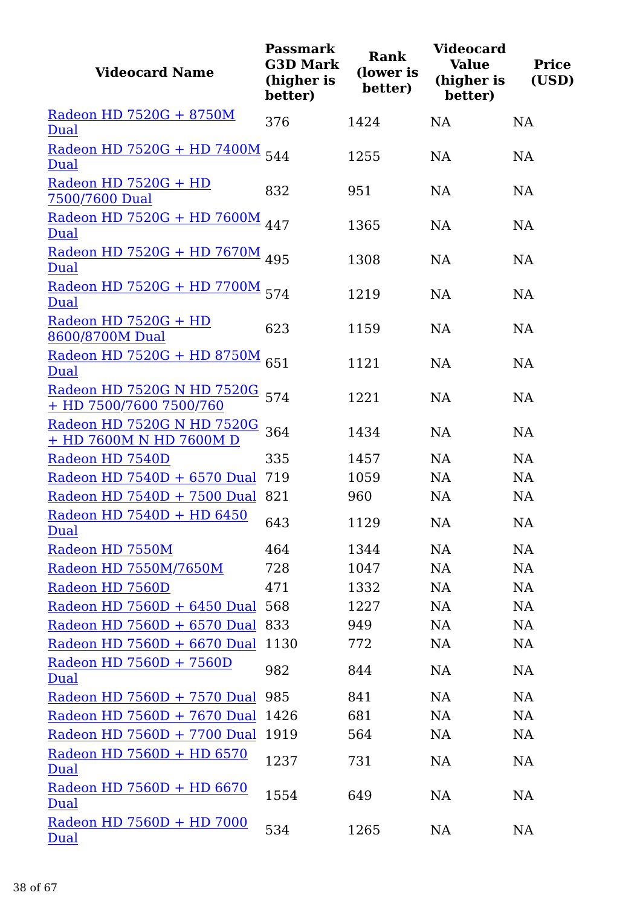| Videocard Name | Passmark G3D Mark (higher is better) | Rank (lower is better) | Videocard Value (higher is better) | Price (USD) |
|---|---|---|---|---|
| Radeon HD 7520G + 8750M Dual | 376 | 1424 | NA | NA |
| Radeon HD 7520G + HD 7400M Dual | 544 | 1255 | NA | NA |
| Radeon HD 7520G + HD 7500/7600 Dual | 832 | 951 | NA | NA |
| Radeon HD 7520G + HD 7600M Dual | 447 | 1365 | NA | NA |
| Radeon HD 7520G + HD 7670M Dual | 495 | 1308 | NA | NA |
| Radeon HD 7520G + HD 7700M Dual | 574 | 1219 | NA | NA |
| Radeon HD 7520G + HD 8600/8700M Dual | 623 | 1159 | NA | NA |
| Radeon HD 7520G + HD 8750M Dual | 651 | 1121 | NA | NA |
| Radeon HD 7520G N HD 7520G + HD 7500/7600 7500/760 | 574 | 1221 | NA | NA |
| Radeon HD 7520G N HD 7520G + HD 7600M N HD 7600M D | 364 | 1434 | NA | NA |
| Radeon HD 7540D | 335 | 1457 | NA | NA |
| Radeon HD 7540D + 6570 Dual | 719 | 1059 | NA | NA |
| Radeon HD 7540D + 7500 Dual | 821 | 960 | NA | NA |
| Radeon HD 7540D + HD 6450 Dual | 643 | 1129 | NA | NA |
| Radeon HD 7550M | 464 | 1344 | NA | NA |
| Radeon HD 7550M/7650M | 728 | 1047 | NA | NA |
| Radeon HD 7560D | 471 | 1332 | NA | NA |
| Radeon HD 7560D + 6450 Dual | 568 | 1227 | NA | NA |
| Radeon HD 7560D + 6570 Dual | 833 | 949 | NA | NA |
| Radeon HD 7560D + 6670 Dual | 1130 | 772 | NA | NA |
| Radeon HD 7560D + 7560D Dual | 982 | 844 | NA | NA |
| Radeon HD 7560D + 7570 Dual | 985 | 841 | NA | NA |
| Radeon HD 7560D + 7670 Dual | 1426 | 681 | NA | NA |
| Radeon HD 7560D + 7700 Dual | 1919 | 564 | NA | NA |
| Radeon HD 7560D + HD 6570 Dual | 1237 | 731 | NA | NA |
| Radeon HD 7560D + HD 6670 Dual | 1554 | 649 | NA | NA |
| Radeon HD 7560D + HD 7000 Dual | 534 | 1265 | NA | NA |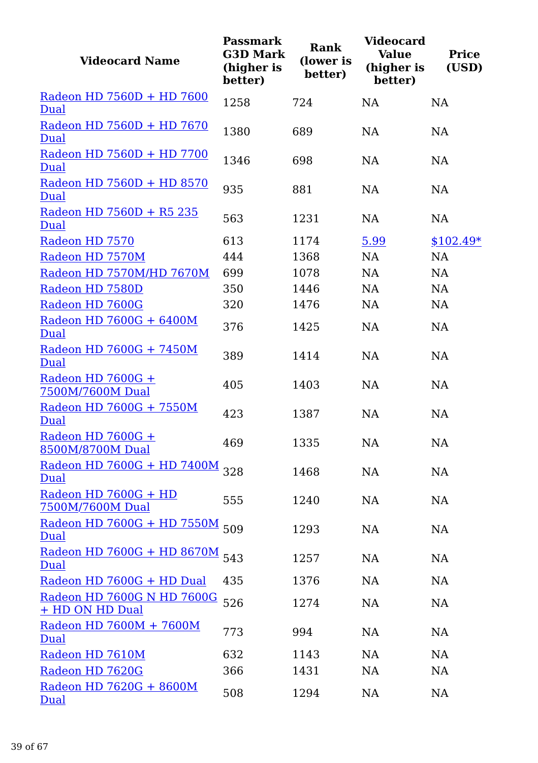| Videocard Name | Passmark G3D Mark (higher is better) | Rank (lower is better) | Videocard Value (higher is better) | Price (USD) |
|---|---|---|---|---|
| Radeon HD 7560D + HD 7600 Dual | 1258 | 724 | NA | NA |
| Radeon HD 7560D + HD 7670 Dual | 1380 | 689 | NA | NA |
| Radeon HD 7560D + HD 7700 Dual | 1346 | 698 | NA | NA |
| Radeon HD 7560D + HD 8570 Dual | 935 | 881 | NA | NA |
| Radeon HD 7560D + R5 235 Dual | 563 | 1231 | NA | NA |
| Radeon HD 7570 | 613 | 1174 | 5.99 | $102.49* |
| Radeon HD 7570M | 444 | 1368 | NA | NA |
| Radeon HD 7570M/HD 7670M | 699 | 1078 | NA | NA |
| Radeon HD 7580D | 350 | 1446 | NA | NA |
| Radeon HD 7600G | 320 | 1476 | NA | NA |
| Radeon HD 7600G + 6400M Dual | 376 | 1425 | NA | NA |
| Radeon HD 7600G + 7450M Dual | 389 | 1414 | NA | NA |
| Radeon HD 7600G + 7500M/7600M Dual | 405 | 1403 | NA | NA |
| Radeon HD 7600G + 7550M Dual | 423 | 1387 | NA | NA |
| Radeon HD 7600G + 8500M/8700M Dual | 469 | 1335 | NA | NA |
| Radeon HD 7600G + HD 7400M Dual | 328 | 1468 | NA | NA |
| Radeon HD 7600G + HD 7500M/7600M Dual | 555 | 1240 | NA | NA |
| Radeon HD 7600G + HD 7550M Dual | 509 | 1293 | NA | NA |
| Radeon HD 7600G + HD 8670M Dual | 543 | 1257 | NA | NA |
| Radeon HD 7600G + HD Dual | 435 | 1376 | NA | NA |
| Radeon HD 7600G N HD 7600G + HD ON HD Dual | 526 | 1274 | NA | NA |
| Radeon HD 7600M + 7600M Dual | 773 | 994 | NA | NA |
| Radeon HD 7610M | 632 | 1143 | NA | NA |
| Radeon HD 7620G | 366 | 1431 | NA | NA |
| Radeon HD 7620G + 8600M Dual | 508 | 1294 | NA | NA |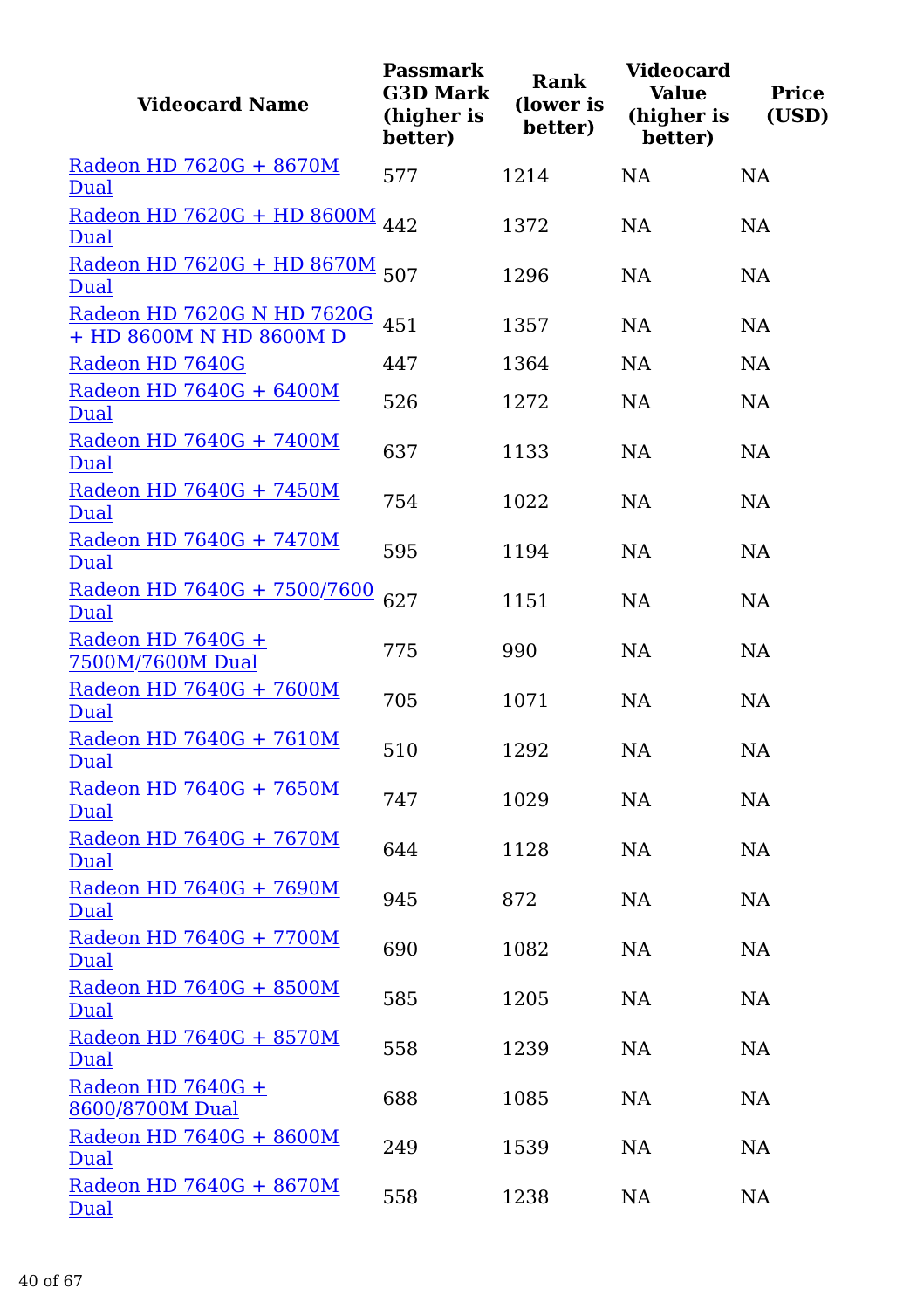| Videocard Name | Passmark G3D Mark (higher is better) | Rank (lower is better) | Videocard Value (higher is better) | Price (USD) |
|---|---|---|---|---|
| Radeon HD 7620G + 8670M Dual | 577 | 1214 | NA | NA |
| Radeon HD 7620G + HD 8600M Dual | 442 | 1372 | NA | NA |
| Radeon HD 7620G + HD 8670M Dual | 507 | 1296 | NA | NA |
| Radeon HD 7620G N HD 7620G + HD 8600M N HD 8600M D | 451 | 1357 | NA | NA |
| Radeon HD 7640G | 447 | 1364 | NA | NA |
| Radeon HD 7640G + 6400M Dual | 526 | 1272 | NA | NA |
| Radeon HD 7640G + 7400M Dual | 637 | 1133 | NA | NA |
| Radeon HD 7640G + 7450M Dual | 754 | 1022 | NA | NA |
| Radeon HD 7640G + 7470M Dual | 595 | 1194 | NA | NA |
| Radeon HD 7640G + 7500/7600 Dual | 627 | 1151 | NA | NA |
| Radeon HD 7640G + 7500M/7600M Dual | 775 | 990 | NA | NA |
| Radeon HD 7640G + 7600M Dual | 705 | 1071 | NA | NA |
| Radeon HD 7640G + 7610M Dual | 510 | 1292 | NA | NA |
| Radeon HD 7640G + 7650M Dual | 747 | 1029 | NA | NA |
| Radeon HD 7640G + 7670M Dual | 644 | 1128 | NA | NA |
| Radeon HD 7640G + 7690M Dual | 945 | 872 | NA | NA |
| Radeon HD 7640G + 7700M Dual | 690 | 1082 | NA | NA |
| Radeon HD 7640G + 8500M Dual | 585 | 1205 | NA | NA |
| Radeon HD 7640G + 8570M Dual | 558 | 1239 | NA | NA |
| Radeon HD 7640G + 8600/8700M Dual | 688 | 1085 | NA | NA |
| Radeon HD 7640G + 8600M Dual | 249 | 1539 | NA | NA |
| Radeon HD 7640G + 8670M Dual | 558 | 1238 | NA | NA |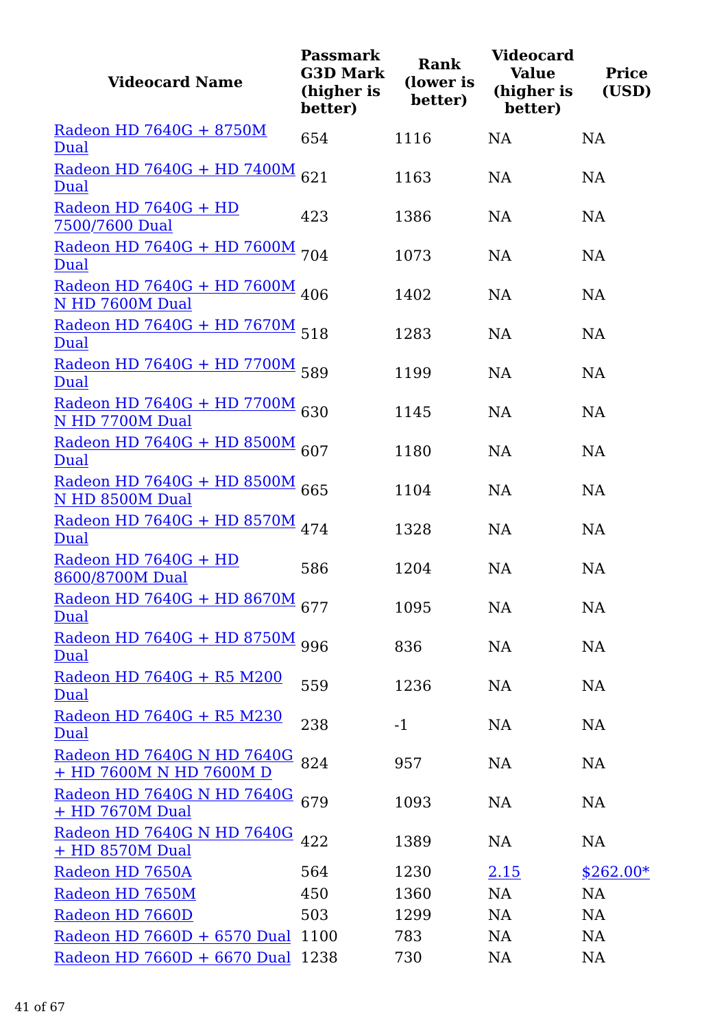| Videocard Name | Passmark G3D Mark (higher is better) | Rank (lower is better) | Videocard Value (higher is better) | Price (USD) |
|---|---|---|---|---|
| Radeon HD 7640G + 8750M Dual | 654 | 1116 | NA | NA |
| Radeon HD 7640G + HD 7400M Dual | 621 | 1163 | NA | NA |
| Radeon HD 7640G + HD 7500/7600 Dual | 423 | 1386 | NA | NA |
| Radeon HD 7640G + HD 7600M Dual | 704 | 1073 | NA | NA |
| Radeon HD 7640G + HD 7600M N HD 7600M Dual | 406 | 1402 | NA | NA |
| Radeon HD 7640G + HD 7670M Dual | 518 | 1283 | NA | NA |
| Radeon HD 7640G + HD 7700M Dual | 589 | 1199 | NA | NA |
| Radeon HD 7640G + HD 7700M N HD 7700M Dual | 630 | 1145 | NA | NA |
| Radeon HD 7640G + HD 8500M Dual | 607 | 1180 | NA | NA |
| Radeon HD 7640G + HD 8500M N HD 8500M Dual | 665 | 1104 | NA | NA |
| Radeon HD 7640G + HD 8570M Dual | 474 | 1328 | NA | NA |
| Radeon HD 7640G + HD 8600/8700M Dual | 586 | 1204 | NA | NA |
| Radeon HD 7640G + HD 8670M Dual | 677 | 1095 | NA | NA |
| Radeon HD 7640G + HD 8750M Dual | 996 | 836 | NA | NA |
| Radeon HD 7640G + R5 M200 Dual | 559 | 1236 | NA | NA |
| Radeon HD 7640G + R5 M230 Dual | 238 | -1 | NA | NA |
| Radeon HD 7640G N HD 7640G + HD 7600M N HD 7600M D | 824 | 957 | NA | NA |
| Radeon HD 7640G N HD 7640G + HD 7670M Dual | 679 | 1093 | NA | NA |
| Radeon HD 7640G N HD 7640G + HD 8570M Dual | 422 | 1389 | NA | NA |
| Radeon HD 7650A | 564 | 1230 | 2.15 | $262.00* |
| Radeon HD 7650M | 450 | 1360 | NA | NA |
| Radeon HD 7660D | 503 | 1299 | NA | NA |
| Radeon HD 7660D + 6570 Dual | 1100 | 783 | NA | NA |
| Radeon HD 7660D + 6670 Dual | 1238 | 730 | NA | NA |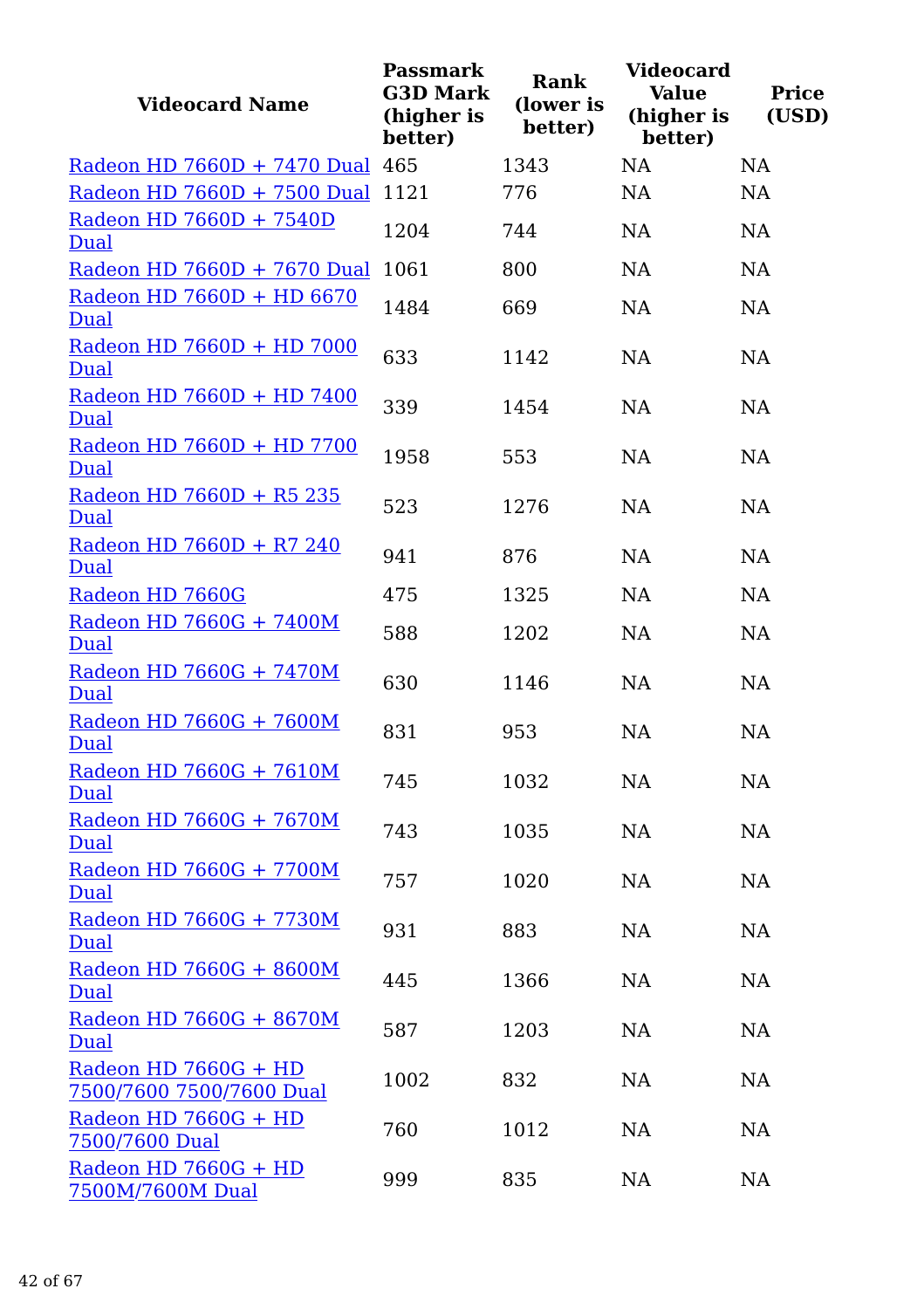| Videocard Name | Passmark G3D Mark (higher is better) | Rank (lower is better) | Videocard Value (higher is better) | Price (USD) |
|---|---|---|---|---|
| Radeon HD 7660D + 7470 Dual | 465 | 1343 | NA | NA |
| Radeon HD 7660D + 7500 Dual | 1121 | 776 | NA | NA |
| Radeon HD 7660D + 7540D Dual | 1204 | 744 | NA | NA |
| Radeon HD 7660D + 7670 Dual | 1061 | 800 | NA | NA |
| Radeon HD 7660D + HD 6670 Dual | 1484 | 669 | NA | NA |
| Radeon HD 7660D + HD 7000 Dual | 633 | 1142 | NA | NA |
| Radeon HD 7660D + HD 7400 Dual | 339 | 1454 | NA | NA |
| Radeon HD 7660D + HD 7700 Dual | 1958 | 553 | NA | NA |
| Radeon HD 7660D + R5 235 Dual | 523 | 1276 | NA | NA |
| Radeon HD 7660D + R7 240 Dual | 941 | 876 | NA | NA |
| Radeon HD 7660G | 475 | 1325 | NA | NA |
| Radeon HD 7660G + 7400M Dual | 588 | 1202 | NA | NA |
| Radeon HD 7660G + 7470M Dual | 630 | 1146 | NA | NA |
| Radeon HD 7660G + 7600M Dual | 831 | 953 | NA | NA |
| Radeon HD 7660G + 7610M Dual | 745 | 1032 | NA | NA |
| Radeon HD 7660G + 7670M Dual | 743 | 1035 | NA | NA |
| Radeon HD 7660G + 7700M Dual | 757 | 1020 | NA | NA |
| Radeon HD 7660G + 7730M Dual | 931 | 883 | NA | NA |
| Radeon HD 7660G + 8600M Dual | 445 | 1366 | NA | NA |
| Radeon HD 7660G + 8670M Dual | 587 | 1203 | NA | NA |
| Radeon HD 7660G + HD 7500/7600 7500/7600 Dual | 1002 | 832 | NA | NA |
| Radeon HD 7660G + HD 7500/7600 Dual | 760 | 1012 | NA | NA |
| Radeon HD 7660G + HD 7500M/7600M Dual | 999 | 835 | NA | NA |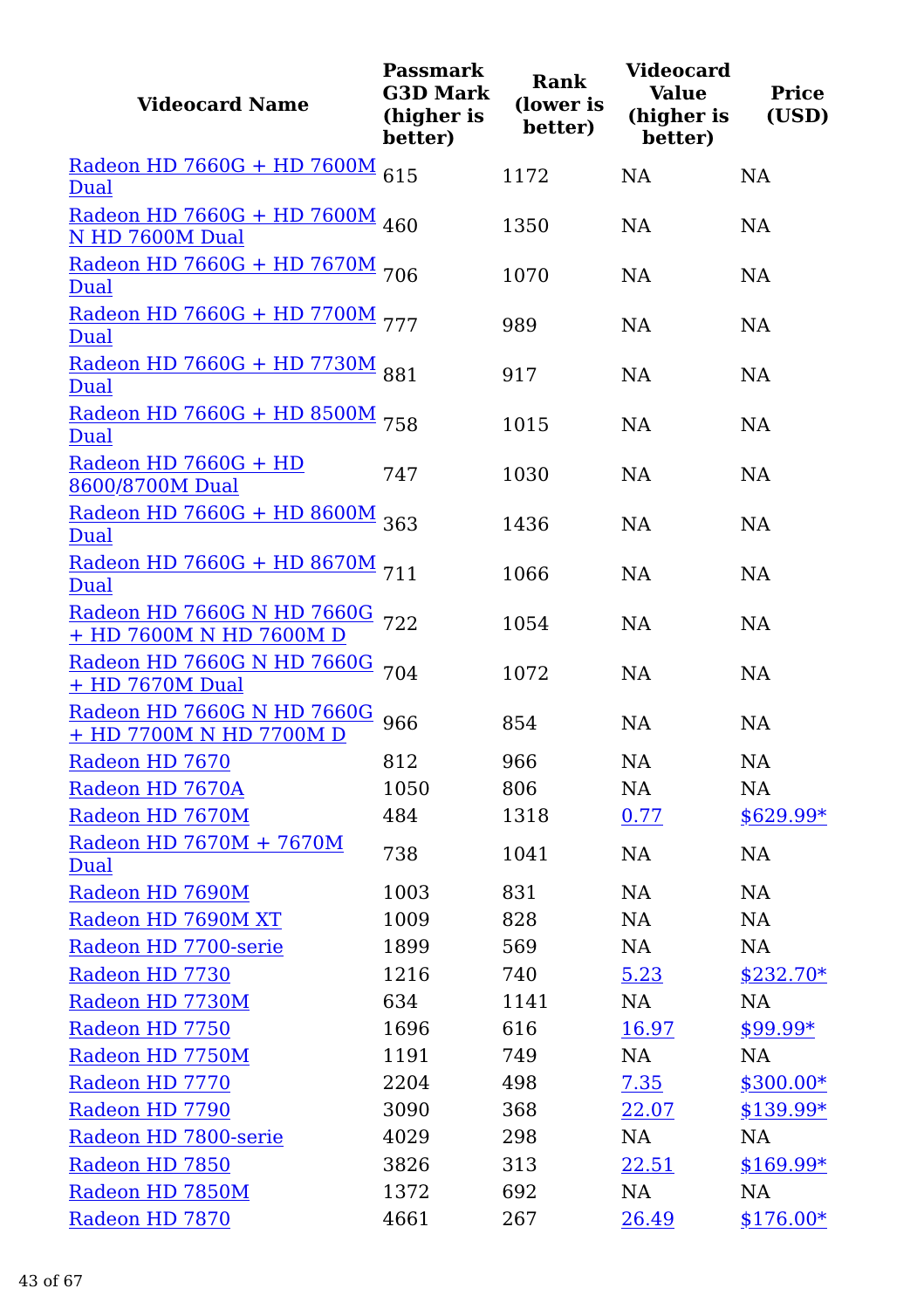| Videocard Name | Passmark G3D Mark (higher is better) | Rank (lower is better) | Videocard Value (higher is better) | Price (USD) |
|---|---|---|---|---|
| Radeon HD 7660G + HD 7600M Dual | 615 | 1172 | NA | NA |
| Radeon HD 7660G + HD 7600M N HD 7600M Dual | 460 | 1350 | NA | NA |
| Radeon HD 7660G + HD 7670M Dual | 706 | 1070 | NA | NA |
| Radeon HD 7660G + HD 7700M Dual | 777 | 989 | NA | NA |
| Radeon HD 7660G + HD 7730M Dual | 881 | 917 | NA | NA |
| Radeon HD 7660G + HD 8500M Dual | 758 | 1015 | NA | NA |
| Radeon HD 7660G + HD 8600/8700M Dual | 747 | 1030 | NA | NA |
| Radeon HD 7660G + HD 8600M Dual | 363 | 1436 | NA | NA |
| Radeon HD 7660G + HD 8670M Dual | 711 | 1066 | NA | NA |
| Radeon HD 7660G N HD 7660G + HD 7600M N HD 7600M D | 722 | 1054 | NA | NA |
| Radeon HD 7660G N HD 7660G + HD 7670M Dual | 704 | 1072 | NA | NA |
| Radeon HD 7660G N HD 7660G + HD 7700M N HD 7700M D | 966 | 854 | NA | NA |
| Radeon HD 7670 | 812 | 966 | NA | NA |
| Radeon HD 7670A | 1050 | 806 | NA | NA |
| Radeon HD 7670M | 484 | 1318 | 0.77 | $629.99* |
| Radeon HD 7670M + 7670M Dual | 738 | 1041 | NA | NA |
| Radeon HD 7690M | 1003 | 831 | NA | NA |
| Radeon HD 7690M XT | 1009 | 828 | NA | NA |
| Radeon HD 7700-serie | 1899 | 569 | NA | NA |
| Radeon HD 7730 | 1216 | 740 | 5.23 | $232.70* |
| Radeon HD 7730M | 634 | 1141 | NA | NA |
| Radeon HD 7750 | 1696 | 616 | 16.97 | $99.99* |
| Radeon HD 7750M | 1191 | 749 | NA | NA |
| Radeon HD 7770 | 2204 | 498 | 7.35 | $300.00* |
| Radeon HD 7790 | 3090 | 368 | 22.07 | $139.99* |
| Radeon HD 7800-serie | 4029 | 298 | NA | NA |
| Radeon HD 7850 | 3826 | 313 | 22.51 | $169.99* |
| Radeon HD 7850M | 1372 | 692 | NA | NA |
| Radeon HD 7870 | 4661 | 267 | 26.49 | $176.00* |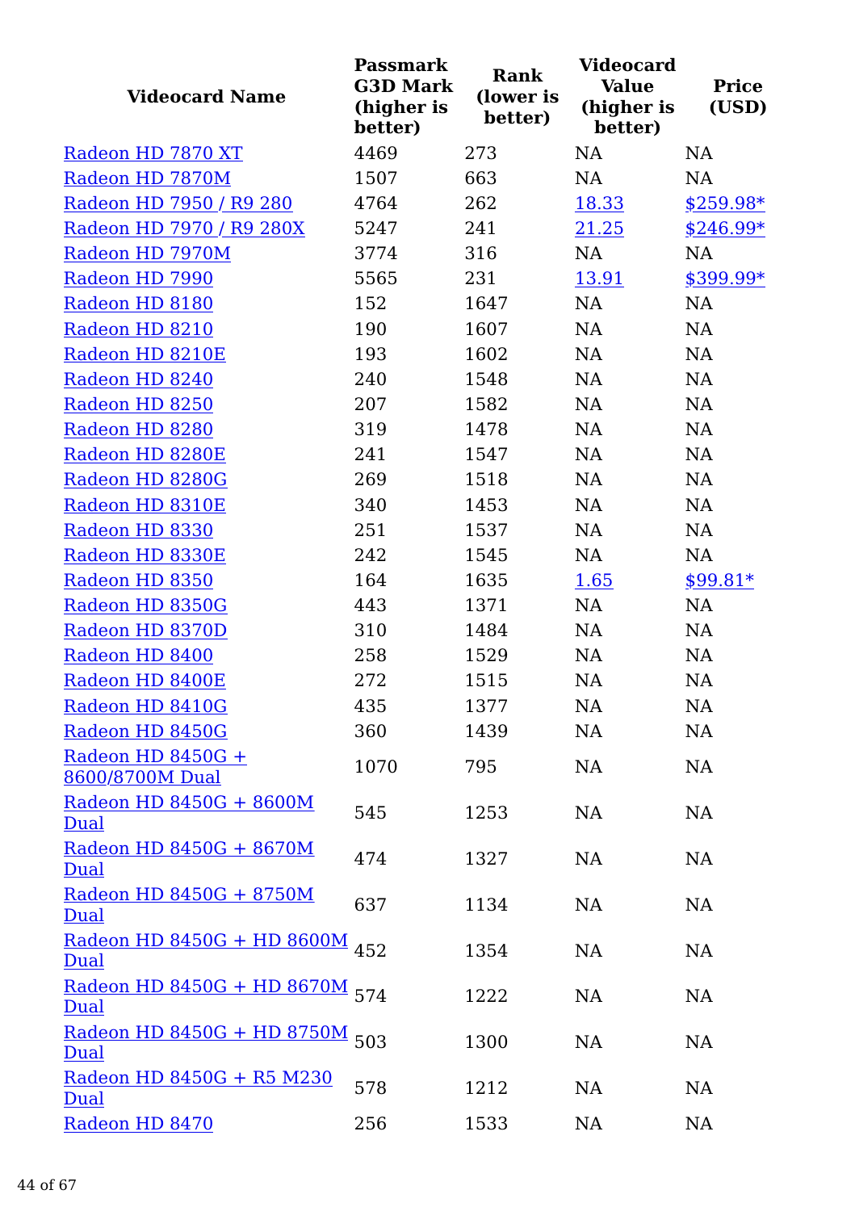| Videocard Name | Passmark G3D Mark (higher is better) | Rank (lower is better) | Videocard Value (higher is better) | Price (USD) |
| --- | --- | --- | --- | --- |
| Radeon HD 7870 XT | 4469 | 273 | NA | NA |
| Radeon HD 7870M | 1507 | 663 | NA | NA |
| Radeon HD 7950 / R9 280 | 4764 | 262 | 18.33 | $259.98* |
| Radeon HD 7970 / R9 280X | 5247 | 241 | 21.25 | $246.99* |
| Radeon HD 7970M | 3774 | 316 | NA | NA |
| Radeon HD 7990 | 5565 | 231 | 13.91 | $399.99* |
| Radeon HD 8180 | 152 | 1647 | NA | NA |
| Radeon HD 8210 | 190 | 1607 | NA | NA |
| Radeon HD 8210E | 193 | 1602 | NA | NA |
| Radeon HD 8240 | 240 | 1548 | NA | NA |
| Radeon HD 8250 | 207 | 1582 | NA | NA |
| Radeon HD 8280 | 319 | 1478 | NA | NA |
| Radeon HD 8280E | 241 | 1547 | NA | NA |
| Radeon HD 8280G | 269 | 1518 | NA | NA |
| Radeon HD 8310E | 340 | 1453 | NA | NA |
| Radeon HD 8330 | 251 | 1537 | NA | NA |
| Radeon HD 8330E | 242 | 1545 | NA | NA |
| Radeon HD 8350 | 164 | 1635 | 1.65 | $99.81* |
| Radeon HD 8350G | 443 | 1371 | NA | NA |
| Radeon HD 8370D | 310 | 1484 | NA | NA |
| Radeon HD 8400 | 258 | 1529 | NA | NA |
| Radeon HD 8400E | 272 | 1515 | NA | NA |
| Radeon HD 8410G | 435 | 1377 | NA | NA |
| Radeon HD 8450G | 360 | 1439 | NA | NA |
| Radeon HD 8450G + 8600/8700M Dual | 1070 | 795 | NA | NA |
| Radeon HD 8450G + 8600M Dual | 545 | 1253 | NA | NA |
| Radeon HD 8450G + 8670M Dual | 474 | 1327 | NA | NA |
| Radeon HD 8450G + 8750M Dual | 637 | 1134 | NA | NA |
| Radeon HD 8450G + HD 8600M Dual | 452 | 1354 | NA | NA |
| Radeon HD 8450G + HD 8670M Dual | 574 | 1222 | NA | NA |
| Radeon HD 8450G + HD 8750M Dual | 503 | 1300 | NA | NA |
| Radeon HD 8450G + R5 M230 Dual | 578 | 1212 | NA | NA |
| Radeon HD 8470 | 256 | 1533 | NA | NA |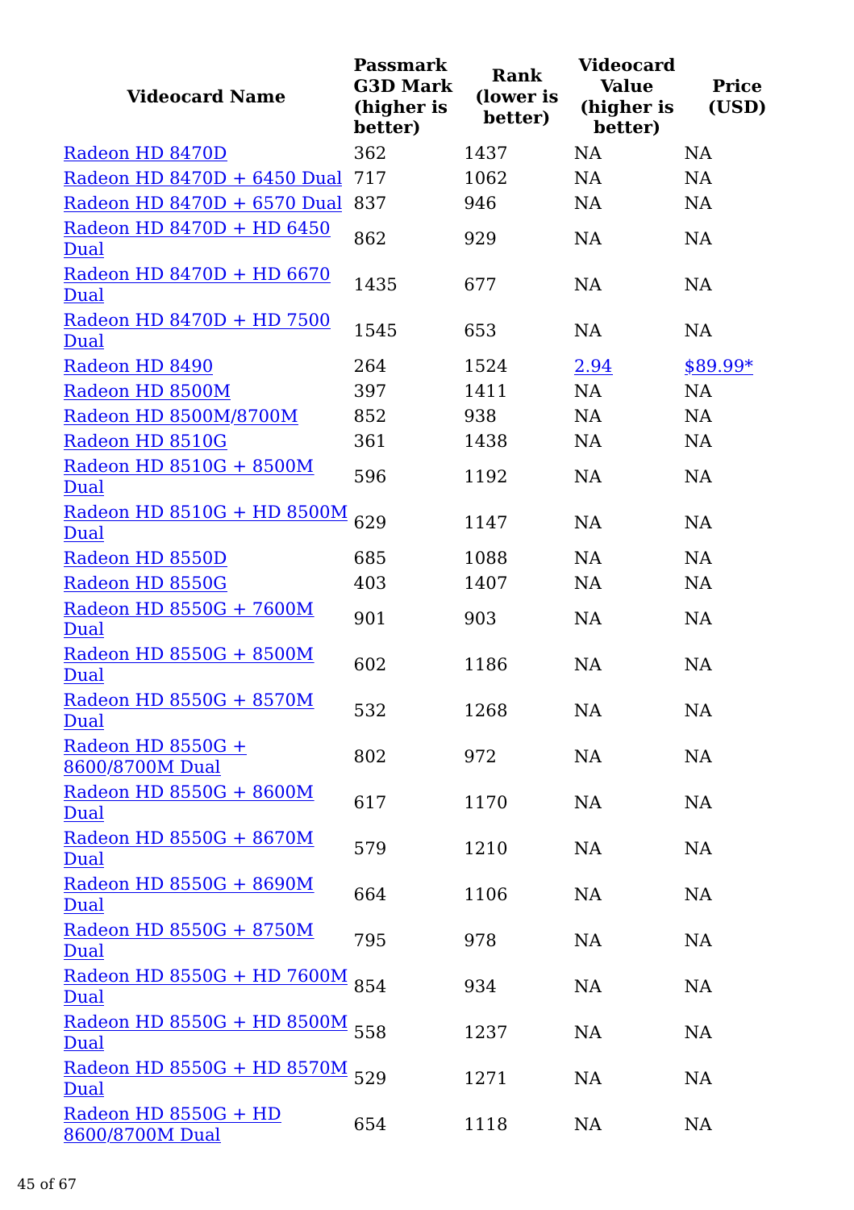| Videocard Name | Passmark G3D Mark (higher is better) | Rank (lower is better) | Videocard Value (higher is better) | Price (USD) |
|---|---|---|---|---|
| Radeon HD 8470D | 362 | 1437 | NA | NA |
| Radeon HD 8470D + 6450 Dual | 717 | 1062 | NA | NA |
| Radeon HD 8470D + 6570 Dual | 837 | 946 | NA | NA |
| Radeon HD 8470D + HD 6450 Dual | 862 | 929 | NA | NA |
| Radeon HD 8470D + HD 6670 Dual | 1435 | 677 | NA | NA |
| Radeon HD 8470D + HD 7500 Dual | 1545 | 653 | NA | NA |
| Radeon HD 8490 | 264 | 1524 | 2.94 | $89.99* |
| Radeon HD 8500M | 397 | 1411 | NA | NA |
| Radeon HD 8500M/8700M | 852 | 938 | NA | NA |
| Radeon HD 8510G | 361 | 1438 | NA | NA |
| Radeon HD 8510G + 8500M Dual | 596 | 1192 | NA | NA |
| Radeon HD 8510G + HD 8500M Dual | 629 | 1147 | NA | NA |
| Radeon HD 8550D | 685 | 1088 | NA | NA |
| Radeon HD 8550G | 403 | 1407 | NA | NA |
| Radeon HD 8550G + 7600M Dual | 901 | 903 | NA | NA |
| Radeon HD 8550G + 8500M Dual | 602 | 1186 | NA | NA |
| Radeon HD 8550G + 8570M Dual | 532 | 1268 | NA | NA |
| Radeon HD 8550G + 8600/8700M Dual | 802 | 972 | NA | NA |
| Radeon HD 8550G + 8600M Dual | 617 | 1170 | NA | NA |
| Radeon HD 8550G + 8670M Dual | 579 | 1210 | NA | NA |
| Radeon HD 8550G + 8690M Dual | 664 | 1106 | NA | NA |
| Radeon HD 8550G + 8750M Dual | 795 | 978 | NA | NA |
| Radeon HD 8550G + HD 7600M Dual | 854 | 934 | NA | NA |
| Radeon HD 8550G + HD 8500M Dual | 558 | 1237 | NA | NA |
| Radeon HD 8550G + HD 8570M Dual | 529 | 1271 | NA | NA |
| Radeon HD 8550G + HD 8600/8700M Dual | 654 | 1118 | NA | NA |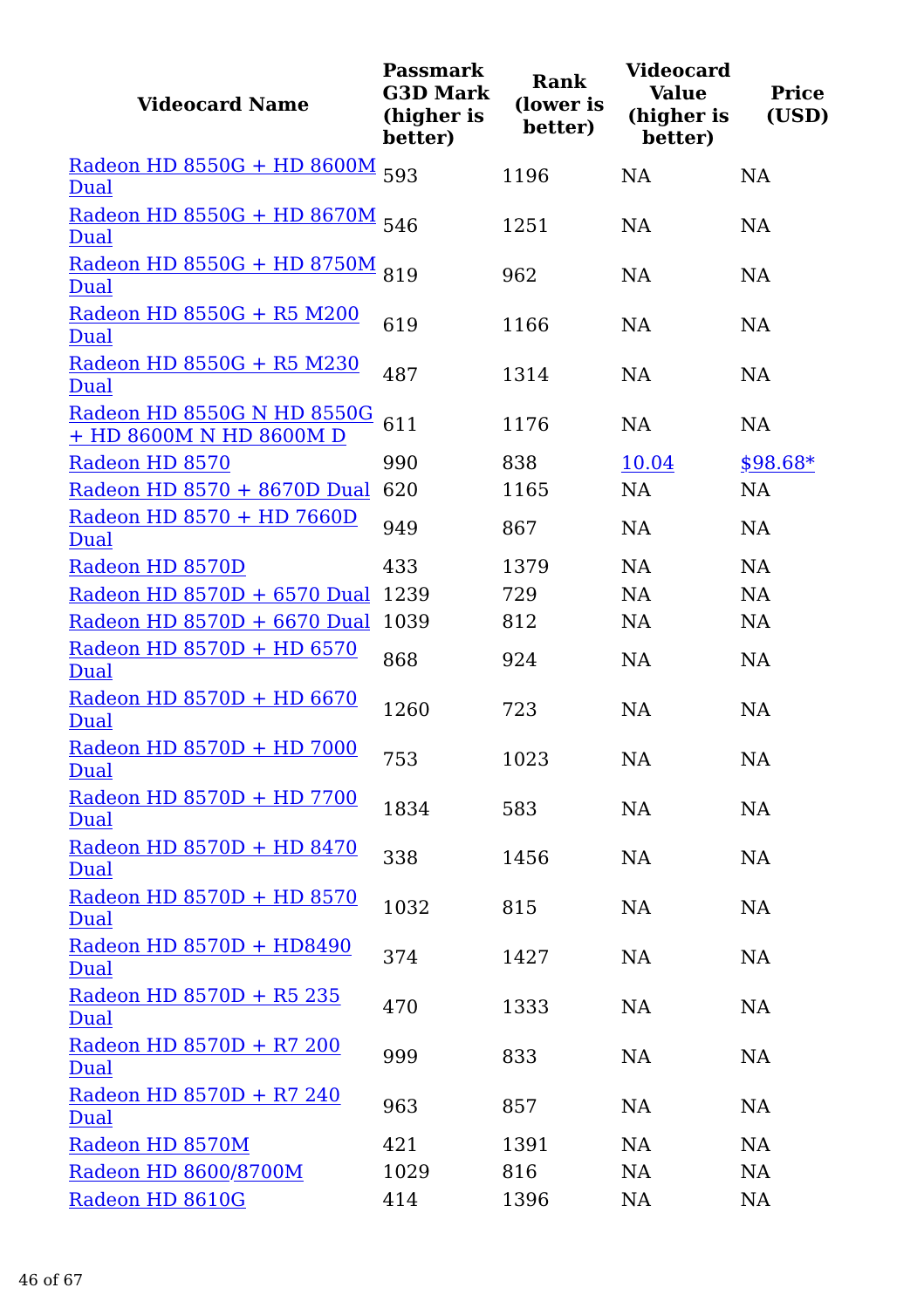| Videocard Name | Passmark G3D Mark (higher is better) | Rank (lower is better) | Videocard Value (higher is better) | Price (USD) |
|---|---|---|---|---|
| Radeon HD 8550G + HD 8600M Dual | 593 | 1196 | NA | NA |
| Radeon HD 8550G + HD 8670M Dual | 546 | 1251 | NA | NA |
| Radeon HD 8550G + HD 8750M Dual | 819 | 962 | NA | NA |
| Radeon HD 8550G + R5 M200 Dual | 619 | 1166 | NA | NA |
| Radeon HD 8550G + R5 M230 Dual | 487 | 1314 | NA | NA |
| Radeon HD 8550G N HD 8550G + HD 8600M N HD 8600M D | 611 | 1176 | NA | NA |
| Radeon HD 8570 | 990 | 838 | 10.04 | $98.68* |
| Radeon HD 8570 + 8670D Dual | 620 | 1165 | NA | NA |
| Radeon HD 8570 + HD 7660D Dual | 949 | 867 | NA | NA |
| Radeon HD 8570D | 433 | 1379 | NA | NA |
| Radeon HD 8570D + 6570 Dual | 1239 | 729 | NA | NA |
| Radeon HD 8570D + 6670 Dual | 1039 | 812 | NA | NA |
| Radeon HD 8570D + HD 6570 Dual | 868 | 924 | NA | NA |
| Radeon HD 8570D + HD 6670 Dual | 1260 | 723 | NA | NA |
| Radeon HD 8570D + HD 7000 Dual | 753 | 1023 | NA | NA |
| Radeon HD 8570D + HD 7700 Dual | 1834 | 583 | NA | NA |
| Radeon HD 8570D + HD 8470 Dual | 338 | 1456 | NA | NA |
| Radeon HD 8570D + HD 8570 Dual | 1032 | 815 | NA | NA |
| Radeon HD 8570D + HD8490 Dual | 374 | 1427 | NA | NA |
| Radeon HD 8570D + R5 235 Dual | 470 | 1333 | NA | NA |
| Radeon HD 8570D + R7 200 Dual | 999 | 833 | NA | NA |
| Radeon HD 8570D + R7 240 Dual | 963 | 857 | NA | NA |
| Radeon HD 8570M | 421 | 1391 | NA | NA |
| Radeon HD 8600/8700M | 1029 | 816 | NA | NA |
| Radeon HD 8610G | 414 | 1396 | NA | NA |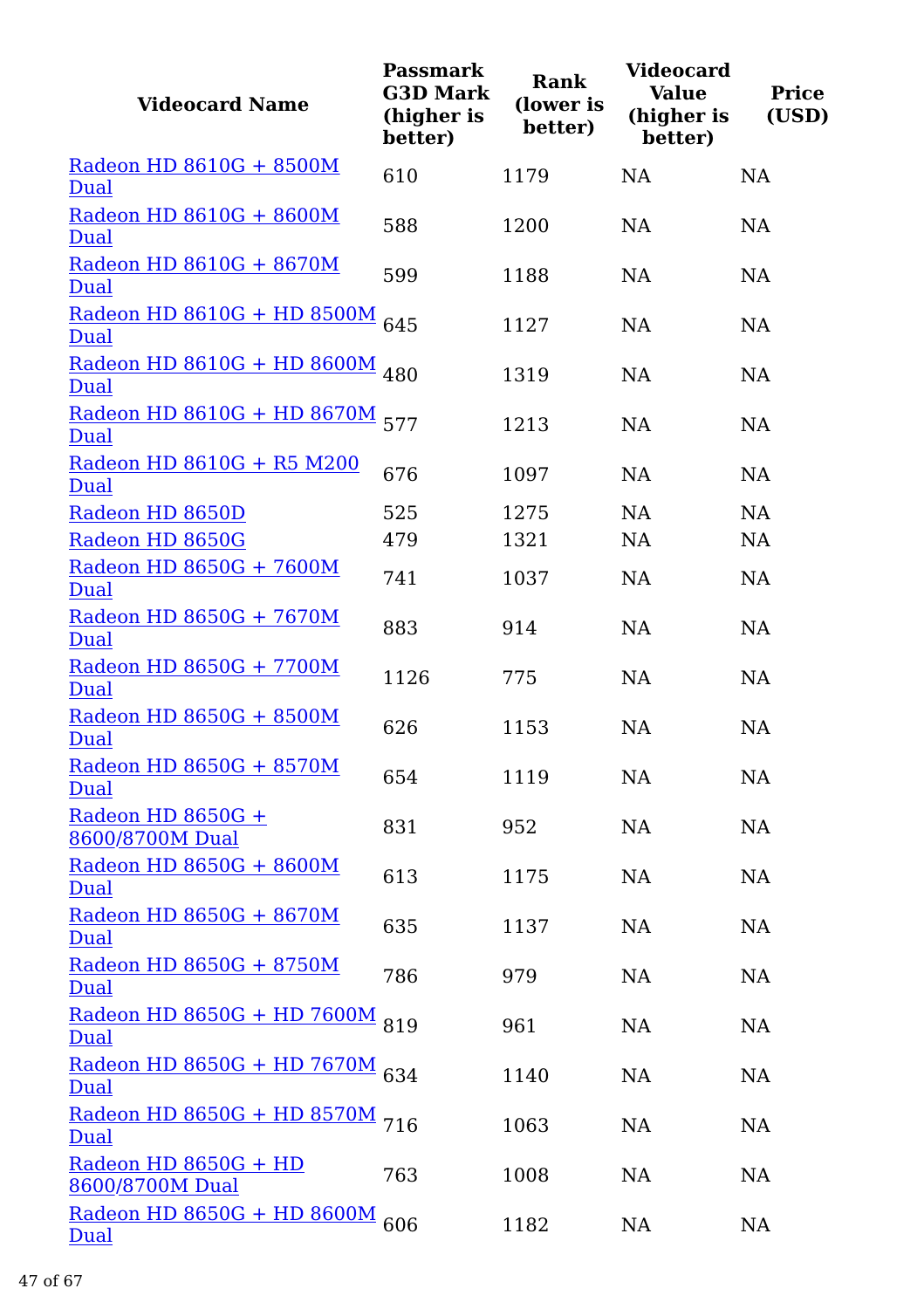| Videocard Name | Passmark G3D Mark (higher is better) | Rank (lower is better) | Videocard Value (higher is better) | Price (USD) |
|---|---|---|---|---|
| Radeon HD 8610G + 8500M Dual | 610 | 1179 | NA | NA |
| Radeon HD 8610G + 8600M Dual | 588 | 1200 | NA | NA |
| Radeon HD 8610G + 8670M Dual | 599 | 1188 | NA | NA |
| Radeon HD 8610G + HD 8500M Dual | 645 | 1127 | NA | NA |
| Radeon HD 8610G + HD 8600M Dual | 480 | 1319 | NA | NA |
| Radeon HD 8610G + HD 8670M Dual | 577 | 1213 | NA | NA |
| Radeon HD 8610G + R5 M200 Dual | 676 | 1097 | NA | NA |
| Radeon HD 8650D | 525 | 1275 | NA | NA |
| Radeon HD 8650G | 479 | 1321 | NA | NA |
| Radeon HD 8650G + 7600M Dual | 741 | 1037 | NA | NA |
| Radeon HD 8650G + 7670M Dual | 883 | 914 | NA | NA |
| Radeon HD 8650G + 7700M Dual | 1126 | 775 | NA | NA |
| Radeon HD 8650G + 8500M Dual | 626 | 1153 | NA | NA |
| Radeon HD 8650G + 8570M Dual | 654 | 1119 | NA | NA |
| Radeon HD 8650G + 8600/8700M Dual | 831 | 952 | NA | NA |
| Radeon HD 8650G + 8600M Dual | 613 | 1175 | NA | NA |
| Radeon HD 8650G + 8670M Dual | 635 | 1137 | NA | NA |
| Radeon HD 8650G + 8750M Dual | 786 | 979 | NA | NA |
| Radeon HD 8650G + HD 7600M Dual | 819 | 961 | NA | NA |
| Radeon HD 8650G + HD 7670M Dual | 634 | 1140 | NA | NA |
| Radeon HD 8650G + HD 8570M Dual | 716 | 1063 | NA | NA |
| Radeon HD 8650G + HD 8600/8700M Dual | 763 | 1008 | NA | NA |
| Radeon HD 8650G + HD 8600M Dual | 606 | 1182 | NA | NA |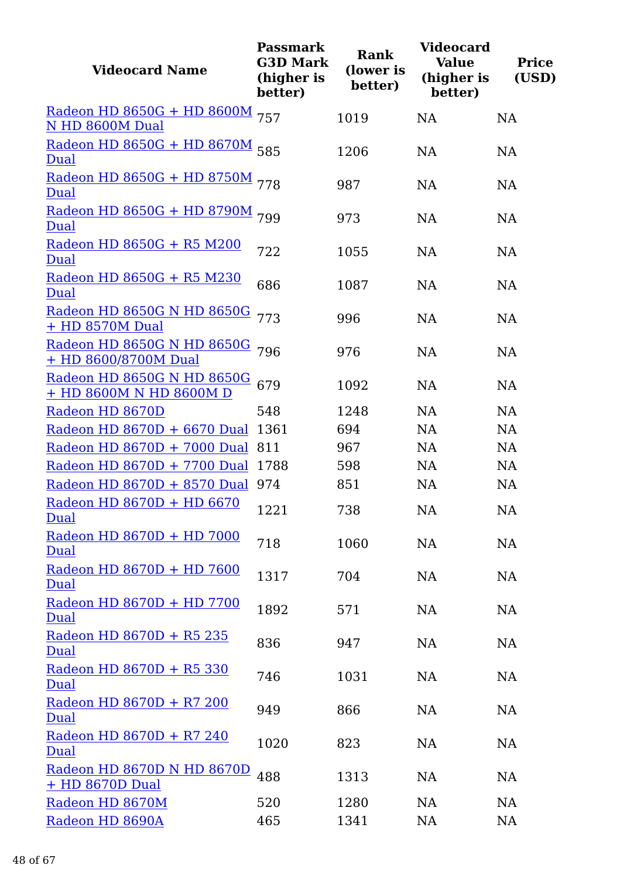| Videocard Name | Passmark G3D Mark (higher is better) | Rank (lower is better) | Videocard Value (higher is better) | Price (USD) |
|---|---|---|---|---|
| Radeon HD 8650G + HD 8600M N HD 8600M Dual | 757 | 1019 | NA | NA |
| Radeon HD 8650G + HD 8670M Dual | 585 | 1206 | NA | NA |
| Radeon HD 8650G + HD 8750M Dual | 778 | 987 | NA | NA |
| Radeon HD 8650G + HD 8790M Dual | 799 | 973 | NA | NA |
| Radeon HD 8650G + R5 M200 Dual | 722 | 1055 | NA | NA |
| Radeon HD 8650G + R5 M230 Dual | 686 | 1087 | NA | NA |
| Radeon HD 8650G N HD 8650G + HD 8570M Dual | 773 | 996 | NA | NA |
| Radeon HD 8650G N HD 8650G + HD 8600/8700M Dual | 796 | 976 | NA | NA |
| Radeon HD 8650G N HD 8650G + HD 8600M N HD 8600M D | 679 | 1092 | NA | NA |
| Radeon HD 8670D | 548 | 1248 | NA | NA |
| Radeon HD 8670D + 6670 Dual | 1361 | 694 | NA | NA |
| Radeon HD 8670D + 7000 Dual | 811 | 967 | NA | NA |
| Radeon HD 8670D + 7700 Dual | 1788 | 598 | NA | NA |
| Radeon HD 8670D + 8570 Dual | 974 | 851 | NA | NA |
| Radeon HD 8670D + HD 6670 Dual | 1221 | 738 | NA | NA |
| Radeon HD 8670D + HD 7000 Dual | 718 | 1060 | NA | NA |
| Radeon HD 8670D + HD 7600 Dual | 1317 | 704 | NA | NA |
| Radeon HD 8670D + HD 7700 Dual | 1892 | 571 | NA | NA |
| Radeon HD 8670D + R5 235 Dual | 836 | 947 | NA | NA |
| Radeon HD 8670D + R5 330 Dual | 746 | 1031 | NA | NA |
| Radeon HD 8670D + R7 200 Dual | 949 | 866 | NA | NA |
| Radeon HD 8670D + R7 240 Dual | 1020 | 823 | NA | NA |
| Radeon HD 8670D N HD 8670D + HD 8670D Dual | 488 | 1313 | NA | NA |
| Radeon HD 8670M | 520 | 1280 | NA | NA |
| Radeon HD 8690A | 465 | 1341 | NA | NA |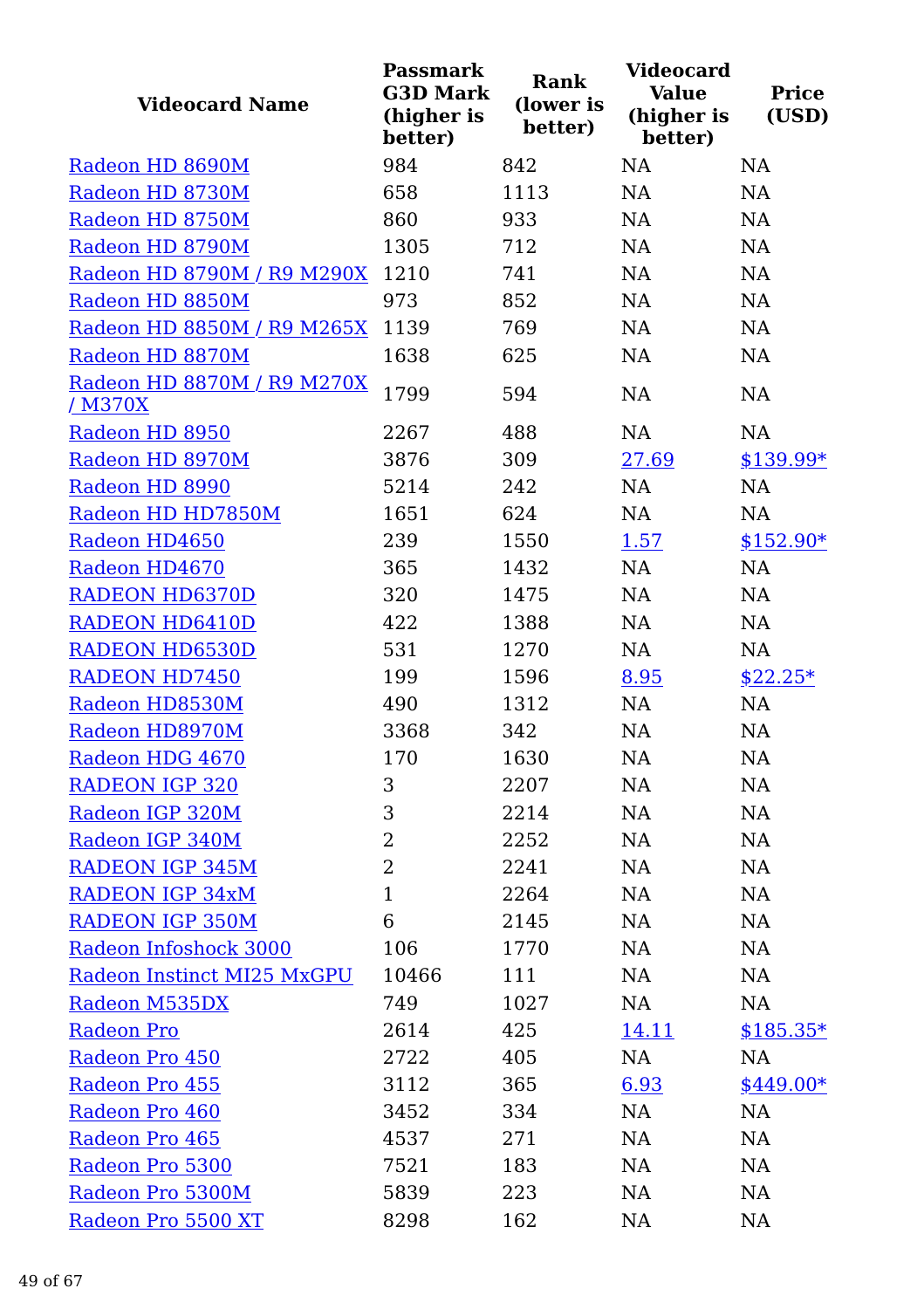| Videocard Name | Passmark G3D Mark (higher is better) | Rank (lower is better) | Videocard Value (higher is better) | Price (USD) |
|---|---|---|---|---|
| Radeon HD 8690M | 984 | 842 | NA | NA |
| Radeon HD 8730M | 658 | 1113 | NA | NA |
| Radeon HD 8750M | 860 | 933 | NA | NA |
| Radeon HD 8790M | 1305 | 712 | NA | NA |
| Radeon HD 8790M / R9 M290X | 1210 | 741 | NA | NA |
| Radeon HD 8850M | 973 | 852 | NA | NA |
| Radeon HD 8850M / R9 M265X | 1139 | 769 | NA | NA |
| Radeon HD 8870M | 1638 | 625 | NA | NA |
| Radeon HD 8870M / R9 M270X / M370X | 1799 | 594 | NA | NA |
| Radeon HD 8950 | 2267 | 488 | NA | NA |
| Radeon HD 8970M | 3876 | 309 | 27.69 | $139.99* |
| Radeon HD 8990 | 5214 | 242 | NA | NA |
| Radeon HD HD7850M | 1651 | 624 | NA | NA |
| Radeon HD4650 | 239 | 1550 | 1.57 | $152.90* |
| Radeon HD4670 | 365 | 1432 | NA | NA |
| RADEON HD6370D | 320 | 1475 | NA | NA |
| RADEON HD6410D | 422 | 1388 | NA | NA |
| RADEON HD6530D | 531 | 1270 | NA | NA |
| RADEON HD7450 | 199 | 1596 | 8.95 | $22.25* |
| Radeon HD8530M | 490 | 1312 | NA | NA |
| Radeon HD8970M | 3368 | 342 | NA | NA |
| Radeon HDG 4670 | 170 | 1630 | NA | NA |
| RADEON IGP 320 | 3 | 2207 | NA | NA |
| Radeon IGP 320M | 3 | 2214 | NA | NA |
| Radeon IGP 340M | 2 | 2252 | NA | NA |
| RADEON IGP 345M | 2 | 2241 | NA | NA |
| RADEON IGP 34xM | 1 | 2264 | NA | NA |
| RADEON IGP 350M | 6 | 2145 | NA | NA |
| Radeon Infoshock 3000 | 106 | 1770 | NA | NA |
| Radeon Instinct MI25 MxGPU | 10466 | 111 | NA | NA |
| Radeon M535DX | 749 | 1027 | NA | NA |
| Radeon Pro | 2614 | 425 | 14.11 | $185.35* |
| Radeon Pro 450 | 2722 | 405 | NA | NA |
| Radeon Pro 455 | 3112 | 365 | 6.93 | $449.00* |
| Radeon Pro 460 | 3452 | 334 | NA | NA |
| Radeon Pro 465 | 4537 | 271 | NA | NA |
| Radeon Pro 5300 | 7521 | 183 | NA | NA |
| Radeon Pro 5300M | 5839 | 223 | NA | NA |
| Radeon Pro 5500 XT | 8298 | 162 | NA | NA |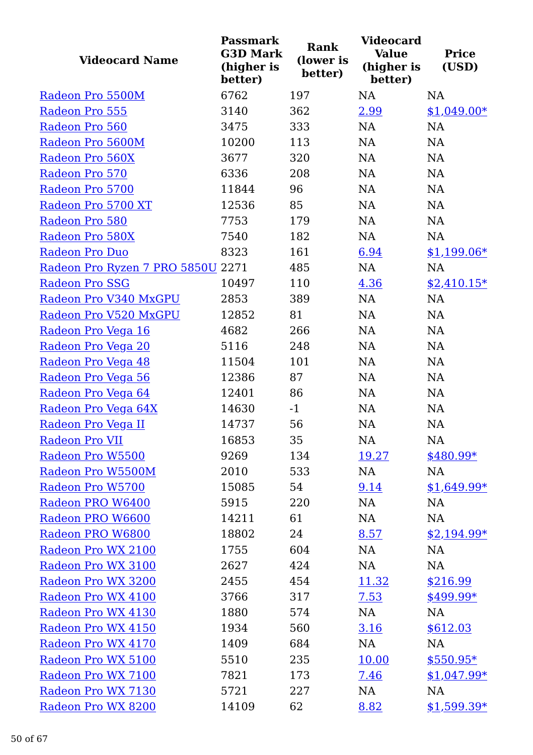| Videocard Name | Passmark G3D Mark (higher is better) | Rank (lower is better) | Videocard Value (higher is better) | Price (USD) |
|---|---|---|---|---|
| Radeon Pro 5500M | 6762 | 197 | NA | NA |
| Radeon Pro 555 | 3140 | 362 | 2.99 | $1,049.00* |
| Radeon Pro 560 | 3475 | 333 | NA | NA |
| Radeon Pro 5600M | 10200 | 113 | NA | NA |
| Radeon Pro 560X | 3677 | 320 | NA | NA |
| Radeon Pro 570 | 6336 | 208 | NA | NA |
| Radeon Pro 5700 | 11844 | 96 | NA | NA |
| Radeon Pro 5700 XT | 12536 | 85 | NA | NA |
| Radeon Pro 580 | 7753 | 179 | NA | NA |
| Radeon Pro 580X | 7540 | 182 | NA | NA |
| Radeon Pro Duo | 8323 | 161 | 6.94 | $1,199.06* |
| Radeon Pro Ryzen 7 PRO 5850U | 2271 | 485 | NA | NA |
| Radeon Pro SSG | 10497 | 110 | 4.36 | $2,410.15* |
| Radeon Pro V340 MxGPU | 2853 | 389 | NA | NA |
| Radeon Pro V520 MxGPU | 12852 | 81 | NA | NA |
| Radeon Pro Vega 16 | 4682 | 266 | NA | NA |
| Radeon Pro Vega 20 | 5116 | 248 | NA | NA |
| Radeon Pro Vega 48 | 11504 | 101 | NA | NA |
| Radeon Pro Vega 56 | 12386 | 87 | NA | NA |
| Radeon Pro Vega 64 | 12401 | 86 | NA | NA |
| Radeon Pro Vega 64X | 14630 | -1 | NA | NA |
| Radeon Pro Vega II | 14737 | 56 | NA | NA |
| Radeon Pro VII | 16853 | 35 | NA | NA |
| Radeon Pro W5500 | 9269 | 134 | 19.27 | $480.99* |
| Radeon Pro W5500M | 2010 | 533 | NA | NA |
| Radeon Pro W5700 | 15085 | 54 | 9.14 | $1,649.99* |
| Radeon PRO W6400 | 5915 | 220 | NA | NA |
| Radeon PRO W6600 | 14211 | 61 | NA | NA |
| Radeon PRO W6800 | 18802 | 24 | 8.57 | $2,194.99* |
| Radeon Pro WX 2100 | 1755 | 604 | NA | NA |
| Radeon Pro WX 3100 | 2627 | 424 | NA | NA |
| Radeon Pro WX 3200 | 2455 | 454 | 11.32 | $216.99 |
| Radeon Pro WX 4100 | 3766 | 317 | 7.53 | $499.99* |
| Radeon Pro WX 4130 | 1880 | 574 | NA | NA |
| Radeon Pro WX 4150 | 1934 | 560 | 3.16 | $612.03 |
| Radeon Pro WX 4170 | 1409 | 684 | NA | NA |
| Radeon Pro WX 5100 | 5510 | 235 | 10.00 | $550.95* |
| Radeon Pro WX 7100 | 7821 | 173 | 7.46 | $1,047.99* |
| Radeon Pro WX 7130 | 5721 | 227 | NA | NA |
| Radeon Pro WX 8200 | 14109 | 62 | 8.82 | $1,599.39* |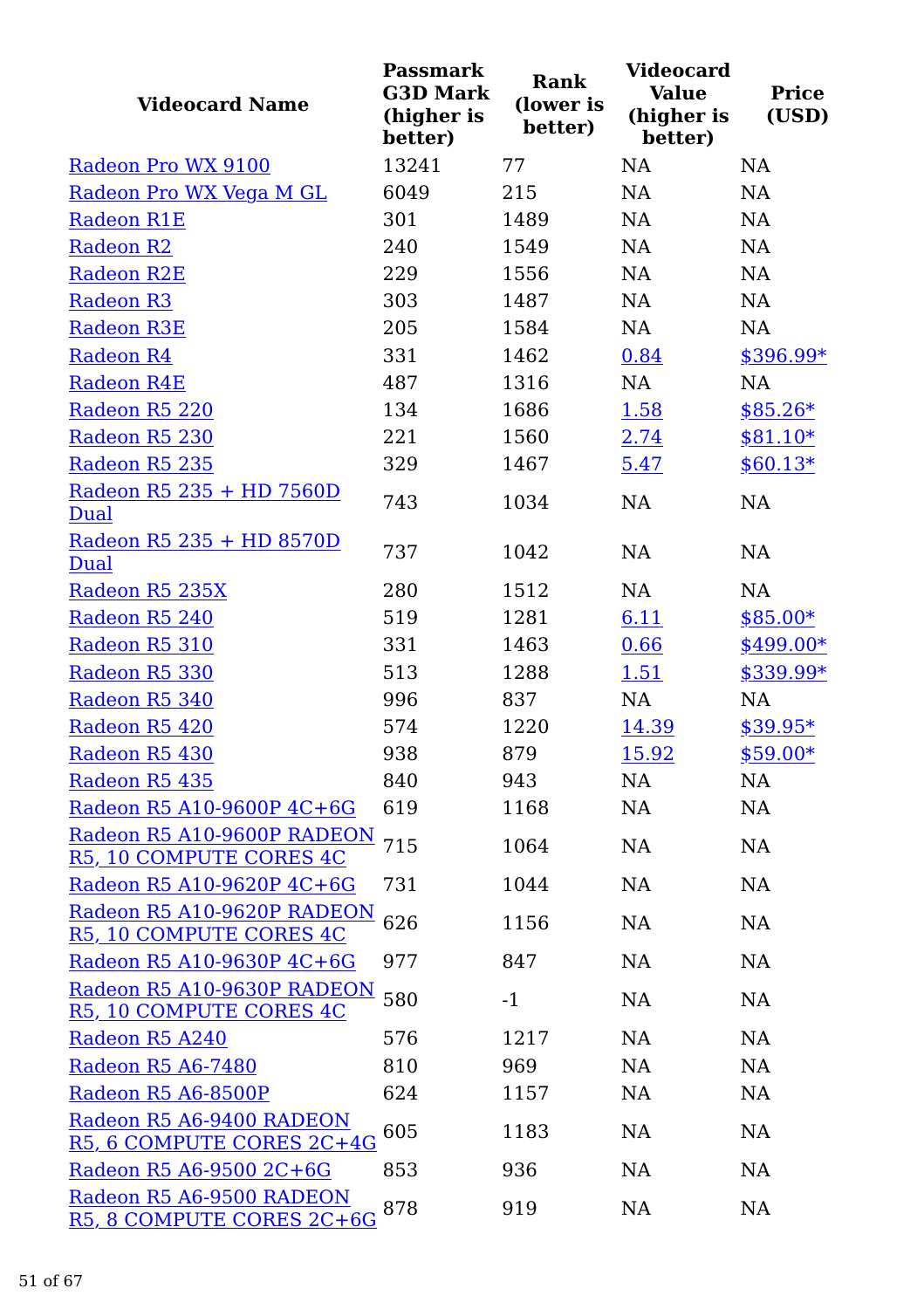| Videocard Name | Passmark G3D Mark (higher is better) | Rank (lower is better) | Videocard Value (higher is better) | Price (USD) |
|---|---|---|---|---|
| Radeon Pro WX 9100 | 13241 | 77 | NA | NA |
| Radeon Pro WX Vega M GL | 6049 | 215 | NA | NA |
| Radeon R1E | 301 | 1489 | NA | NA |
| Radeon R2 | 240 | 1549 | NA | NA |
| Radeon R2E | 229 | 1556 | NA | NA |
| Radeon R3 | 303 | 1487 | NA | NA |
| Radeon R3E | 205 | 1584 | NA | NA |
| Radeon R4 | 331 | 1462 | 0.84 | $396.99* |
| Radeon R4E | 487 | 1316 | NA | NA |
| Radeon R5 220 | 134 | 1686 | 1.58 | $85.26* |
| Radeon R5 230 | 221 | 1560 | 2.74 | $81.10* |
| Radeon R5 235 | 329 | 1467 | 5.47 | $60.13* |
| Radeon R5 235 + HD 7560D Dual | 743 | 1034 | NA | NA |
| Radeon R5 235 + HD 8570D Dual | 737 | 1042 | NA | NA |
| Radeon R5 235X | 280 | 1512 | NA | NA |
| Radeon R5 240 | 519 | 1281 | 6.11 | $85.00* |
| Radeon R5 310 | 331 | 1463 | 0.66 | $499.00* |
| Radeon R5 330 | 513 | 1288 | 1.51 | $339.99* |
| Radeon R5 340 | 996 | 837 | NA | NA |
| Radeon R5 420 | 574 | 1220 | 14.39 | $39.95* |
| Radeon R5 430 | 938 | 879 | 15.92 | $59.00* |
| Radeon R5 435 | 840 | 943 | NA | NA |
| Radeon R5 A10-9600P 4C+6G | 619 | 1168 | NA | NA |
| Radeon R5 A10-9600P RADEON R5, 10 COMPUTE CORES 4C | 715 | 1064 | NA | NA |
| Radeon R5 A10-9620P 4C+6G | 731 | 1044 | NA | NA |
| Radeon R5 A10-9620P RADEON R5, 10 COMPUTE CORES 4C | 626 | 1156 | NA | NA |
| Radeon R5 A10-9630P 4C+6G | 977 | 847 | NA | NA |
| Radeon R5 A10-9630P RADEON R5, 10 COMPUTE CORES 4C | 580 | -1 | NA | NA |
| Radeon R5 A240 | 576 | 1217 | NA | NA |
| Radeon R5 A6-7480 | 810 | 969 | NA | NA |
| Radeon R5 A6-8500P | 624 | 1157 | NA | NA |
| Radeon R5 A6-9400 RADEON R5, 6 COMPUTE CORES 2C+4G | 605 | 1183 | NA | NA |
| Radeon R5 A6-9500 2C+6G | 853 | 936 | NA | NA |
| Radeon R5 A6-9500 RADEON R5, 8 COMPUTE CORES 2C+6G | 878 | 919 | NA | NA |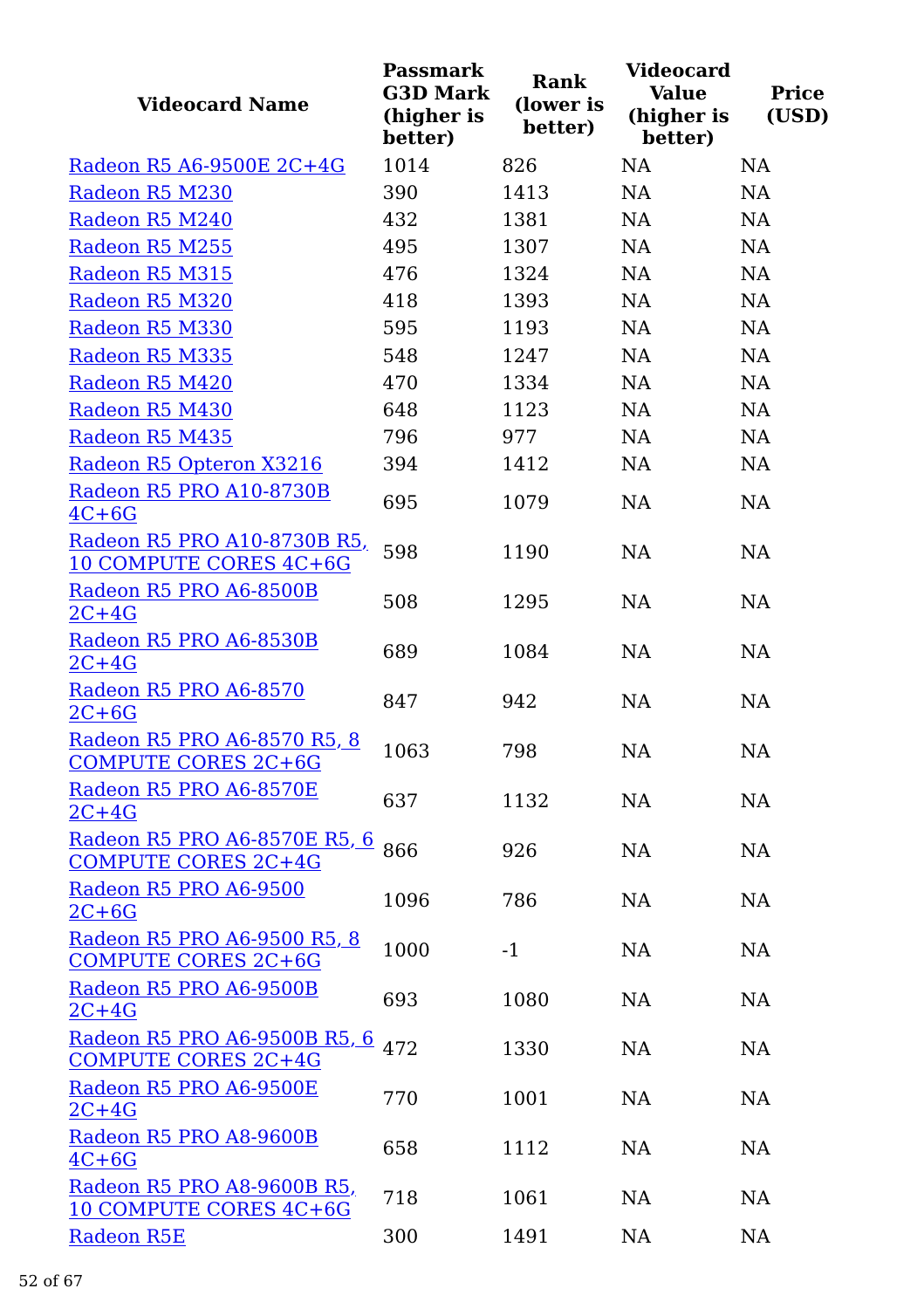| Videocard Name | Passmark G3D Mark (higher is better) | Rank (lower is better) | Videocard Value (higher is better) | Price (USD) |
|---|---|---|---|---|
| Radeon R5 A6-9500E 2C+4G | 1014 | 826 | NA | NA |
| Radeon R5 M230 | 390 | 1413 | NA | NA |
| Radeon R5 M240 | 432 | 1381 | NA | NA |
| Radeon R5 M255 | 495 | 1307 | NA | NA |
| Radeon R5 M315 | 476 | 1324 | NA | NA |
| Radeon R5 M320 | 418 | 1393 | NA | NA |
| Radeon R5 M330 | 595 | 1193 | NA | NA |
| Radeon R5 M335 | 548 | 1247 | NA | NA |
| Radeon R5 M420 | 470 | 1334 | NA | NA |
| Radeon R5 M430 | 648 | 1123 | NA | NA |
| Radeon R5 M435 | 796 | 977 | NA | NA |
| Radeon R5 Opteron X3216 | 394 | 1412 | NA | NA |
| Radeon R5 PRO A10-8730B 4C+6G | 695 | 1079 | NA | NA |
| Radeon R5 PRO A10-8730B R5, 10 COMPUTE CORES 4C+6G | 598 | 1190 | NA | NA |
| Radeon R5 PRO A6-8500B 2C+4G | 508 | 1295 | NA | NA |
| Radeon R5 PRO A6-8530B 2C+4G | 689 | 1084 | NA | NA |
| Radeon R5 PRO A6-8570 2C+6G | 847 | 942 | NA | NA |
| Radeon R5 PRO A6-8570 R5, 8 COMPUTE CORES 2C+6G | 1063 | 798 | NA | NA |
| Radeon R5 PRO A6-8570E 2C+4G | 637 | 1132 | NA | NA |
| Radeon R5 PRO A6-8570E R5, 6 COMPUTE CORES 2C+4G | 866 | 926 | NA | NA |
| Radeon R5 PRO A6-9500 2C+6G | 1096 | 786 | NA | NA |
| Radeon R5 PRO A6-9500 R5, 8 COMPUTE CORES 2C+6G | 1000 | -1 | NA | NA |
| Radeon R5 PRO A6-9500B 2C+4G | 693 | 1080 | NA | NA |
| Radeon R5 PRO A6-9500B R5, 6 COMPUTE CORES 2C+4G | 472 | 1330 | NA | NA |
| Radeon R5 PRO A6-9500E 2C+4G | 770 | 1001 | NA | NA |
| Radeon R5 PRO A8-9600B 4C+6G | 658 | 1112 | NA | NA |
| Radeon R5 PRO A8-9600B R5, 10 COMPUTE CORES 4C+6G | 718 | 1061 | NA | NA |
| Radeon R5E | 300 | 1491 | NA | NA |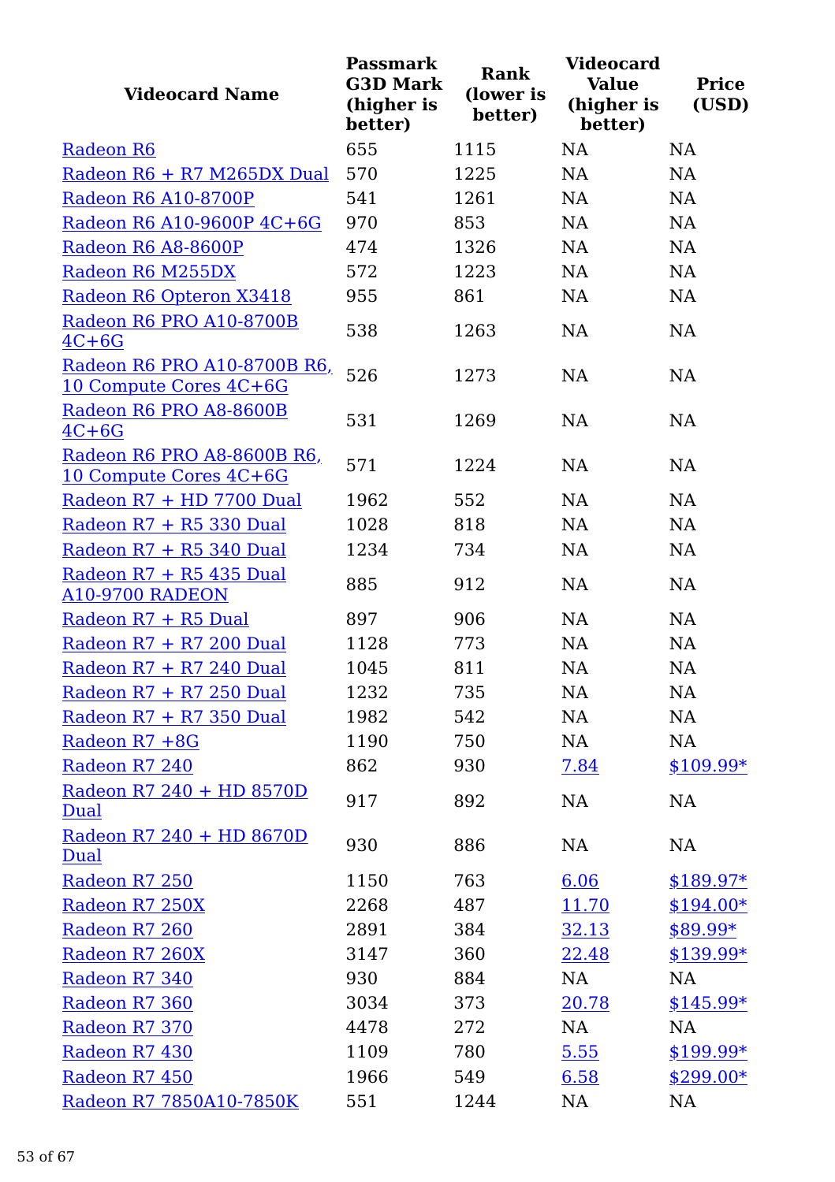| Videocard Name | Passmark G3D Mark (higher is better) | Rank (lower is better) | Videocard Value (higher is better) | Price (USD) |
|---|---|---|---|---|
| Radeon R6 | 655 | 1115 | NA | NA |
| Radeon R6 + R7 M265DX Dual | 570 | 1225 | NA | NA |
| Radeon R6 A10-8700P | 541 | 1261 | NA | NA |
| Radeon R6 A10-9600P 4C+6G | 970 | 853 | NA | NA |
| Radeon R6 A8-8600P | 474 | 1326 | NA | NA |
| Radeon R6 M255DX | 572 | 1223 | NA | NA |
| Radeon R6 Opteron X3418 | 955 | 861 | NA | NA |
| Radeon R6 PRO A10-8700B 4C+6G | 538 | 1263 | NA | NA |
| Radeon R6 PRO A10-8700B R6, 10 Compute Cores 4C+6G | 526 | 1273 | NA | NA |
| Radeon R6 PRO A8-8600B 4C+6G | 531 | 1269 | NA | NA |
| Radeon R6 PRO A8-8600B R6, 10 Compute Cores 4C+6G | 571 | 1224 | NA | NA |
| Radeon R7 + HD 7700 Dual | 1962 | 552 | NA | NA |
| Radeon R7 + R5 330 Dual | 1028 | 818 | NA | NA |
| Radeon R7 + R5 340 Dual | 1234 | 734 | NA | NA |
| Radeon R7 + R5 435 Dual A10-9700 RADEON | 885 | 912 | NA | NA |
| Radeon R7 + R5 Dual | 897 | 906 | NA | NA |
| Radeon R7 + R7 200 Dual | 1128 | 773 | NA | NA |
| Radeon R7 + R7 240 Dual | 1045 | 811 | NA | NA |
| Radeon R7 + R7 250 Dual | 1232 | 735 | NA | NA |
| Radeon R7 + R7 350 Dual | 1982 | 542 | NA | NA |
| Radeon R7 +8G | 1190 | 750 | NA | NA |
| Radeon R7 240 | 862 | 930 | 7.84 | $109.99* |
| Radeon R7 240 + HD 8570D Dual | 917 | 892 | NA | NA |
| Radeon R7 240 + HD 8670D Dual | 930 | 886 | NA | NA |
| Radeon R7 250 | 1150 | 763 | 6.06 | $189.97* |
| Radeon R7 250X | 2268 | 487 | 11.70 | $194.00* |
| Radeon R7 260 | 2891 | 384 | 32.13 | $89.99* |
| Radeon R7 260X | 3147 | 360 | 22.48 | $139.99* |
| Radeon R7 340 | 930 | 884 | NA | NA |
| Radeon R7 360 | 3034 | 373 | 20.78 | $145.99* |
| Radeon R7 370 | 4478 | 272 | NA | NA |
| Radeon R7 430 | 1109 | 780 | 5.55 | $199.99* |
| Radeon R7 450 | 1966 | 549 | 6.58 | $299.00* |
| Radeon R7 7850A10-7850K | 551 | 1244 | NA | NA |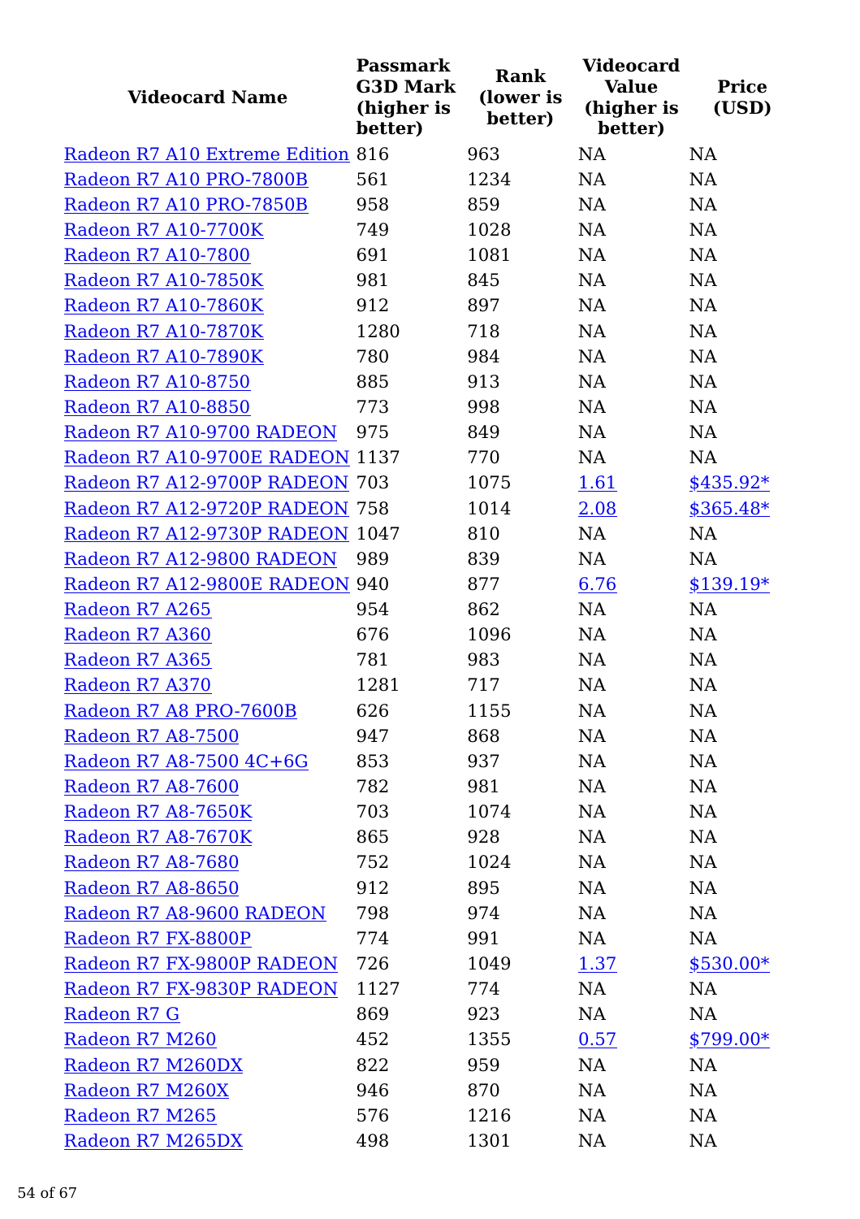| Videocard Name | Passmark G3D Mark (higher is better) | Rank (lower is better) | Videocard Value (higher is better) | Price (USD) |
|---|---|---|---|---|
| Radeon R7 A10 Extreme Edition | 816 | 963 | NA | NA |
| Radeon R7 A10 PRO-7800B | 561 | 1234 | NA | NA |
| Radeon R7 A10 PRO-7850B | 958 | 859 | NA | NA |
| Radeon R7 A10-7700K | 749 | 1028 | NA | NA |
| Radeon R7 A10-7800 | 691 | 1081 | NA | NA |
| Radeon R7 A10-7850K | 981 | 845 | NA | NA |
| Radeon R7 A10-7860K | 912 | 897 | NA | NA |
| Radeon R7 A10-7870K | 1280 | 718 | NA | NA |
| Radeon R7 A10-7890K | 780 | 984 | NA | NA |
| Radeon R7 A10-8750 | 885 | 913 | NA | NA |
| Radeon R7 A10-8850 | 773 | 998 | NA | NA |
| Radeon R7 A10-9700 RADEON | 975 | 849 | NA | NA |
| Radeon R7 A10-9700E RADEON | 1137 | 770 | NA | NA |
| Radeon R7 A12-9700P RADEON | 703 | 1075 | 1.61 | $435.92* |
| Radeon R7 A12-9720P RADEON | 758 | 1014 | 2.08 | $365.48* |
| Radeon R7 A12-9730P RADEON | 1047 | 810 | NA | NA |
| Radeon R7 A12-9800 RADEON | 989 | 839 | NA | NA |
| Radeon R7 A12-9800E RADEON | 940 | 877 | 6.76 | $139.19* |
| Radeon R7 A265 | 954 | 862 | NA | NA |
| Radeon R7 A360 | 676 | 1096 | NA | NA |
| Radeon R7 A365 | 781 | 983 | NA | NA |
| Radeon R7 A370 | 1281 | 717 | NA | NA |
| Radeon R7 A8 PRO-7600B | 626 | 1155 | NA | NA |
| Radeon R7 A8-7500 | 947 | 868 | NA | NA |
| Radeon R7 A8-7500 4C+6G | 853 | 937 | NA | NA |
| Radeon R7 A8-7600 | 782 | 981 | NA | NA |
| Radeon R7 A8-7650K | 703 | 1074 | NA | NA |
| Radeon R7 A8-7670K | 865 | 928 | NA | NA |
| Radeon R7 A8-7680 | 752 | 1024 | NA | NA |
| Radeon R7 A8-8650 | 912 | 895 | NA | NA |
| Radeon R7 A8-9600 RADEON | 798 | 974 | NA | NA |
| Radeon R7 FX-8800P | 774 | 991 | NA | NA |
| Radeon R7 FX-9800P RADEON | 726 | 1049 | 1.37 | $530.00* |
| Radeon R7 FX-9830P RADEON | 1127 | 774 | NA | NA |
| Radeon R7 G | 869 | 923 | NA | NA |
| Radeon R7 M260 | 452 | 1355 | 0.57 | $799.00* |
| Radeon R7 M260DX | 822 | 959 | NA | NA |
| Radeon R7 M260X | 946 | 870 | NA | NA |
| Radeon R7 M265 | 576 | 1216 | NA | NA |
| Radeon R7 M265DX | 498 | 1301 | NA | NA |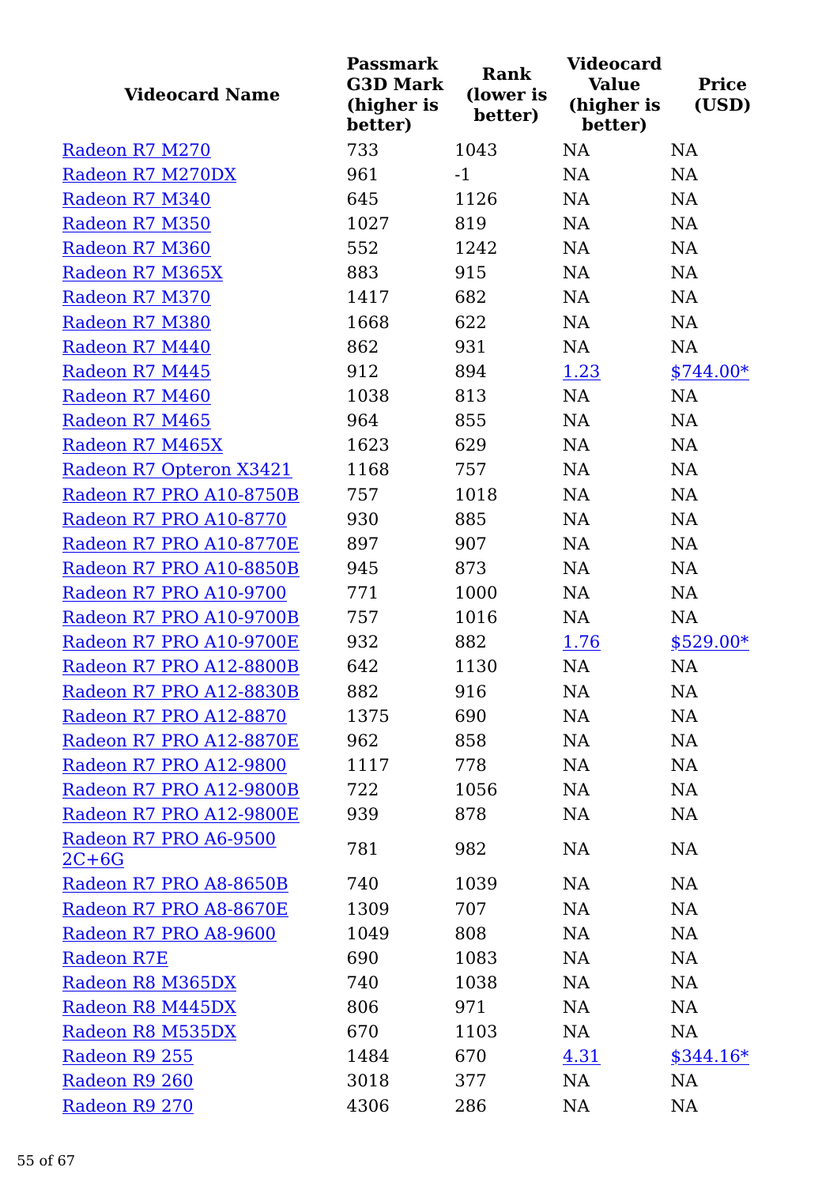| Videocard Name | Passmark G3D Mark (higher is better) | Rank (lower is better) | Videocard Value (higher is better) | Price (USD) |
|---|---|---|---|---|
| Radeon R7 M270 | 733 | 1043 | NA | NA |
| Radeon R7 M270DX | 961 | -1 | NA | NA |
| Radeon R7 M340 | 645 | 1126 | NA | NA |
| Radeon R7 M350 | 1027 | 819 | NA | NA |
| Radeon R7 M360 | 552 | 1242 | NA | NA |
| Radeon R7 M365X | 883 | 915 | NA | NA |
| Radeon R7 M370 | 1417 | 682 | NA | NA |
| Radeon R7 M380 | 1668 | 622 | NA | NA |
| Radeon R7 M440 | 862 | 931 | NA | NA |
| Radeon R7 M445 | 912 | 894 | 1.23 | $744.00* |
| Radeon R7 M460 | 1038 | 813 | NA | NA |
| Radeon R7 M465 | 964 | 855 | NA | NA |
| Radeon R7 M465X | 1623 | 629 | NA | NA |
| Radeon R7 Opteron X3421 | 1168 | 757 | NA | NA |
| Radeon R7 PRO A10-8750B | 757 | 1018 | NA | NA |
| Radeon R7 PRO A10-8770 | 930 | 885 | NA | NA |
| Radeon R7 PRO A10-8770E | 897 | 907 | NA | NA |
| Radeon R7 PRO A10-8850B | 945 | 873 | NA | NA |
| Radeon R7 PRO A10-9700 | 771 | 1000 | NA | NA |
| Radeon R7 PRO A10-9700B | 757 | 1016 | NA | NA |
| Radeon R7 PRO A10-9700E | 932 | 882 | 1.76 | $529.00* |
| Radeon R7 PRO A12-8800B | 642 | 1130 | NA | NA |
| Radeon R7 PRO A12-8830B | 882 | 916 | NA | NA |
| Radeon R7 PRO A12-8870 | 1375 | 690 | NA | NA |
| Radeon R7 PRO A12-8870E | 962 | 858 | NA | NA |
| Radeon R7 PRO A12-9800 | 1117 | 778 | NA | NA |
| Radeon R7 PRO A12-9800B | 722 | 1056 | NA | NA |
| Radeon R7 PRO A12-9800E | 939 | 878 | NA | NA |
| Radeon R7 PRO A6-9500 2C+6G | 781 | 982 | NA | NA |
| Radeon R7 PRO A8-8650B | 740 | 1039 | NA | NA |
| Radeon R7 PRO A8-8670E | 1309 | 707 | NA | NA |
| Radeon R7 PRO A8-9600 | 1049 | 808 | NA | NA |
| Radeon R7E | 690 | 1083 | NA | NA |
| Radeon R8 M365DX | 740 | 1038 | NA | NA |
| Radeon R8 M445DX | 806 | 971 | NA | NA |
| Radeon R8 M535DX | 670 | 1103 | NA | NA |
| Radeon R9 255 | 1484 | 670 | 4.31 | $344.16* |
| Radeon R9 260 | 3018 | 377 | NA | NA |
| Radeon R9 270 | 4306 | 286 | NA | NA |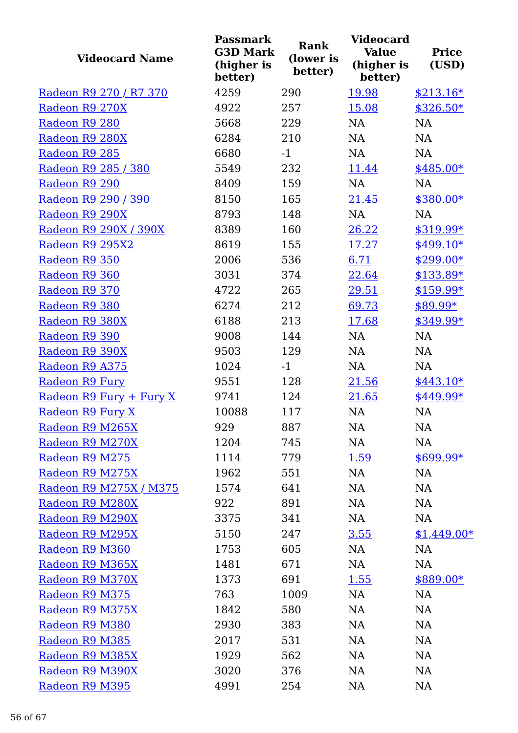| Videocard Name | Passmark G3D Mark (higher is better) | Rank (lower is better) | Videocard Value (higher is better) | Price (USD) |
|---|---|---|---|---|
| Radeon R9 270 / R7 370 | 4259 | 290 | 19.98 | $213.16* |
| Radeon R9 270X | 4922 | 257 | 15.08 | $326.50* |
| Radeon R9 280 | 5668 | 229 | NA | NA |
| Radeon R9 280X | 6284 | 210 | NA | NA |
| Radeon R9 285 | 6680 | -1 | NA | NA |
| Radeon R9 285 / 380 | 5549 | 232 | 11.44 | $485.00* |
| Radeon R9 290 | 8409 | 159 | NA | NA |
| Radeon R9 290 / 390 | 8150 | 165 | 21.45 | $380.00* |
| Radeon R9 290X | 8793 | 148 | NA | NA |
| Radeon R9 290X / 390X | 8389 | 160 | 26.22 | $319.99* |
| Radeon R9 295X2 | 8619 | 155 | 17.27 | $499.10* |
| Radeon R9 350 | 2006 | 536 | 6.71 | $299.00* |
| Radeon R9 360 | 3031 | 374 | 22.64 | $133.89* |
| Radeon R9 370 | 4722 | 265 | 29.51 | $159.99* |
| Radeon R9 380 | 6274 | 212 | 69.73 | $89.99* |
| Radeon R9 380X | 6188 | 213 | 17.68 | $349.99* |
| Radeon R9 390 | 9008 | 144 | NA | NA |
| Radeon R9 390X | 9503 | 129 | NA | NA |
| Radeon R9 A375 | 1024 | -1 | NA | NA |
| Radeon R9 Fury | 9551 | 128 | 21.56 | $443.10* |
| Radeon R9 Fury + Fury X | 9741 | 124 | 21.65 | $449.99* |
| Radeon R9 Fury X | 10088 | 117 | NA | NA |
| Radeon R9 M265X | 929 | 887 | NA | NA |
| Radeon R9 M270X | 1204 | 745 | NA | NA |
| Radeon R9 M275 | 1114 | 779 | 1.59 | $699.99* |
| Radeon R9 M275X | 1962 | 551 | NA | NA |
| Radeon R9 M275X / M375 | 1574 | 641 | NA | NA |
| Radeon R9 M280X | 922 | 891 | NA | NA |
| Radeon R9 M290X | 3375 | 341 | NA | NA |
| Radeon R9 M295X | 5150 | 247 | 3.55 | $1,449.00* |
| Radeon R9 M360 | 1753 | 605 | NA | NA |
| Radeon R9 M365X | 1481 | 671 | NA | NA |
| Radeon R9 M370X | 1373 | 691 | 1.55 | $889.00* |
| Radeon R9 M375 | 763 | 1009 | NA | NA |
| Radeon R9 M375X | 1842 | 580 | NA | NA |
| Radeon R9 M380 | 2930 | 383 | NA | NA |
| Radeon R9 M385 | 2017 | 531 | NA | NA |
| Radeon R9 M385X | 1929 | 562 | NA | NA |
| Radeon R9 M390X | 3020 | 376 | NA | NA |
| Radeon R9 M395 | 4991 | 254 | NA | NA |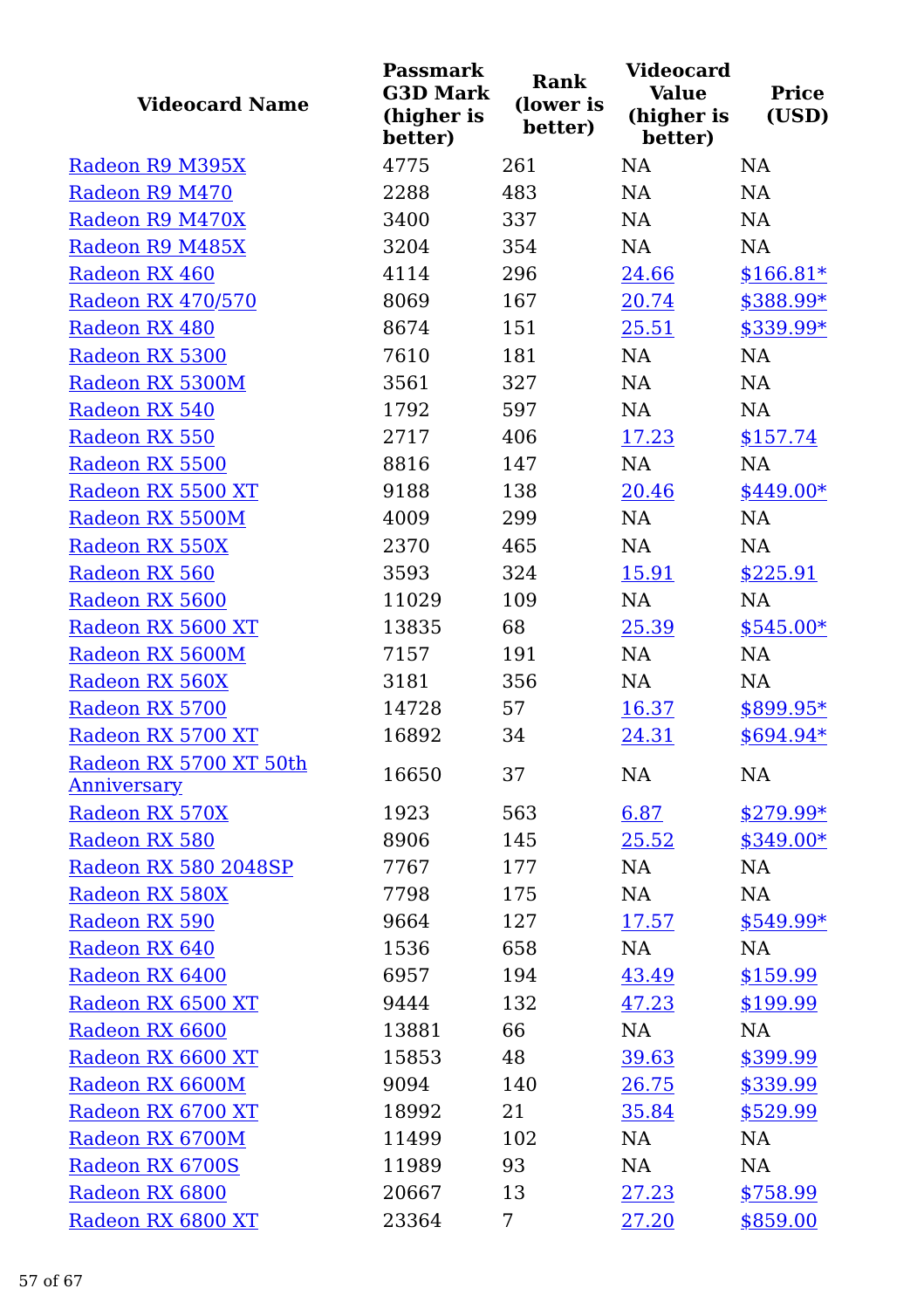| Videocard Name | Passmark G3D Mark (higher is better) | Rank (lower is better) | Videocard Value (higher is better) | Price (USD) |
|---|---|---|---|---|
| Radeon R9 M395X | 4775 | 261 | NA | NA |
| Radeon R9 M470 | 2288 | 483 | NA | NA |
| Radeon R9 M470X | 3400 | 337 | NA | NA |
| Radeon R9 M485X | 3204 | 354 | NA | NA |
| Radeon RX 460 | 4114 | 296 | 24.66 | $166.81* |
| Radeon RX 470/570 | 8069 | 167 | 20.74 | $388.99* |
| Radeon RX 480 | 8674 | 151 | 25.51 | $339.99* |
| Radeon RX 5300 | 7610 | 181 | NA | NA |
| Radeon RX 5300M | 3561 | 327 | NA | NA |
| Radeon RX 540 | 1792 | 597 | NA | NA |
| Radeon RX 550 | 2717 | 406 | 17.23 | $157.74 |
| Radeon RX 5500 | 8816 | 147 | NA | NA |
| Radeon RX 5500 XT | 9188 | 138 | 20.46 | $449.00* |
| Radeon RX 5500M | 4009 | 299 | NA | NA |
| Radeon RX 550X | 2370 | 465 | NA | NA |
| Radeon RX 560 | 3593 | 324 | 15.91 | $225.91 |
| Radeon RX 5600 | 11029 | 109 | NA | NA |
| Radeon RX 5600 XT | 13835 | 68 | 25.39 | $545.00* |
| Radeon RX 5600M | 7157 | 191 | NA | NA |
| Radeon RX 560X | 3181 | 356 | NA | NA |
| Radeon RX 5700 | 14728 | 57 | 16.37 | $899.95* |
| Radeon RX 5700 XT | 16892 | 34 | 24.31 | $694.94* |
| Radeon RX 5700 XT 50th Anniversary | 16650 | 37 | NA | NA |
| Radeon RX 570X | 1923 | 563 | 6.87 | $279.99* |
| Radeon RX 580 | 8906 | 145 | 25.52 | $349.00* |
| Radeon RX 580 2048SP | 7767 | 177 | NA | NA |
| Radeon RX 580X | 7798 | 175 | NA | NA |
| Radeon RX 590 | 9664 | 127 | 17.57 | $549.99* |
| Radeon RX 640 | 1536 | 658 | NA | NA |
| Radeon RX 6400 | 6957 | 194 | 43.49 | $159.99 |
| Radeon RX 6500 XT | 9444 | 132 | 47.23 | $199.99 |
| Radeon RX 6600 | 13881 | 66 | NA | NA |
| Radeon RX 6600 XT | 15853 | 48 | 39.63 | $399.99 |
| Radeon RX 6600M | 9094 | 140 | 26.75 | $339.99 |
| Radeon RX 6700 XT | 18992 | 21 | 35.84 | $529.99 |
| Radeon RX 6700M | 11499 | 102 | NA | NA |
| Radeon RX 6700S | 11989 | 93 | NA | NA |
| Radeon RX 6800 | 20667 | 13 | 27.23 | $758.99 |
| Radeon RX 6800 XT | 23364 | 7 | 27.20 | $859.00 |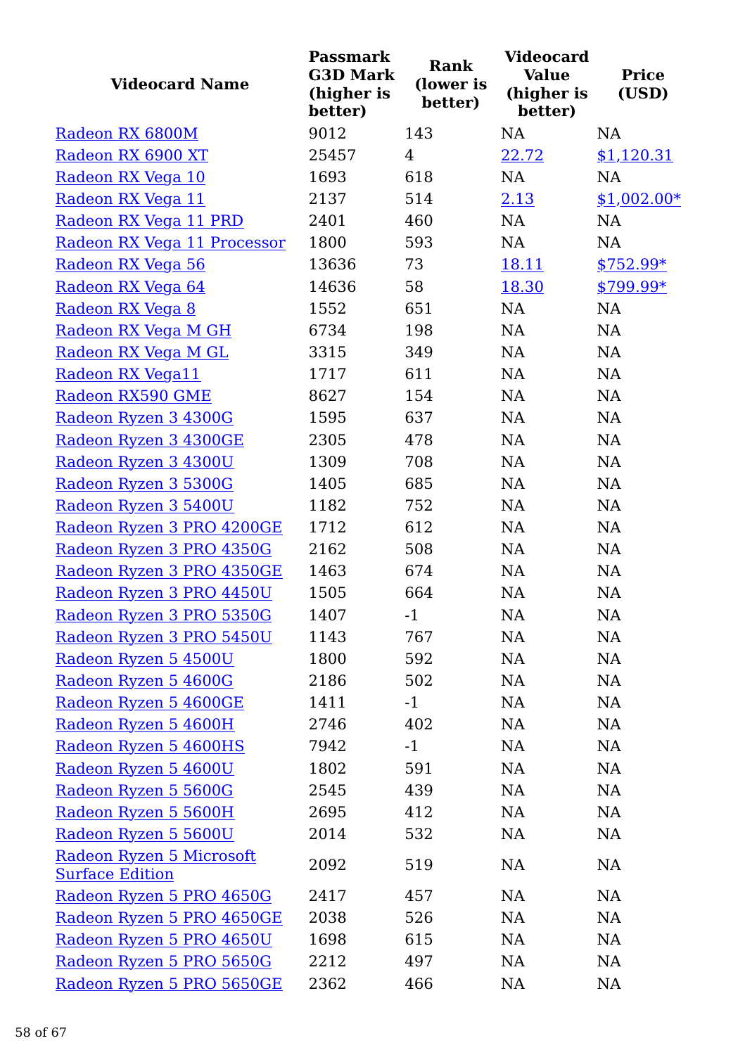| Videocard Name | Passmark G3D Mark (higher is better) | Rank (lower is better) | Videocard Value (higher is better) | Price (USD) |
|---|---|---|---|---|
| Radeon RX 6800M | 9012 | 143 | NA | NA |
| Radeon RX 6900 XT | 25457 | 4 | 22.72 | $1,120.31 |
| Radeon RX Vega 10 | 1693 | 618 | NA | NA |
| Radeon RX Vega 11 | 2137 | 514 | 2.13 | $1,002.00* |
| Radeon RX Vega 11 PRD | 2401 | 460 | NA | NA |
| Radeon RX Vega 11 Processor | 1800 | 593 | NA | NA |
| Radeon RX Vega 56 | 13636 | 73 | 18.11 | $752.99* |
| Radeon RX Vega 64 | 14636 | 58 | 18.30 | $799.99* |
| Radeon RX Vega 8 | 1552 | 651 | NA | NA |
| Radeon RX Vega M GH | 6734 | 198 | NA | NA |
| Radeon RX Vega M GL | 3315 | 349 | NA | NA |
| Radeon RX Vega11 | 1717 | 611 | NA | NA |
| Radeon RX590 GME | 8627 | 154 | NA | NA |
| Radeon Ryzen 3 4300G | 1595 | 637 | NA | NA |
| Radeon Ryzen 3 4300GE | 2305 | 478 | NA | NA |
| Radeon Ryzen 3 4300U | 1309 | 708 | NA | NA |
| Radeon Ryzen 3 5300G | 1405 | 685 | NA | NA |
| Radeon Ryzen 3 5400U | 1182 | 752 | NA | NA |
| Radeon Ryzen 3 PRO 4200GE | 1712 | 612 | NA | NA |
| Radeon Ryzen 3 PRO 4350G | 2162 | 508 | NA | NA |
| Radeon Ryzen 3 PRO 4350GE | 1463 | 674 | NA | NA |
| Radeon Ryzen 3 PRO 4450U | 1505 | 664 | NA | NA |
| Radeon Ryzen 3 PRO 5350G | 1407 | -1 | NA | NA |
| Radeon Ryzen 3 PRO 5450U | 1143 | 767 | NA | NA |
| Radeon Ryzen 5 4500U | 1800 | 592 | NA | NA |
| Radeon Ryzen 5 4600G | 2186 | 502 | NA | NA |
| Radeon Ryzen 5 4600GE | 1411 | -1 | NA | NA |
| Radeon Ryzen 5 4600H | 2746 | 402 | NA | NA |
| Radeon Ryzen 5 4600HS | 7942 | -1 | NA | NA |
| Radeon Ryzen 5 4600U | 1802 | 591 | NA | NA |
| Radeon Ryzen 5 5600G | 2545 | 439 | NA | NA |
| Radeon Ryzen 5 5600H | 2695 | 412 | NA | NA |
| Radeon Ryzen 5 5600U | 2014 | 532 | NA | NA |
| Radeon Ryzen 5 Microsoft Surface Edition | 2092 | 519 | NA | NA |
| Radeon Ryzen 5 PRO 4650G | 2417 | 457 | NA | NA |
| Radeon Ryzen 5 PRO 4650GE | 2038 | 526 | NA | NA |
| Radeon Ryzen 5 PRO 4650U | 1698 | 615 | NA | NA |
| Radeon Ryzen 5 PRO 5650G | 2212 | 497 | NA | NA |
| Radeon Ryzen 5 PRO 5650GE | 2362 | 466 | NA | NA |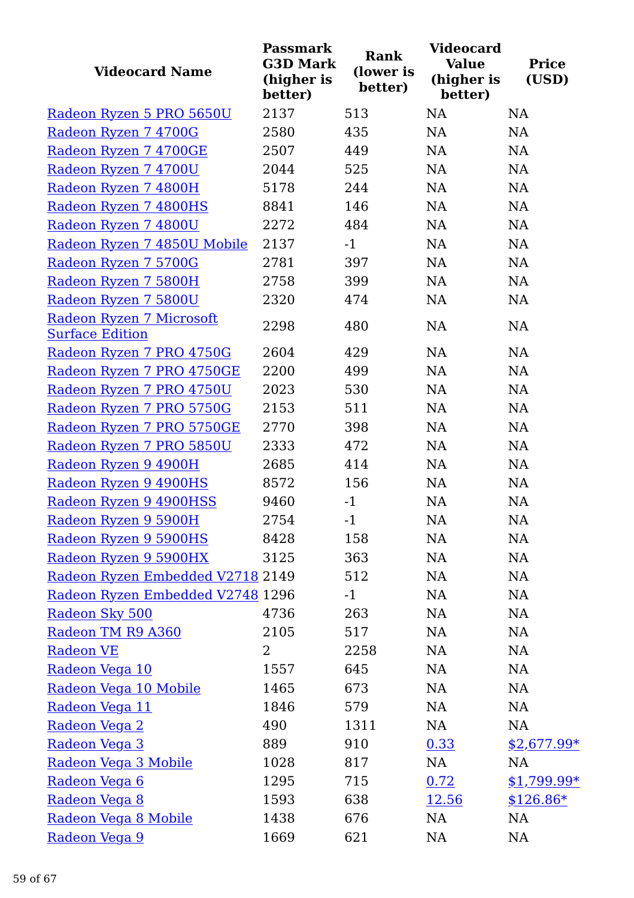| Videocard Name | Passmark G3D Mark (higher is better) | Rank (lower is better) | Videocard Value (higher is better) | Price (USD) |
|---|---|---|---|---|
| Radeon Ryzen 5 PRO 5650U | 2137 | 513 | NA | NA |
| Radeon Ryzen 7 4700G | 2580 | 435 | NA | NA |
| Radeon Ryzen 7 4700GE | 2507 | 449 | NA | NA |
| Radeon Ryzen 7 4700U | 2044 | 525 | NA | NA |
| Radeon Ryzen 7 4800H | 5178 | 244 | NA | NA |
| Radeon Ryzen 7 4800HS | 8841 | 146 | NA | NA |
| Radeon Ryzen 7 4800U | 2272 | 484 | NA | NA |
| Radeon Ryzen 7 4850U Mobile | 2137 | -1 | NA | NA |
| Radeon Ryzen 7 5700G | 2781 | 397 | NA | NA |
| Radeon Ryzen 7 5800H | 2758 | 399 | NA | NA |
| Radeon Ryzen 7 5800U | 2320 | 474 | NA | NA |
| Radeon Ryzen 7 Microsoft Surface Edition | 2298 | 480 | NA | NA |
| Radeon Ryzen 7 PRO 4750G | 2604 | 429 | NA | NA |
| Radeon Ryzen 7 PRO 4750GE | 2200 | 499 | NA | NA |
| Radeon Ryzen 7 PRO 4750U | 2023 | 530 | NA | NA |
| Radeon Ryzen 7 PRO 5750G | 2153 | 511 | NA | NA |
| Radeon Ryzen 7 PRO 5750GE | 2770 | 398 | NA | NA |
| Radeon Ryzen 7 PRO 5850U | 2333 | 472 | NA | NA |
| Radeon Ryzen 9 4900H | 2685 | 414 | NA | NA |
| Radeon Ryzen 9 4900HS | 8572 | 156 | NA | NA |
| Radeon Ryzen 9 4900HSS | 9460 | -1 | NA | NA |
| Radeon Ryzen 9 5900H | 2754 | -1 | NA | NA |
| Radeon Ryzen 9 5900HS | 8428 | 158 | NA | NA |
| Radeon Ryzen 9 5900HX | 3125 | 363 | NA | NA |
| Radeon Ryzen Embedded V2718 | 2149 | 512 | NA | NA |
| Radeon Ryzen Embedded V2748 | 1296 | -1 | NA | NA |
| Radeon Sky 500 | 4736 | 263 | NA | NA |
| Radeon TM R9 A360 | 2105 | 517 | NA | NA |
| Radeon VE | 2 | 2258 | NA | NA |
| Radeon Vega 10 | 1557 | 645 | NA | NA |
| Radeon Vega 10 Mobile | 1465 | 673 | NA | NA |
| Radeon Vega 11 | 1846 | 579 | NA | NA |
| Radeon Vega 2 | 490 | 1311 | NA | NA |
| Radeon Vega 3 | 889 | 910 | 0.33 | $2,677.99* |
| Radeon Vega 3 Mobile | 1028 | 817 | NA | NA |
| Radeon Vega 6 | 1295 | 715 | 0.72 | $1,799.99* |
| Radeon Vega 8 | 1593 | 638 | 12.56 | $126.86* |
| Radeon Vega 8 Mobile | 1438 | 676 | NA | NA |
| Radeon Vega 9 | 1669 | 621 | NA | NA |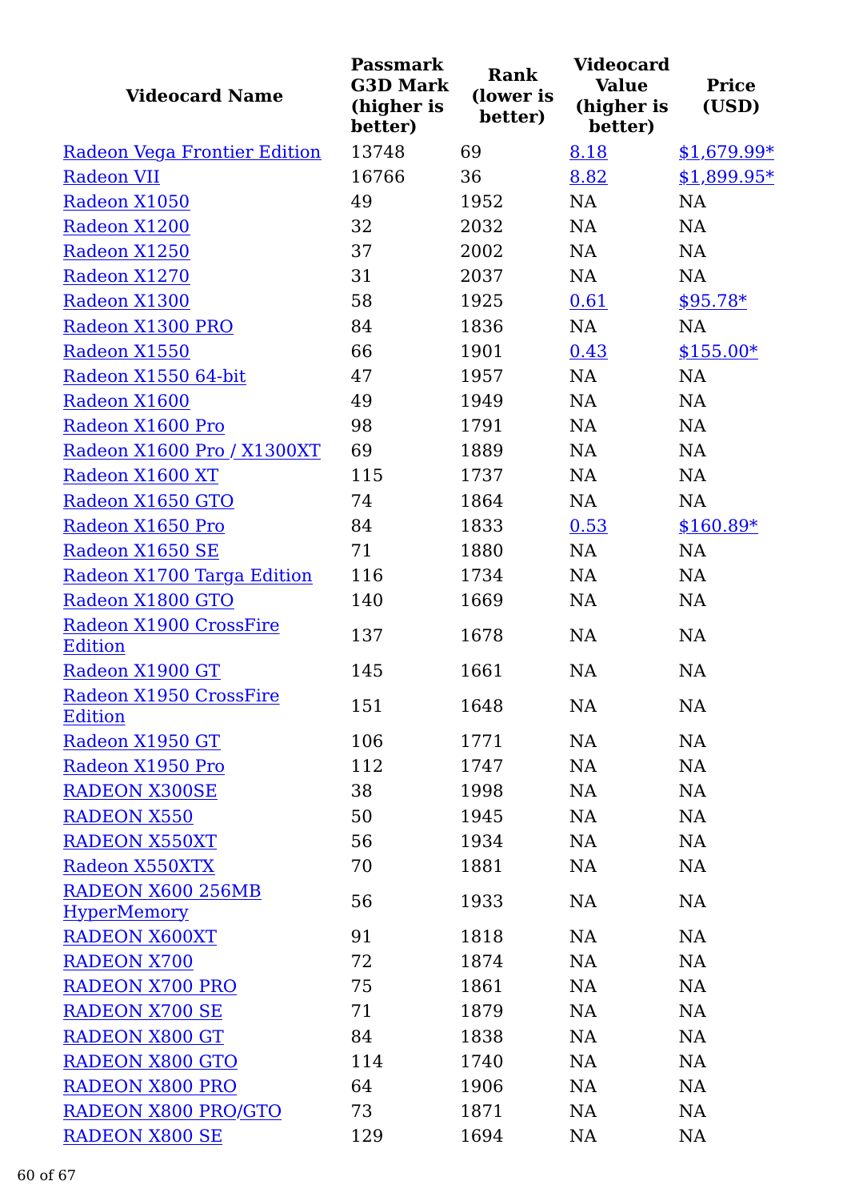| Videocard Name | Passmark G3D Mark (higher is better) | Rank (lower is better) | Videocard Value (higher is better) | Price (USD) |
|---|---|---|---|---|
| Radeon Vega Frontier Edition | 13748 | 69 | 8.18 | $1,679.99* |
| Radeon VII | 16766 | 36 | 8.82 | $1,899.95* |
| Radeon X1050 | 49 | 1952 | NA | NA |
| Radeon X1200 | 32 | 2032 | NA | NA |
| Radeon X1250 | 37 | 2002 | NA | NA |
| Radeon X1270 | 31 | 2037 | NA | NA |
| Radeon X1300 | 58 | 1925 | 0.61 | $95.78* |
| Radeon X1300 PRO | 84 | 1836 | NA | NA |
| Radeon X1550 | 66 | 1901 | 0.43 | $155.00* |
| Radeon X1550 64-bit | 47 | 1957 | NA | NA |
| Radeon X1600 | 49 | 1949 | NA | NA |
| Radeon X1600 Pro | 98 | 1791 | NA | NA |
| Radeon X1600 Pro / X1300XT | 69 | 1889 | NA | NA |
| Radeon X1600 XT | 115 | 1737 | NA | NA |
| Radeon X1650 GTO | 74 | 1864 | NA | NA |
| Radeon X1650 Pro | 84 | 1833 | 0.53 | $160.89* |
| Radeon X1650 SE | 71 | 1880 | NA | NA |
| Radeon X1700 Targa Edition | 116 | 1734 | NA | NA |
| Radeon X1800 GTO | 140 | 1669 | NA | NA |
| Radeon X1900 CrossFire Edition | 137 | 1678 | NA | NA |
| Radeon X1900 GT | 145 | 1661 | NA | NA |
| Radeon X1950 CrossFire Edition | 151 | 1648 | NA | NA |
| Radeon X1950 GT | 106 | 1771 | NA | NA |
| Radeon X1950 Pro | 112 | 1747 | NA | NA |
| RADEON X300SE | 38 | 1998 | NA | NA |
| RADEON X550 | 50 | 1945 | NA | NA |
| RADEON X550XT | 56 | 1934 | NA | NA |
| Radeon X550XTX | 70 | 1881 | NA | NA |
| RADEON X600 256MB HyperMemory | 56 | 1933 | NA | NA |
| RADEON X600XT | 91 | 1818 | NA | NA |
| RADEON X700 | 72 | 1874 | NA | NA |
| RADEON X700 PRO | 75 | 1861 | NA | NA |
| RADEON X700 SE | 71 | 1879 | NA | NA |
| RADEON X800 GT | 84 | 1838 | NA | NA |
| RADEON X800 GTO | 114 | 1740 | NA | NA |
| RADEON X800 PRO | 64 | 1906 | NA | NA |
| RADEON X800 PRO/GTO | 73 | 1871 | NA | NA |
| RADEON X800 SE | 129 | 1694 | NA | NA |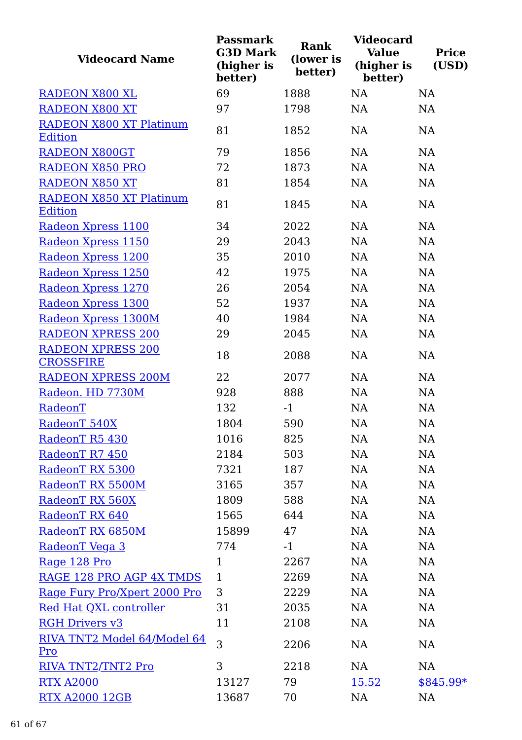| Videocard Name | Passmark G3D Mark (higher is better) | Rank (lower is better) | Videocard Value (higher is better) | Price (USD) |
|---|---|---|---|---|
| RADEON X800 XL | 69 | 1888 | NA | NA |
| RADEON X800 XT | 97 | 1798 | NA | NA |
| RADEON X800 XT Platinum Edition | 81 | 1852 | NA | NA |
| RADEON X800GT | 79 | 1856 | NA | NA |
| RADEON X850 PRO | 72 | 1873 | NA | NA |
| RADEON X850 XT | 81 | 1854 | NA | NA |
| RADEON X850 XT Platinum Edition | 81 | 1845 | NA | NA |
| Radeon Xpress 1100 | 34 | 2022 | NA | NA |
| Radeon Xpress 1150 | 29 | 2043 | NA | NA |
| Radeon Xpress 1200 | 35 | 2010 | NA | NA |
| Radeon Xpress 1250 | 42 | 1975 | NA | NA |
| Radeon Xpress 1270 | 26 | 2054 | NA | NA |
| Radeon Xpress 1300 | 52 | 1937 | NA | NA |
| Radeon Xpress 1300M | 40 | 1984 | NA | NA |
| RADEON XPRESS 200 | 29 | 2045 | NA | NA |
| RADEON XPRESS 200 CROSSFIRE | 18 | 2088 | NA | NA |
| RADEON XPRESS 200M | 22 | 2077 | NA | NA |
| Radeon. HD 7730M | 928 | 888 | NA | NA |
| RadeonT | 132 | -1 | NA | NA |
| RadeonT 540X | 1804 | 590 | NA | NA |
| RadeonT R5 430 | 1016 | 825 | NA | NA |
| RadeonT R7 450 | 2184 | 503 | NA | NA |
| RadeonT RX 5300 | 7321 | 187 | NA | NA |
| RadeonT RX 5500M | 3165 | 357 | NA | NA |
| RadeonT RX 560X | 1809 | 588 | NA | NA |
| RadeonT RX 640 | 1565 | 644 | NA | NA |
| RadeonT RX 6850M | 15899 | 47 | NA | NA |
| RadeonT Vega 3 | 774 | -1 | NA | NA |
| Rage 128 Pro | 1 | 2267 | NA | NA |
| RAGE 128 PRO AGP 4X TMDS | 1 | 2269 | NA | NA |
| Rage Fury Pro/Xpert 2000 Pro | 3 | 2229 | NA | NA |
| Red Hat QXL controller | 31 | 2035 | NA | NA |
| RGH Drivers v3 | 11 | 2108 | NA | NA |
| RIVA TNT2 Model 64/Model 64 Pro | 3 | 2206 | NA | NA |
| RIVA TNT2/TNT2 Pro | 3 | 2218 | NA | NA |
| RTX A2000 | 13127 | 79 | 15.52 | $845.99* |
| RTX A2000 12GB | 13687 | 70 | NA | NA |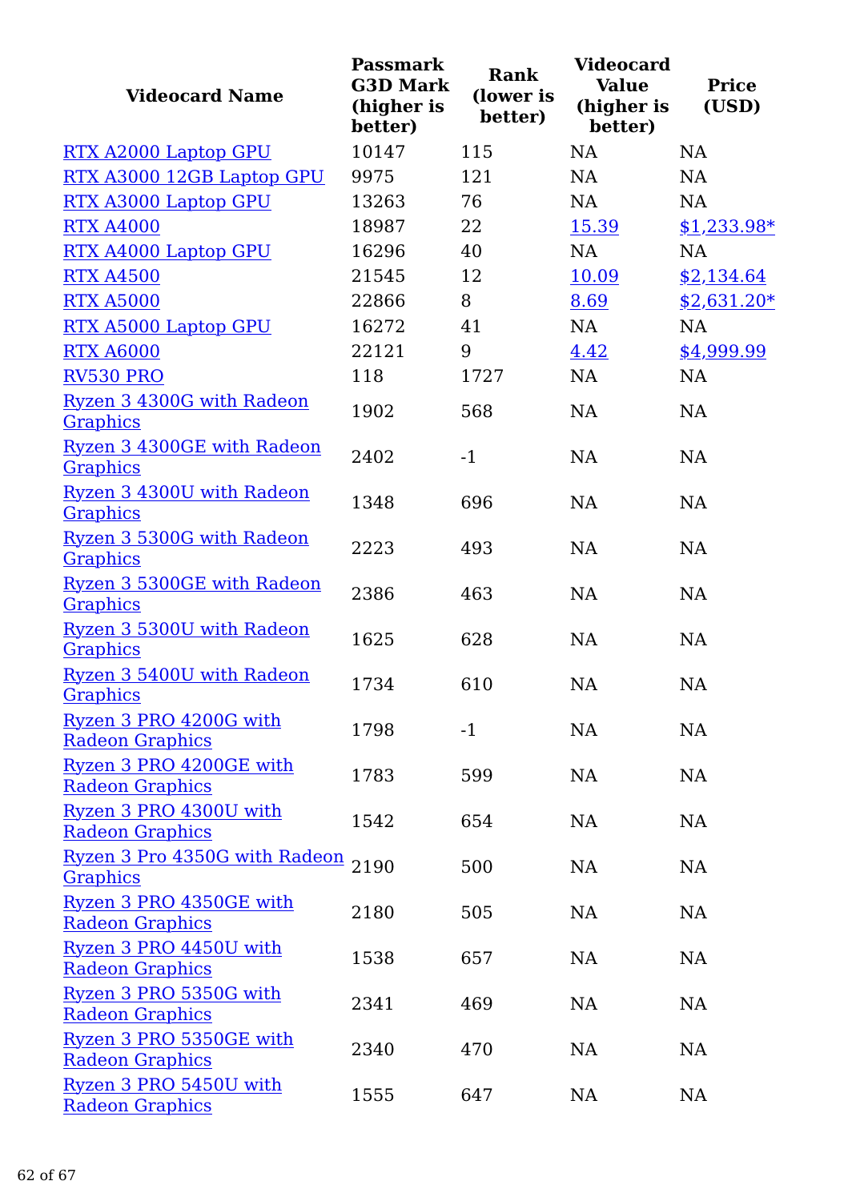| Videocard Name | Passmark G3D Mark (higher is better) | Rank (lower is better) | Videocard Value (higher is better) | Price (USD) |
|---|---|---|---|---|
| RTX A2000 Laptop GPU | 10147 | 115 | NA | NA |
| RTX A3000 12GB Laptop GPU | 9975 | 121 | NA | NA |
| RTX A3000 Laptop GPU | 13263 | 76 | NA | NA |
| RTX A4000 | 18987 | 22 | 15.39 | $1,233.98* |
| RTX A4000 Laptop GPU | 16296 | 40 | NA | NA |
| RTX A4500 | 21545 | 12 | 10.09 | $2,134.64 |
| RTX A5000 | 22866 | 8 | 8.69 | $2,631.20* |
| RTX A5000 Laptop GPU | 16272 | 41 | NA | NA |
| RTX A6000 | 22121 | 9 | 4.42 | $4,999.99 |
| RV530 PRO | 118 | 1727 | NA | NA |
| Ryzen 3 4300G with Radeon Graphics | 1902 | 568 | NA | NA |
| Ryzen 3 4300GE with Radeon Graphics | 2402 | -1 | NA | NA |
| Ryzen 3 4300U with Radeon Graphics | 1348 | 696 | NA | NA |
| Ryzen 3 5300G with Radeon Graphics | 2223 | 493 | NA | NA |
| Ryzen 3 5300GE with Radeon Graphics | 2386 | 463 | NA | NA |
| Ryzen 3 5300U with Radeon Graphics | 1625 | 628 | NA | NA |
| Ryzen 3 5400U with Radeon Graphics | 1734 | 610 | NA | NA |
| Ryzen 3 PRO 4200G with Radeon Graphics | 1798 | -1 | NA | NA |
| Ryzen 3 PRO 4200GE with Radeon Graphics | 1783 | 599 | NA | NA |
| Ryzen 3 PRO 4300U with Radeon Graphics | 1542 | 654 | NA | NA |
| Ryzen 3 Pro 4350G with Radeon Graphics | 2190 | 500 | NA | NA |
| Ryzen 3 PRO 4350GE with Radeon Graphics | 2180 | 505 | NA | NA |
| Ryzen 3 PRO 4450U with Radeon Graphics | 1538 | 657 | NA | NA |
| Ryzen 3 PRO 5350G with Radeon Graphics | 2341 | 469 | NA | NA |
| Ryzen 3 PRO 5350GE with Radeon Graphics | 2340 | 470 | NA | NA |
| Ryzen 3 PRO 5450U with Radeon Graphics | 1555 | 647 | NA | NA |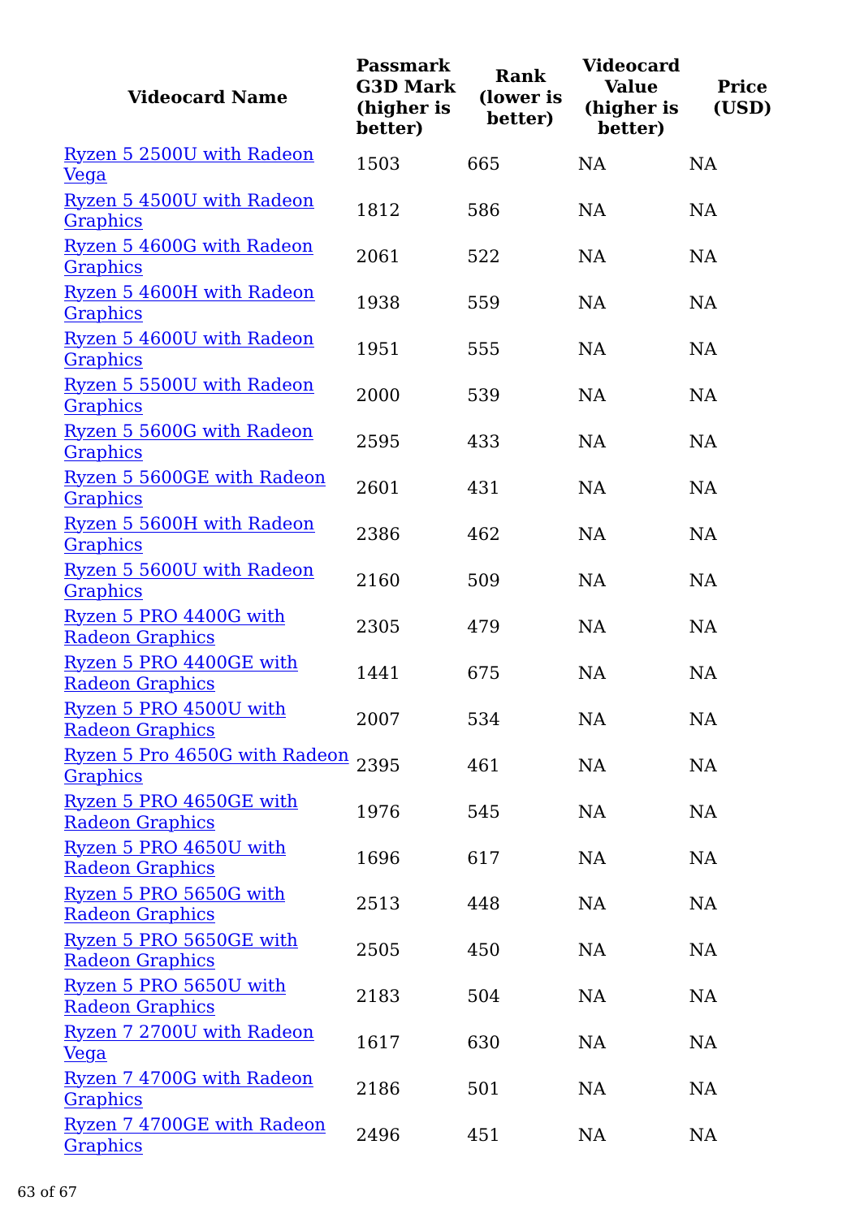| Videocard Name | Passmark G3D Mark (higher is better) | Rank (lower is better) | Videocard Value (higher is better) | Price (USD) |
| --- | --- | --- | --- | --- |
| Ryzen 5 2500U with Radeon Vega | 1503 | 665 | NA | NA |
| Ryzen 5 4500U with Radeon Graphics | 1812 | 586 | NA | NA |
| Ryzen 5 4600G with Radeon Graphics | 2061 | 522 | NA | NA |
| Ryzen 5 4600H with Radeon Graphics | 1938 | 559 | NA | NA |
| Ryzen 5 4600U with Radeon Graphics | 1951 | 555 | NA | NA |
| Ryzen 5 5500U with Radeon Graphics | 2000 | 539 | NA | NA |
| Ryzen 5 5600G with Radeon Graphics | 2595 | 433 | NA | NA |
| Ryzen 5 5600GE with Radeon Graphics | 2601 | 431 | NA | NA |
| Ryzen 5 5600H with Radeon Graphics | 2386 | 462 | NA | NA |
| Ryzen 5 5600U with Radeon Graphics | 2160 | 509 | NA | NA |
| Ryzen 5 PRO 4400G with Radeon Graphics | 2305 | 479 | NA | NA |
| Ryzen 5 PRO 4400GE with Radeon Graphics | 1441 | 675 | NA | NA |
| Ryzen 5 PRO 4500U with Radeon Graphics | 2007 | 534 | NA | NA |
| Ryzen 5 Pro 4650G with Radeon Graphics | 2395 | 461 | NA | NA |
| Ryzen 5 PRO 4650GE with Radeon Graphics | 1976 | 545 | NA | NA |
| Ryzen 5 PRO 4650U with Radeon Graphics | 1696 | 617 | NA | NA |
| Ryzen 5 PRO 5650G with Radeon Graphics | 2513 | 448 | NA | NA |
| Ryzen 5 PRO 5650GE with Radeon Graphics | 2505 | 450 | NA | NA |
| Ryzen 5 PRO 5650U with Radeon Graphics | 2183 | 504 | NA | NA |
| Ryzen 7 2700U with Radeon Vega | 1617 | 630 | NA | NA |
| Ryzen 7 4700G with Radeon Graphics | 2186 | 501 | NA | NA |
| Ryzen 7 4700GE with Radeon Graphics | 2496 | 451 | NA | NA |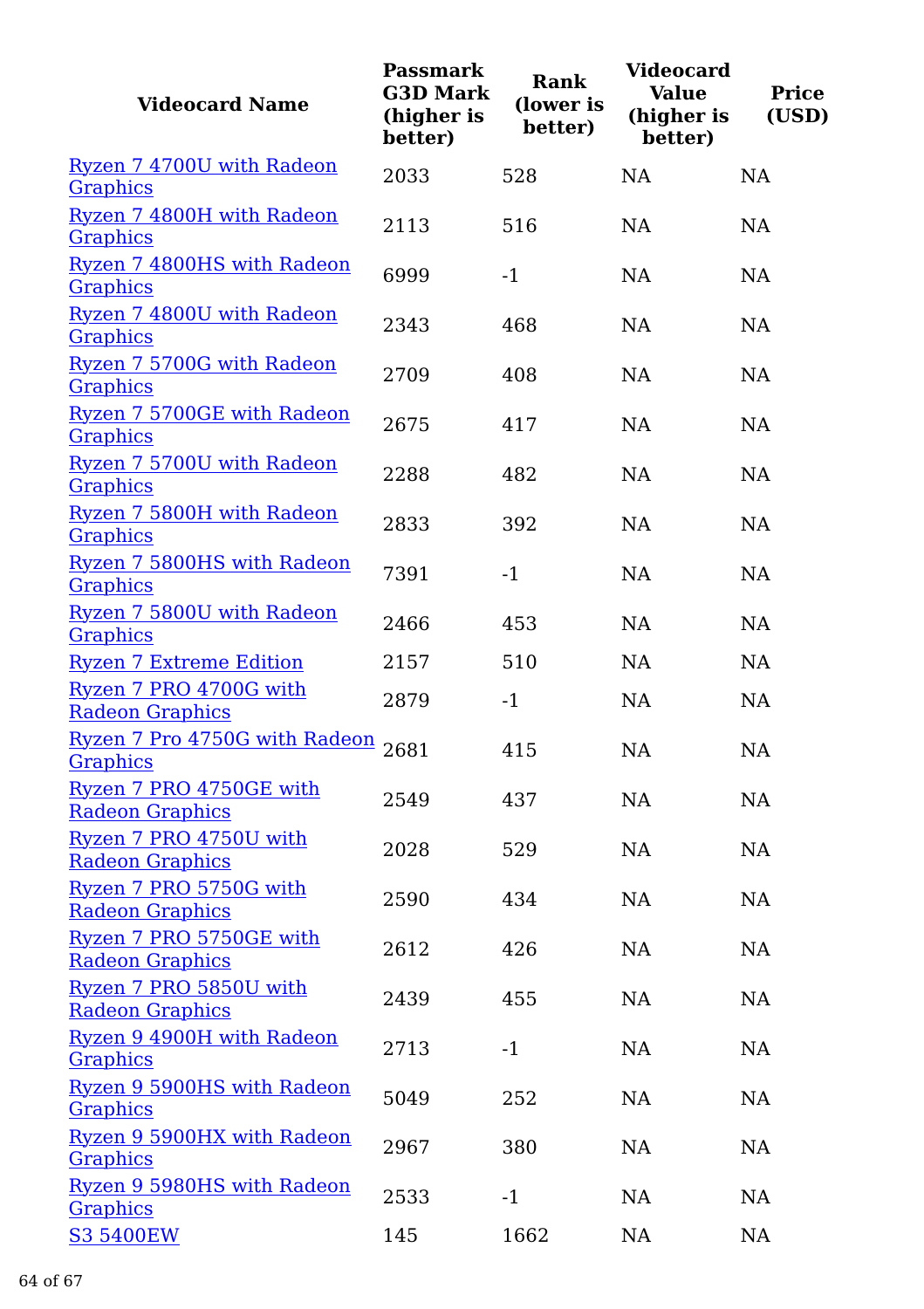| Videocard Name | Passmark G3D Mark (higher is better) | Rank (lower is better) | Videocard Value (higher is better) | Price (USD) |
|---|---|---|---|---|
| Ryzen 7 4700U with Radeon Graphics | 2033 | 528 | NA | NA |
| Ryzen 7 4800H with Radeon Graphics | 2113 | 516 | NA | NA |
| Ryzen 7 4800HS with Radeon Graphics | 6999 | -1 | NA | NA |
| Ryzen 7 4800U with Radeon Graphics | 2343 | 468 | NA | NA |
| Ryzen 7 5700G with Radeon Graphics | 2709 | 408 | NA | NA |
| Ryzen 7 5700GE with Radeon Graphics | 2675 | 417 | NA | NA |
| Ryzen 7 5700U with Radeon Graphics | 2288 | 482 | NA | NA |
| Ryzen 7 5800H with Radeon Graphics | 2833 | 392 | NA | NA |
| Ryzen 7 5800HS with Radeon Graphics | 7391 | -1 | NA | NA |
| Ryzen 7 5800U with Radeon Graphics | 2466 | 453 | NA | NA |
| Ryzen 7 Extreme Edition | 2157 | 510 | NA | NA |
| Ryzen 7 PRO 4700G with Radeon Graphics | 2879 | -1 | NA | NA |
| Ryzen 7 Pro 4750G with Radeon Graphics | 2681 | 415 | NA | NA |
| Ryzen 7 PRO 4750GE with Radeon Graphics | 2549 | 437 | NA | NA |
| Ryzen 7 PRO 4750U with Radeon Graphics | 2028 | 529 | NA | NA |
| Ryzen 7 PRO 5750G with Radeon Graphics | 2590 | 434 | NA | NA |
| Ryzen 7 PRO 5750GE with Radeon Graphics | 2612 | 426 | NA | NA |
| Ryzen 7 PRO 5850U with Radeon Graphics | 2439 | 455 | NA | NA |
| Ryzen 9 4900H with Radeon Graphics | 2713 | -1 | NA | NA |
| Ryzen 9 5900HS with Radeon Graphics | 5049 | 252 | NA | NA |
| Ryzen 9 5900HX with Radeon Graphics | 2967 | 380 | NA | NA |
| Ryzen 9 5980HS with Radeon Graphics | 2533 | -1 | NA | NA |
| S3 5400EW | 145 | 1662 | NA | NA |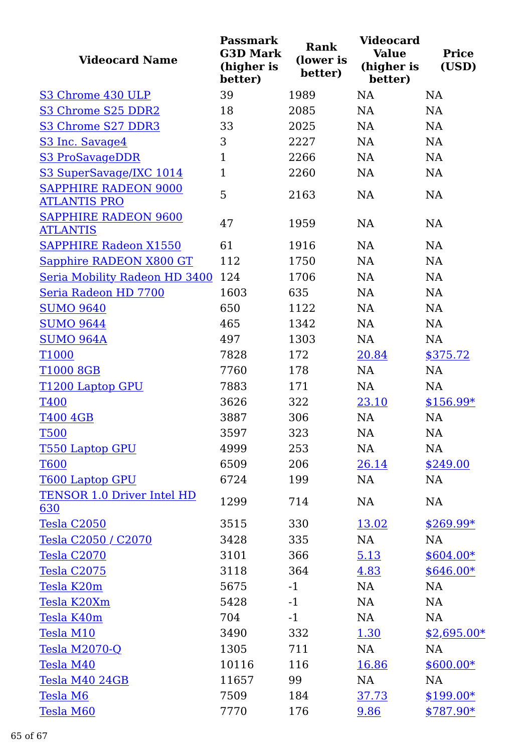| Videocard Name | Passmark G3D Mark (higher is better) | Rank (lower is better) | Videocard Value (higher is better) | Price (USD) |
|---|---|---|---|---|
| S3 Chrome 430 ULP | 39 | 1989 | NA | NA |
| S3 Chrome S25 DDR2 | 18 | 2085 | NA | NA |
| S3 Chrome S27 DDR3 | 33 | 2025 | NA | NA |
| S3 Inc. Savage4 | 3 | 2227 | NA | NA |
| S3 ProSavageDDR | 1 | 2266 | NA | NA |
| S3 SuperSavage/IXC 1014 | 1 | 2260 | NA | NA |
| SAPPHIRE RADEON 9000 ATLANTIS PRO | 5 | 2163 | NA | NA |
| SAPPHIRE RADEON 9600 ATLANTIS | 47 | 1959 | NA | NA |
| SAPPHIRE Radeon X1550 | 61 | 1916 | NA | NA |
| Sapphire RADEON X800 GT | 112 | 1750 | NA | NA |
| Seria Mobility Radeon HD 3400 | 124 | 1706 | NA | NA |
| Seria Radeon HD 7700 | 1603 | 635 | NA | NA |
| SUMO 9640 | 650 | 1122 | NA | NA |
| SUMO 9644 | 465 | 1342 | NA | NA |
| SUMO 964A | 497 | 1303 | NA | NA |
| T1000 | 7828 | 172 | 20.84 | $375.72 |
| T1000 8GB | 7760 | 178 | NA | NA |
| T1200 Laptop GPU | 7883 | 171 | NA | NA |
| T400 | 3626 | 322 | 23.10 | $156.99* |
| T400 4GB | 3887 | 306 | NA | NA |
| T500 | 3597 | 323 | NA | NA |
| T550 Laptop GPU | 4999 | 253 | NA | NA |
| T600 | 6509 | 206 | 26.14 | $249.00 |
| T600 Laptop GPU | 6724 | 199 | NA | NA |
| TENSOR 1.0 Driver Intel HD 630 | 1299 | 714 | NA | NA |
| Tesla C2050 | 3515 | 330 | 13.02 | $269.99* |
| Tesla C2050 / C2070 | 3428 | 335 | NA | NA |
| Tesla C2070 | 3101 | 366 | 5.13 | $604.00* |
| Tesla C2075 | 3118 | 364 | 4.83 | $646.00* |
| Tesla K20m | 5675 | -1 | NA | NA |
| Tesla K20Xm | 5428 | -1 | NA | NA |
| Tesla K40m | 704 | -1 | NA | NA |
| Tesla M10 | 3490 | 332 | 1.30 | $2,695.00* |
| Tesla M2070-Q | 1305 | 711 | NA | NA |
| Tesla M40 | 10116 | 116 | 16.86 | $600.00* |
| Tesla M40 24GB | 11657 | 99 | NA | NA |
| Tesla M6 | 7509 | 184 | 37.73 | $199.00* |
| Tesla M60 | 7770 | 176 | 9.86 | $787.90* |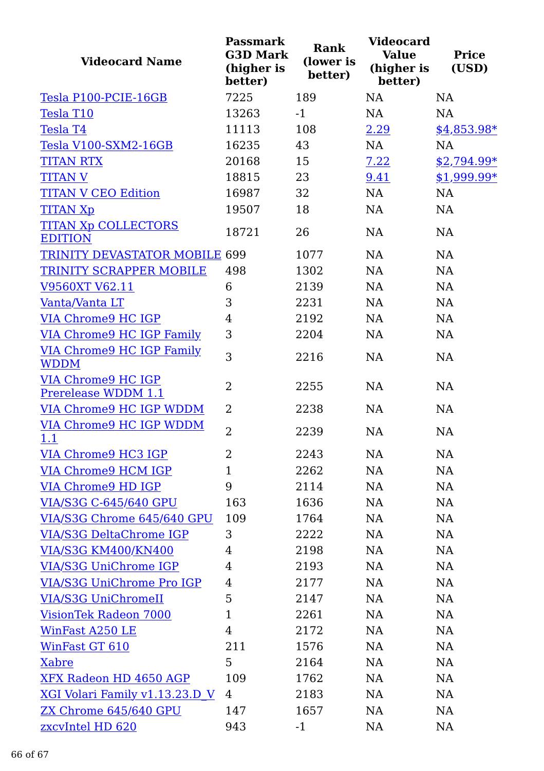| Videocard Name | Passmark G3D Mark (higher is better) | Rank (lower is better) | Videocard Value (higher is better) | Price (USD) |
|---|---|---|---|---|
| Tesla P100-PCIE-16GB | 7225 | 189 | NA | NA |
| Tesla T10 | 13263 | -1 | NA | NA |
| Tesla T4 | 11113 | 108 | 2.29 | $4,853.98* |
| Tesla V100-SXM2-16GB | 16235 | 43 | NA | NA |
| TITAN RTX | 20168 | 15 | 7.22 | $2,794.99* |
| TITAN V | 18815 | 23 | 9.41 | $1,999.99* |
| TITAN V CEO Edition | 16987 | 32 | NA | NA |
| TITAN Xp | 19507 | 18 | NA | NA |
| TITAN Xp COLLECTORS EDITION | 18721 | 26 | NA | NA |
| TRINITY DEVASTATOR MOBILE | 699 | 1077 | NA | NA |
| TRINITY SCRAPPER MOBILE | 498 | 1302 | NA | NA |
| V9560XT V62.11 | 6 | 2139 | NA | NA |
| Vanta/Vanta LT | 3 | 2231 | NA | NA |
| VIA Chrome9 HC IGP | 4 | 2192 | NA | NA |
| VIA Chrome9 HC IGP Family | 3 | 2204 | NA | NA |
| VIA Chrome9 HC IGP Family WDDM | 3 | 2216 | NA | NA |
| VIA Chrome9 HC IGP Prerelease WDDM 1.1 | 2 | 2255 | NA | NA |
| VIA Chrome9 HC IGP WDDM | 2 | 2238 | NA | NA |
| VIA Chrome9 HC IGP WDDM 1.1 | 2 | 2239 | NA | NA |
| VIA Chrome9 HC3 IGP | 2 | 2243 | NA | NA |
| VIA Chrome9 HCM IGP | 1 | 2262 | NA | NA |
| VIA Chrome9 HD IGP | 9 | 2114 | NA | NA |
| VIA/S3G C-645/640 GPU | 163 | 1636 | NA | NA |
| VIA/S3G Chrome 645/640 GPU | 109 | 1764 | NA | NA |
| VIA/S3G DeltaChrome IGP | 3 | 2222 | NA | NA |
| VIA/S3G KM400/KN400 | 4 | 2198 | NA | NA |
| VIA/S3G UniChrome IGP | 4 | 2193 | NA | NA |
| VIA/S3G UniChrome Pro IGP | 4 | 2177 | NA | NA |
| VIA/S3G UniChromeII | 5 | 2147 | NA | NA |
| VisionTek Radeon 7000 | 1 | 2261 | NA | NA |
| WinFast A250 LE | 4 | 2172 | NA | NA |
| WinFast GT 610 | 211 | 1576 | NA | NA |
| Xabre | 5 | 2164 | NA | NA |
| XFX Radeon HD 4650 AGP | 109 | 1762 | NA | NA |
| XGI Volari Family v1.13.23.D_V | 4 | 2183 | NA | NA |
| ZX Chrome 645/640 GPU | 147 | 1657 | NA | NA |
| zxcvIntel HD 620 | 943 | -1 | NA | NA |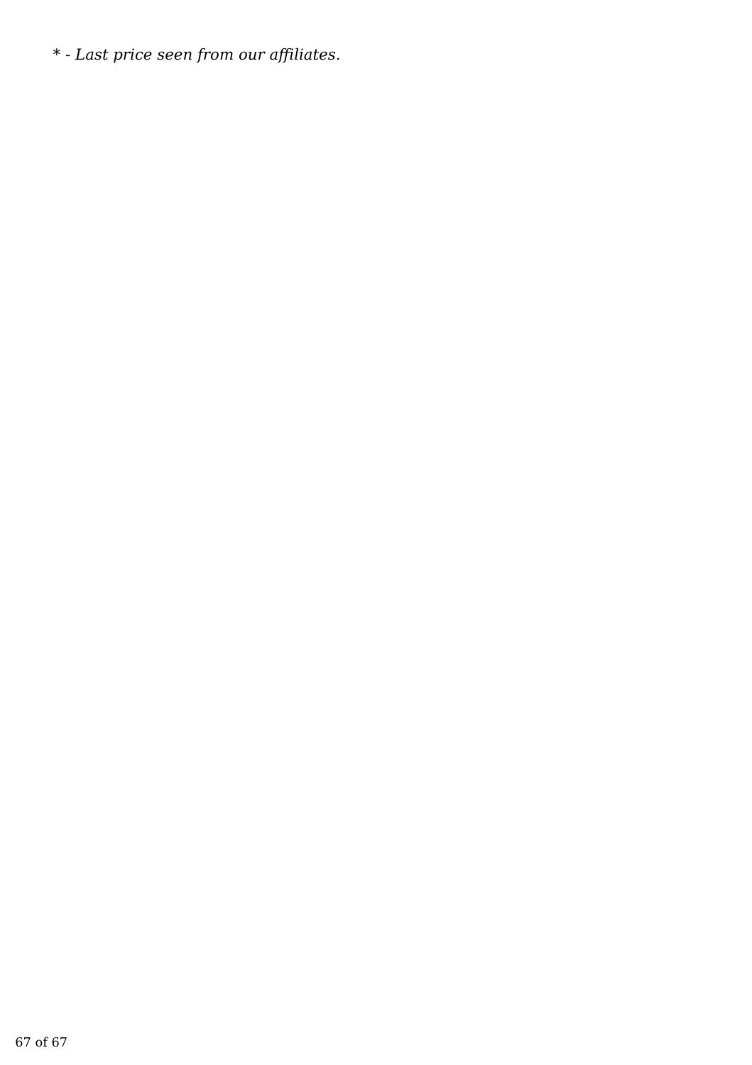*\* - Last price seen from our affiliates.*